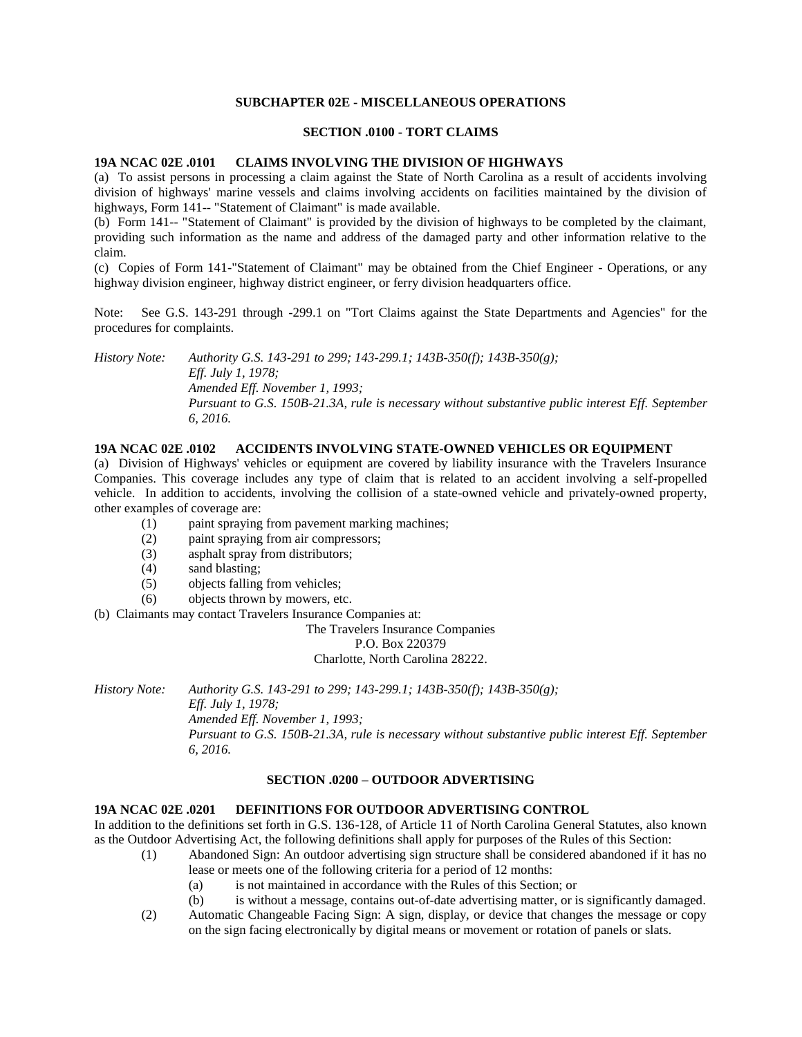## SUBCHAPTER 02E - MISCELLANEOUS OPERATIONS

### SECTION .0100 - TORT CLAIMS

**19A NCAC 02E .0101 CLAIMS INVOLVING THE DIVISION OF HIGHWAYS**

(a) To assist persons in processing a claim against the State of North Carolina as a result of accidents involving division of highways' marine vessels and claims involving accidents on facilities maintained by the division of highways, Form 141-- "Statement of Claimant" is made available.

(b) Form 141-- "Statement of Claimant" is provided by the division of highways to be completed by the claimant, providing such information as the name and address of the damaged party and other information relative to the claim.

(c) Copies of Form 141-"Statement of Claimant" may be obtained from the Chief Engineer - Operations, or any highway division engineer, highway district engineer, or ferry division headquarters office.

Note: See G.S. 143-291 through -299.1 on "Tort Claims against the State Departments and Agencies" for the procedures for complaints.

*History Note: Authority G.S. 143-291 to 299; 143-299.1; 143B-350(f); 143B-350(g);*
*Eff. July 1, 1978;*
*Amended Eff. November 1, 1993;*
*Pursuant to G.S. 150B-21.3A, rule is necessary without substantive public interest Eff. September 6, 2016.*

**19A NCAC 02E .0102 ACCIDENTS INVOLVING STATE-OWNED VEHICLES OR EQUIPMENT**

(a) Division of Highways' vehicles or equipment are covered by liability insurance with the Travelers Insurance Companies. This coverage includes any type of claim that is related to an accident involving a self-propelled vehicle. In addition to accidents, involving the collision of a state-owned vehicle and privately-owned property, other examples of coverage are:

- (1) paint spraying from pavement marking machines;
- (2) paint spraying from air compressors;
- (3) asphalt spray from distributors;
- (4) sand blasting;
- (5) objects falling from vehicles;
- (6) objects thrown by mowers, etc.

(b) Claimants may contact Travelers Insurance Companies at:

The Travelers Insurance Companies
P.O. Box 220379
Charlotte, North Carolina 28222.

*History Note: Authority G.S. 143-291 to 299; 143-299.1; 143B-350(f); 143B-350(g);*
*Eff. July 1, 1978;*
*Amended Eff. November 1, 1993;*
*Pursuant to G.S. 150B-21.3A, rule is necessary without substantive public interest Eff. September 6, 2016.*

### SECTION .0200 – OUTDOOR ADVERTISING

**19A NCAC 02E .0201 DEFINITIONS FOR OUTDOOR ADVERTISING CONTROL**

In addition to the definitions set forth in G.S. 136-128, of Article 11 of North Carolina General Statutes, also known as the Outdoor Advertising Act, the following definitions shall apply for purposes of the Rules of this Section:

- (1) Abandoned Sign: An outdoor advertising sign structure shall be considered abandoned if it has no lease or meets one of the following criteria for a period of 12 months:
  - (a) is not maintained in accordance with the Rules of this Section; or
  - (b) is without a message, contains out-of-date advertising matter, or is significantly damaged.
- (2) Automatic Changeable Facing Sign: A sign, display, or device that changes the message or copy on the sign facing electronically by digital means or movement or rotation of panels or slats.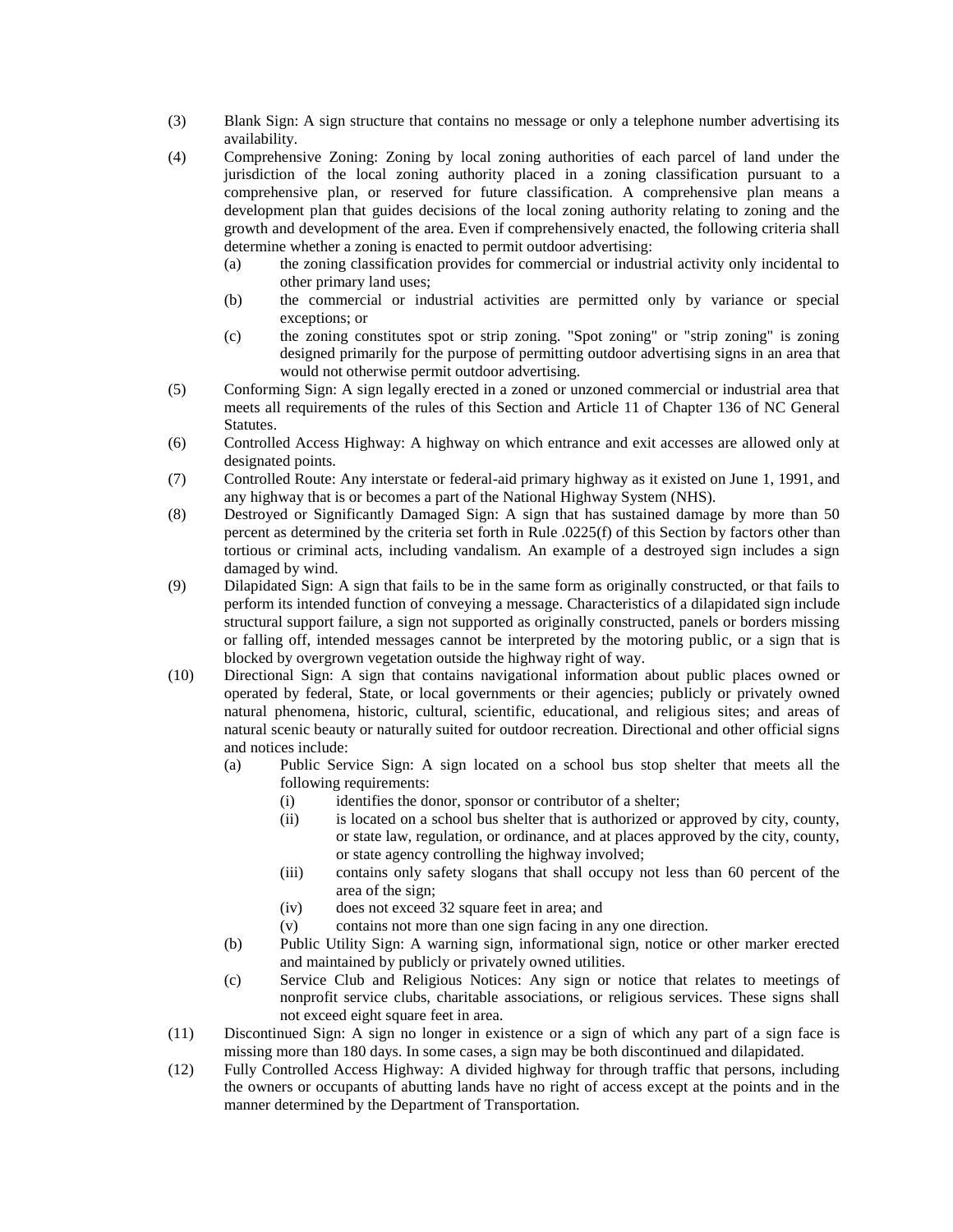(3) Blank Sign: A sign structure that contains no message or only a telephone number advertising its availability.

(4) Comprehensive Zoning: Zoning by local zoning authorities of each parcel of land under the jurisdiction of the local zoning authority placed in a zoning classification pursuant to a comprehensive plan, or reserved for future classification. A comprehensive plan means a development plan that guides decisions of the local zoning authority relating to zoning and the growth and development of the area. Even if comprehensively enacted, the following criteria shall determine whether a zoning is enacted to permit outdoor advertising:

 (a) the zoning classification provides for commercial or industrial activity only incidental to other primary land uses;

 (b) the commercial or industrial activities are permitted only by variance or special exceptions; or

 (c) the zoning constitutes spot or strip zoning. "Spot zoning" or "strip zoning" is zoning designed primarily for the purpose of permitting outdoor advertising signs in an area that would not otherwise permit outdoor advertising.

(5) Conforming Sign: A sign legally erected in a zoned or unzoned commercial or industrial area that meets all requirements of the rules of this Section and Article 11 of Chapter 136 of NC General Statutes.

(6) Controlled Access Highway: A highway on which entrance and exit accesses are allowed only at designated points.

(7) Controlled Route: Any interstate or federal-aid primary highway as it existed on June 1, 1991, and any highway that is or becomes a part of the National Highway System (NHS).

(8) Destroyed or Significantly Damaged Sign: A sign that has sustained damage by more than 50 percent as determined by the criteria set forth in Rule .0225(f) of this Section by factors other than tortious or criminal acts, including vandalism. An example of a destroyed sign includes a sign damaged by wind.

(9) Dilapidated Sign: A sign that fails to be in the same form as originally constructed, or that fails to perform its intended function of conveying a message. Characteristics of a dilapidated sign include structural support failure, a sign not supported as originally constructed, panels or borders missing or falling off, intended messages cannot be interpreted by the motoring public, or a sign that is blocked by overgrown vegetation outside the highway right of way.

(10) Directional Sign: A sign that contains navigational information about public places owned or operated by federal, State, or local governments or their agencies; publicly or privately owned natural phenomena, historic, cultural, scientific, educational, and religious sites; and areas of natural scenic beauty or naturally suited for outdoor recreation. Directional and other official signs and notices include:

 (a) Public Service Sign: A sign located on a school bus stop shelter that meets all the following requirements:

  (i) identifies the donor, sponsor or contributor of a shelter;

  (ii) is located on a school bus shelter that is authorized or approved by city, county, or state law, regulation, or ordinance, and at places approved by the city, county, or state agency controlling the highway involved;

  (iii) contains only safety slogans that shall occupy not less than 60 percent of the area of the sign;

  (iv) does not exceed 32 square feet in area; and

  (v) contains not more than one sign facing in any one direction.

 (b) Public Utility Sign: A warning sign, informational sign, notice or other marker erected and maintained by publicly or privately owned utilities.

 (c) Service Club and Religious Notices: Any sign or notice that relates to meetings of nonprofit service clubs, charitable associations, or religious services. These signs shall not exceed eight square feet in area.

(11) Discontinued Sign: A sign no longer in existence or a sign of which any part of a sign face is missing more than 180 days. In some cases, a sign may be both discontinued and dilapidated.

(12) Fully Controlled Access Highway: A divided highway for through traffic that persons, including the owners or occupants of abutting lands have no right of access except at the points and in the manner determined by the Department of Transportation.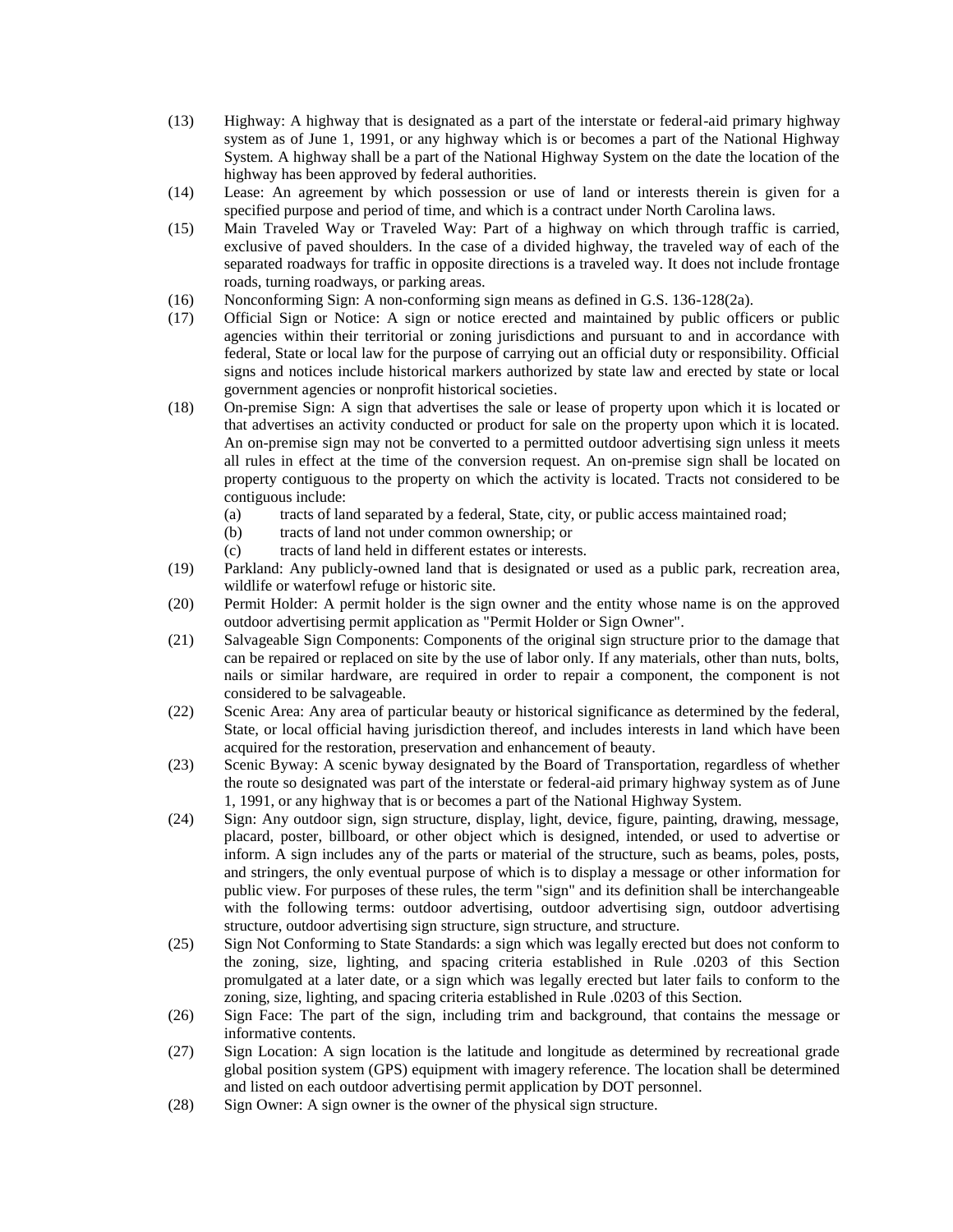(13) Highway: A highway that is designated as a part of the interstate or federal-aid primary highway system as of June 1, 1991, or any highway which is or becomes a part of the National Highway System. A highway shall be a part of the National Highway System on the date the location of the highway has been approved by federal authorities.

(14) Lease: An agreement by which possession or use of land or interests therein is given for a specified purpose and period of time, and which is a contract under North Carolina laws.

(15) Main Traveled Way or Traveled Way: Part of a highway on which through traffic is carried, exclusive of paved shoulders. In the case of a divided highway, the traveled way of each of the separated roadways for traffic in opposite directions is a traveled way. It does not include frontage roads, turning roadways, or parking areas.

(16) Nonconforming Sign: A non-conforming sign means as defined in G.S. 136-128(2a).

(17) Official Sign or Notice: A sign or notice erected and maintained by public officers or public agencies within their territorial or zoning jurisdictions and pursuant to and in accordance with federal, State or local law for the purpose of carrying out an official duty or responsibility. Official signs and notices include historical markers authorized by state law and erected by state or local government agencies or nonprofit historical societies.

(18) On-premise Sign: A sign that advertises the sale or lease of property upon which it is located or that advertises an activity conducted or product for sale on the property upon which it is located. An on-premise sign may not be converted to a permitted outdoor advertising sign unless it meets all rules in effect at the time of the conversion request. An on-premise sign shall be located on property contiguous to the property on which the activity is located. Tracts not considered to be contiguous include:
   - (a) tracts of land separated by a federal, State, city, or public access maintained road;
   - (b) tracts of land not under common ownership; or
   - (c) tracts of land held in different estates or interests.

(19) Parkland: Any publicly-owned land that is designated or used as a public park, recreation area, wildlife or waterfowl refuge or historic site.

(20) Permit Holder: A permit holder is the sign owner and the entity whose name is on the approved outdoor advertising permit application as "Permit Holder or Sign Owner".

(21) Salvageable Sign Components: Components of the original sign structure prior to the damage that can be repaired or replaced on site by the use of labor only. If any materials, other than nuts, bolts, nails or similar hardware, are required in order to repair a component, the component is not considered to be salvageable.

(22) Scenic Area: Any area of particular beauty or historical significance as determined by the federal, State, or local official having jurisdiction thereof, and includes interests in land which have been acquired for the restoration, preservation and enhancement of beauty.

(23) Scenic Byway: A scenic byway designated by the Board of Transportation, regardless of whether the route so designated was part of the interstate or federal-aid primary highway system as of June 1, 1991, or any highway that is or becomes a part of the National Highway System.

(24) Sign: Any outdoor sign, sign structure, display, light, device, figure, painting, drawing, message, placard, poster, billboard, or other object which is designed, intended, or used to advertise or inform. A sign includes any of the parts or material of the structure, such as beams, poles, posts, and stringers, the only eventual purpose of which is to display a message or other information for public view. For purposes of these rules, the term "sign" and its definition shall be interchangeable with the following terms: outdoor advertising, outdoor advertising sign, outdoor advertising structure, outdoor advertising sign structure, sign structure, and structure.

(25) Sign Not Conforming to State Standards: a sign which was legally erected but does not conform to the zoning, size, lighting, and spacing criteria established in Rule .0203 of this Section promulgated at a later date, or a sign which was legally erected but later fails to conform to the zoning, size, lighting, and spacing criteria established in Rule .0203 of this Section.

(26) Sign Face: The part of the sign, including trim and background, that contains the message or informative contents.

(27) Sign Location: A sign location is the latitude and longitude as determined by recreational grade global position system (GPS) equipment with imagery reference. The location shall be determined and listed on each outdoor advertising permit application by DOT personnel.

(28) Sign Owner: A sign owner is the owner of the physical sign structure.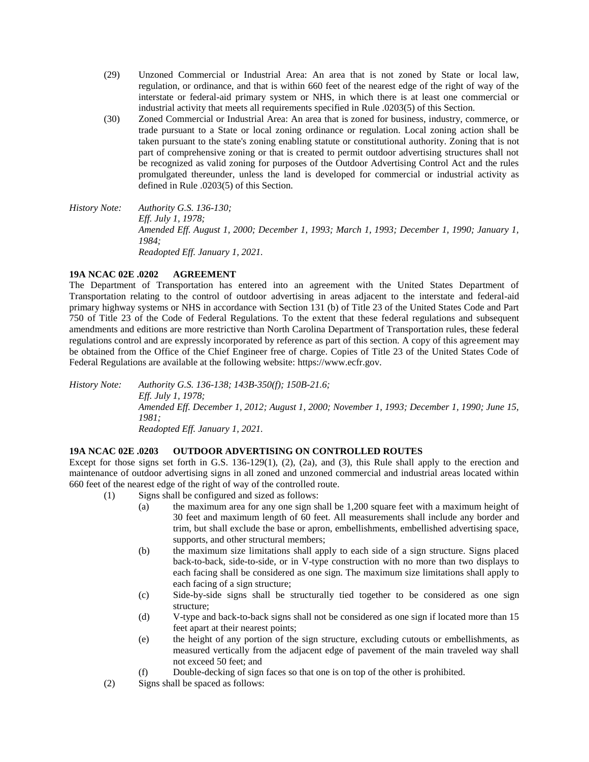(29) Unzoned Commercial or Industrial Area: An area that is not zoned by State or local law, regulation, or ordinance, and that is within 660 feet of the nearest edge of the right of way of the interstate or federal-aid primary system or NHS, in which there is at least one commercial or industrial activity that meets all requirements specified in Rule .0203(5) of this Section.

(30) Zoned Commercial or Industrial Area: An area that is zoned for business, industry, commerce, or trade pursuant to a State or local zoning ordinance or regulation. Local zoning action shall be taken pursuant to the state's zoning enabling statute or constitutional authority. Zoning that is not part of comprehensive zoning or that is created to permit outdoor advertising structures shall not be recognized as valid zoning for purposes of the Outdoor Advertising Control Act and the rules promulgated thereunder, unless the land is developed for commercial or industrial activity as defined in Rule .0203(5) of this Section.

*History Note: Authority G.S. 136-130;*
*Eff. July 1, 1978;*
*Amended Eff. August 1, 2000; December 1, 1993; March 1, 1993; December 1, 1990; January 1, 1984;*
*Readopted Eff. January 1, 2021.*

**19A NCAC 02E .0202 AGREEMENT**

The Department of Transportation has entered into an agreement with the United States Department of Transportation relating to the control of outdoor advertising in areas adjacent to the interstate and federal-aid primary highway systems or NHS in accordance with Section 131 (b) of Title 23 of the United States Code and Part 750 of Title 23 of the Code of Federal Regulations. To the extent that these federal regulations and subsequent amendments and editions are more restrictive than North Carolina Department of Transportation rules, these federal regulations control and are expressly incorporated by reference as part of this section. A copy of this agreement may be obtained from the Office of the Chief Engineer free of charge. Copies of Title 23 of the United States Code of Federal Regulations are available at the following website: https://www.ecfr.gov.

*History Note: Authority G.S. 136-138; 143B-350(f); 150B-21.6;*
*Eff. July 1, 1978;*
*Amended Eff. December 1, 2012; August 1, 2000; November 1, 1993; December 1, 1990; June 15, 1981;*
*Readopted Eff. January 1, 2021.*

**19A NCAC 02E .0203 OUTDOOR ADVERTISING ON CONTROLLED ROUTES**

Except for those signs set forth in G.S. 136-129(1), (2), (2a), and (3), this Rule shall apply to the erection and maintenance of outdoor advertising signs in all zoned and unzoned commercial and industrial areas located within 660 feet of the nearest edge of the right of way of the controlled route.

(1) Signs shall be configured and sized as follows:

  (a) the maximum area for any one sign shall be 1,200 square feet with a maximum height of 30 feet and maximum length of 60 feet. All measurements shall include any border and trim, but shall exclude the base or apron, embellishments, embellished advertising space, supports, and other structural members;

  (b) the maximum size limitations shall apply to each side of a sign structure. Signs placed back-to-back, side-to-side, or in V-type construction with no more than two displays to each facing shall be considered as one sign. The maximum size limitations shall apply to each facing of a sign structure;

  (c) Side-by-side signs shall be structurally tied together to be considered as one sign structure;

  (d) V-type and back-to-back signs shall not be considered as one sign if located more than 15 feet apart at their nearest points;

  (e) the height of any portion of the sign structure, excluding cutouts or embellishments, as measured vertically from the adjacent edge of pavement of the main traveled way shall not exceed 50 feet; and

  (f) Double-decking of sign faces so that one is on top of the other is prohibited.

(2) Signs shall be spaced as follows: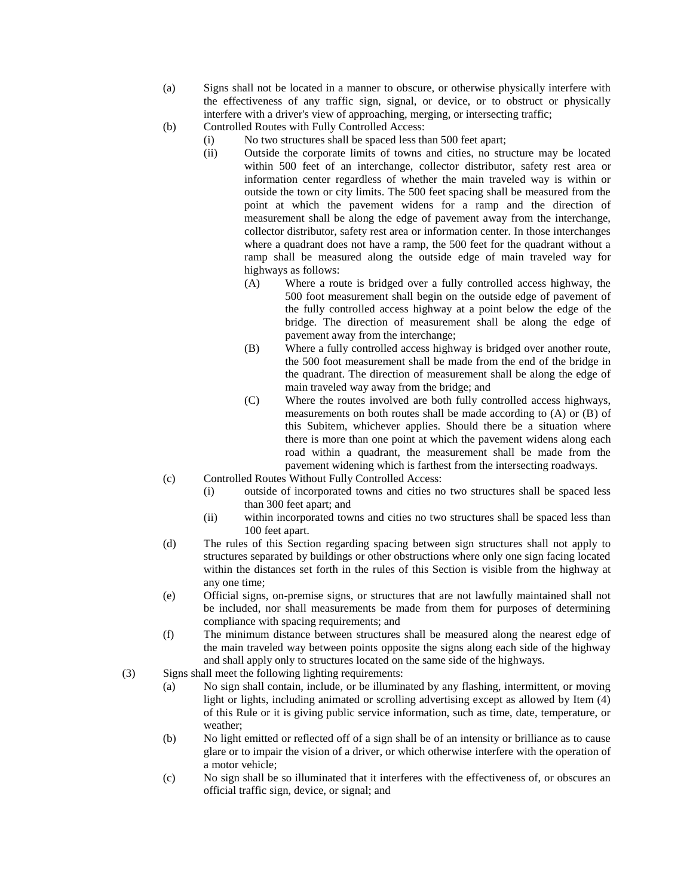(a) Signs shall not be located in a manner to obscure, or otherwise physically interfere with the effectiveness of any traffic sign, signal, or device, or to obstruct or physically interfere with a driver's view of approaching, merging, or intersecting traffic;

(b) Controlled Routes with Fully Controlled Access:

    (i) No two structures shall be spaced less than 500 feet apart;

    (ii) Outside the corporate limits of towns and cities, no structure may be located within 500 feet of an interchange, collector distributor, safety rest area or information center regardless of whether the main traveled way is within or outside the town or city limits. The 500 feet spacing shall be measured from the point at which the pavement widens for a ramp and the direction of measurement shall be along the edge of pavement away from the interchange, collector distributor, safety rest area or information center. In those interchanges where a quadrant does not have a ramp, the 500 feet for the quadrant without a ramp shall be measured along the outside edge of main traveled way for highways as follows:

        (A) Where a route is bridged over a fully controlled access highway, the 500 foot measurement shall begin on the outside edge of pavement of the fully controlled access highway at a point below the edge of the bridge. The direction of measurement shall be along the edge of pavement away from the interchange;

        (B) Where a fully controlled access highway is bridged over another route, the 500 foot measurement shall be made from the end of the bridge in the quadrant. The direction of measurement shall be along the edge of main traveled way away from the bridge; and

        (C) Where the routes involved are both fully controlled access highways, measurements on both routes shall be made according to (A) or (B) of this Subitem, whichever applies. Should there be a situation where there is more than one point at which the pavement widens along each road within a quadrant, the measurement shall be made from the pavement widening which is farthest from the intersecting roadways.

(c) Controlled Routes Without Fully Controlled Access:

    (i) outside of incorporated towns and cities no two structures shall be spaced less than 300 feet apart; and

    (ii) within incorporated towns and cities no two structures shall be spaced less than 100 feet apart.

(d) The rules of this Section regarding spacing between sign structures shall not apply to structures separated by buildings or other obstructions where only one sign facing located within the distances set forth in the rules of this Section is visible from the highway at any one time;

(e) Official signs, on-premise signs, or structures that are not lawfully maintained shall not be included, nor shall measurements be made from them for purposes of determining compliance with spacing requirements; and

(f) The minimum distance between structures shall be measured along the nearest edge of the main traveled way between points opposite the signs along each side of the highway and shall apply only to structures located on the same side of the highways.

(3) Signs shall meet the following lighting requirements:

(a) No sign shall contain, include, or be illuminated by any flashing, intermittent, or moving light or lights, including animated or scrolling advertising except as allowed by Item (4) of this Rule or it is giving public service information, such as time, date, temperature, or weather;

(b) No light emitted or reflected off of a sign shall be of an intensity or brilliance as to cause glare or to impair the vision of a driver, or which otherwise interfere with the operation of a motor vehicle;

(c) No sign shall be so illuminated that it interferes with the effectiveness of, or obscures an official traffic sign, device, or signal; and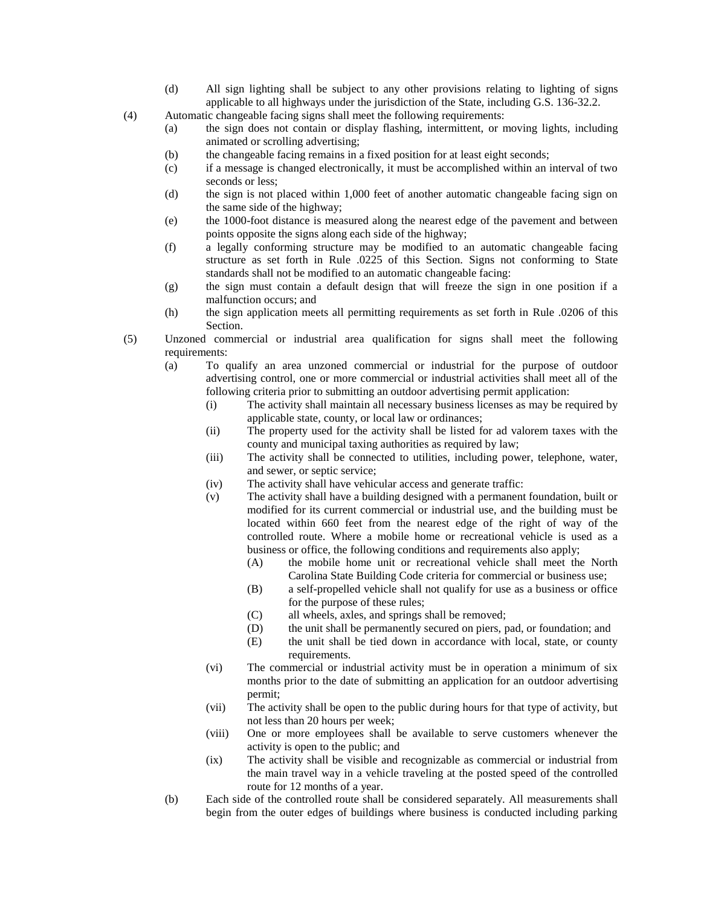(d) All sign lighting shall be subject to any other provisions relating to lighting of signs applicable to all highways under the jurisdiction of the State, including G.S. 136-32.2.

(4) Automatic changeable facing signs shall meet the following requirements:

(a) the sign does not contain or display flashing, intermittent, or moving lights, including animated or scrolling advertising;

(b) the changeable facing remains in a fixed position for at least eight seconds;

(c) if a message is changed electronically, it must be accomplished within an interval of two seconds or less;

(d) the sign is not placed within 1,000 feet of another automatic changeable facing sign on the same side of the highway;

(e) the 1000-foot distance is measured along the nearest edge of the pavement and between points opposite the signs along each side of the highway;

(f) a legally conforming structure may be modified to an automatic changeable facing structure as set forth in Rule .0225 of this Section. Signs not conforming to State standards shall not be modified to an automatic changeable facing:

(g) the sign must contain a default design that will freeze the sign in one position if a malfunction occurs; and

(h) the sign application meets all permitting requirements as set forth in Rule .0206 of this Section.

(5) Unzoned commercial or industrial area qualification for signs shall meet the following requirements:

(a) To qualify an area unzoned commercial or industrial for the purpose of outdoor advertising control, one or more commercial or industrial activities shall meet all of the following criteria prior to submitting an outdoor advertising permit application:

(i) The activity shall maintain all necessary business licenses as may be required by applicable state, county, or local law or ordinances;

(ii) The property used for the activity shall be listed for ad valorem taxes with the county and municipal taxing authorities as required by law;

(iii) The activity shall be connected to utilities, including power, telephone, water, and sewer, or septic service;

(iv) The activity shall have vehicular access and generate traffic:

(v) The activity shall have a building designed with a permanent foundation, built or modified for its current commercial or industrial use, and the building must be located within 660 feet from the nearest edge of the right of way of the controlled route. Where a mobile home or recreational vehicle is used as a business or office, the following conditions and requirements also apply;

(A) the mobile home unit or recreational vehicle shall meet the North Carolina State Building Code criteria for commercial or business use;

(B) a self-propelled vehicle shall not qualify for use as a business or office for the purpose of these rules;

(C) all wheels, axles, and springs shall be removed;

(D) the unit shall be permanently secured on piers, pad, or foundation; and

(E) the unit shall be tied down in accordance with local, state, or county requirements.

(vi) The commercial or industrial activity must be in operation a minimum of six months prior to the date of submitting an application for an outdoor advertising permit;

(vii) The activity shall be open to the public during hours for that type of activity, but not less than 20 hours per week;

(viii) One or more employees shall be available to serve customers whenever the activity is open to the public; and

(ix) The activity shall be visible and recognizable as commercial or industrial from the main travel way in a vehicle traveling at the posted speed of the controlled route for 12 months of a year.

(b) Each side of the controlled route shall be considered separately. All measurements shall begin from the outer edges of buildings where business is conducted including parking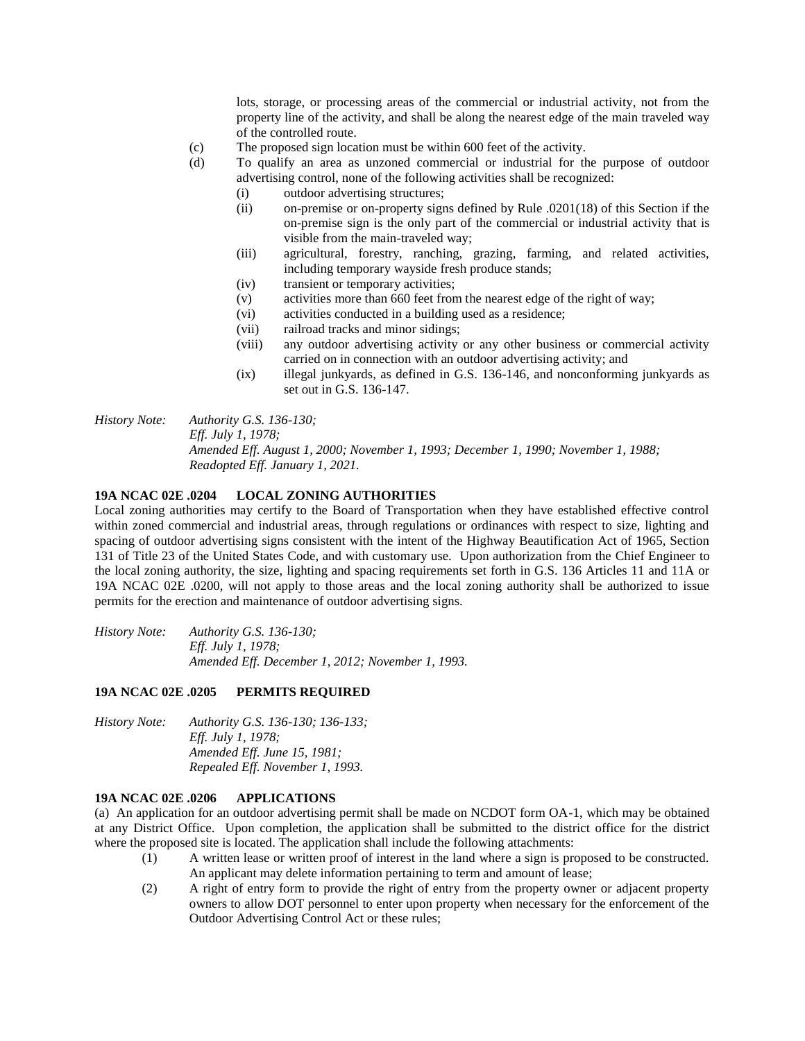lots, storage, or processing areas of the commercial or industrial activity, not from the property line of the activity, and shall be along the nearest edge of the main traveled way of the controlled route.

(c) The proposed sign location must be within 600 feet of the activity.

(d) To qualify an area as unzoned commercial or industrial for the purpose of outdoor advertising control, none of the following activities shall be recognized:

   (i) outdoor advertising structures;
   (ii) on-premise or on-property signs defined by Rule .0201(18) of this Section if the on-premise sign is the only part of the commercial or industrial activity that is visible from the main-traveled way;
   (iii) agricultural, forestry, ranching, grazing, farming, and related activities, including temporary wayside fresh produce stands;
   (iv) transient or temporary activities;
   (v) activities more than 660 feet from the nearest edge of the right of way;
   (vi) activities conducted in a building used as a residence;
   (vii) railroad tracks and minor sidings;
   (viii) any outdoor advertising activity or any other business or commercial activity carried on in connection with an outdoor advertising activity; and
   (ix) illegal junkyards, as defined in G.S. 136-146, and nonconforming junkyards as set out in G.S. 136-147.

*History Note: Authority G.S. 136-130;*
*Eff. July 1, 1978;*
*Amended Eff. August 1, 2000; November 1, 1993; December 1, 1990; November 1, 1988;*
*Readopted Eff. January 1, 2021.*

**19A NCAC 02E .0204 LOCAL ZONING AUTHORITIES**

Local zoning authorities may certify to the Board of Transportation when they have established effective control within zoned commercial and industrial areas, through regulations or ordinances with respect to size, lighting and spacing of outdoor advertising signs consistent with the intent of the Highway Beautification Act of 1965, Section 131 of Title 23 of the United States Code, and with customary use. Upon authorization from the Chief Engineer to the local zoning authority, the size, lighting and spacing requirements set forth in G.S. 136 Articles 11 and 11A or 19A NCAC 02E .0200, will not apply to those areas and the local zoning authority shall be authorized to issue permits for the erection and maintenance of outdoor advertising signs.

*History Note: Authority G.S. 136-130;*
*Eff. July 1, 1978;*
*Amended Eff. December 1, 2012; November 1, 1993.*

**19A NCAC 02E .0205 PERMITS REQUIRED**

*History Note: Authority G.S. 136-130; 136-133;*
*Eff. July 1, 1978;*
*Amended Eff. June 15, 1981;*
*Repealed Eff. November 1, 1993.*

**19A NCAC 02E .0206 APPLICATIONS**

(a) An application for an outdoor advertising permit shall be made on NCDOT form OA-1, which may be obtained at any District Office. Upon completion, the application shall be submitted to the district office for the district where the proposed site is located. The application shall include the following attachments:

   (1) A written lease or written proof of interest in the land where a sign is proposed to be constructed. An applicant may delete information pertaining to term and amount of lease;
   (2) A right of entry form to provide the right of entry from the property owner or adjacent property owners to allow DOT personnel to enter upon property when necessary for the enforcement of the Outdoor Advertising Control Act or these rules;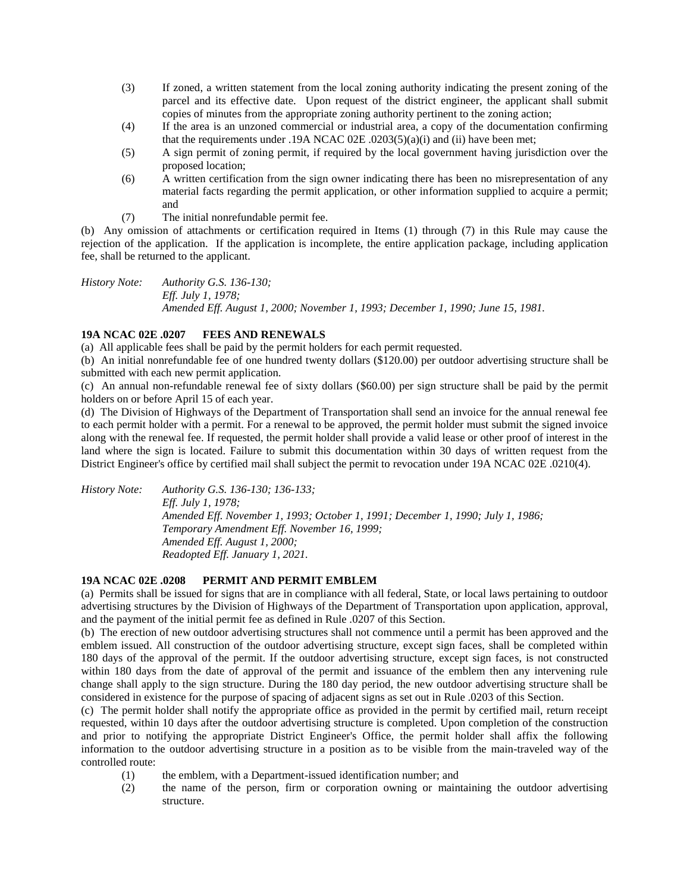(3) If zoned, a written statement from the local zoning authority indicating the present zoning of the parcel and its effective date. Upon request of the district engineer, the applicant shall submit copies of minutes from the appropriate zoning authority pertinent to the zoning action;

(4) If the area is an unzoned commercial or industrial area, a copy of the documentation confirming that the requirements under .19A NCAC 02E .0203(5)(a)(i) and (ii) have been met;

(5) A sign permit of zoning permit, if required by the local government having jurisdiction over the proposed location;

(6) A written certification from the sign owner indicating there has been no misrepresentation of any material facts regarding the permit application, or other information supplied to acquire a permit; and

(7) The initial nonrefundable permit fee.

(b) Any omission of attachments or certification required in Items (1) through (7) in this Rule may cause the rejection of the application. If the application is incomplete, the entire application package, including application fee, shall be returned to the applicant.

*History Note: Authority G.S. 136-130;*
*Eff. July 1, 1978;*
*Amended Eff. August 1, 2000; November 1, 1993; December 1, 1990; June 15, 1981.*

**19A NCAC 02E .0207 FEES AND RENEWALS**

(a) All applicable fees shall be paid by the permit holders for each permit requested.

(b) An initial nonrefundable fee of one hundred twenty dollars ($120.00) per outdoor advertising structure shall be submitted with each new permit application.

(c) An annual non-refundable renewal fee of sixty dollars ($60.00) per sign structure shall be paid by the permit holders on or before April 15 of each year.

(d) The Division of Highways of the Department of Transportation shall send an invoice for the annual renewal fee to each permit holder with a permit. For a renewal to be approved, the permit holder must submit the signed invoice along with the renewal fee. If requested, the permit holder shall provide a valid lease or other proof of interest in the land where the sign is located. Failure to submit this documentation within 30 days of written request from the District Engineer's office by certified mail shall subject the permit to revocation under 19A NCAC 02E .0210(4).

*History Note: Authority G.S. 136-130; 136-133;*
*Eff. July 1, 1978;*
*Amended Eff. November 1, 1993; October 1, 1991; December 1, 1990; July 1, 1986;*
*Temporary Amendment Eff. November 16, 1999;*
*Amended Eff. August 1, 2000;*
*Readopted Eff. January 1, 2021.*

**19A NCAC 02E .0208 PERMIT AND PERMIT EMBLEM**

(a) Permits shall be issued for signs that are in compliance with all federal, State, or local laws pertaining to outdoor advertising structures by the Division of Highways of the Department of Transportation upon application, approval, and the payment of the initial permit fee as defined in Rule .0207 of this Section.

(b) The erection of new outdoor advertising structures shall not commence until a permit has been approved and the emblem issued. All construction of the outdoor advertising structure, except sign faces, shall be completed within 180 days of the approval of the permit. If the outdoor advertising structure, except sign faces, is not constructed within 180 days from the date of approval of the permit and issuance of the emblem then any intervening rule change shall apply to the sign structure. During the 180 day period, the new outdoor advertising structure shall be considered in existence for the purpose of spacing of adjacent signs as set out in Rule .0203 of this Section.

(c) The permit holder shall notify the appropriate office as provided in the permit by certified mail, return receipt requested, within 10 days after the outdoor advertising structure is completed. Upon completion of the construction and prior to notifying the appropriate District Engineer's Office, the permit holder shall affix the following information to the outdoor advertising structure in a position as to be visible from the main-traveled way of the controlled route:

(1) the emblem, with a Department-issued identification number; and

(2) the name of the person, firm or corporation owning or maintaining the outdoor advertising structure.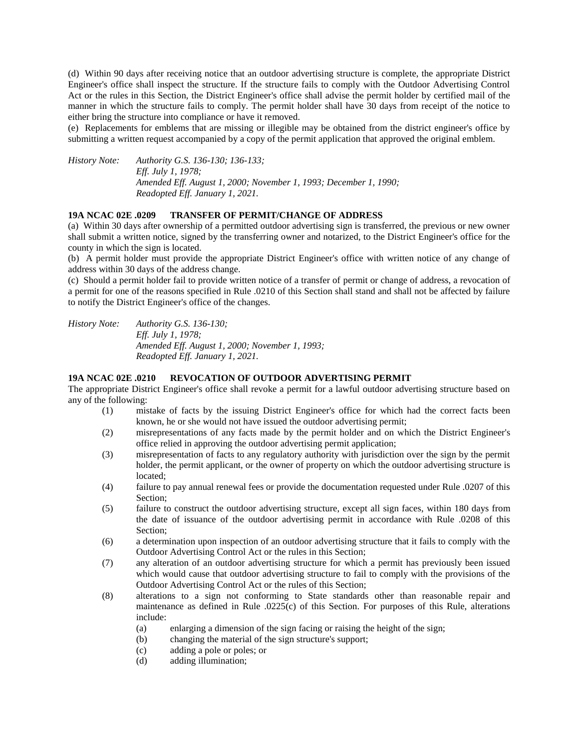(d) Within 90 days after receiving notice that an outdoor advertising structure is complete, the appropriate District Engineer's office shall inspect the structure. If the structure fails to comply with the Outdoor Advertising Control Act or the rules in this Section, the District Engineer's office shall advise the permit holder by certified mail of the manner in which the structure fails to comply. The permit holder shall have 30 days from receipt of the notice to either bring the structure into compliance or have it removed.

(e) Replacements for emblems that are missing or illegible may be obtained from the district engineer's office by submitting a written request accompanied by a copy of the permit application that approved the original emblem.

*History Note: Authority G.S. 136-130; 136-133;*
*Eff. July 1, 1978;*
*Amended Eff. August 1, 2000; November 1, 1993; December 1, 1990;*
*Readopted Eff. January 1, 2021.*

**19A NCAC 02E .0209 TRANSFER OF PERMIT/CHANGE OF ADDRESS**

(a) Within 30 days after ownership of a permitted outdoor advertising sign is transferred, the previous or new owner shall submit a written notice, signed by the transferring owner and notarized, to the District Engineer's office for the county in which the sign is located.

(b) A permit holder must provide the appropriate District Engineer's office with written notice of any change of address within 30 days of the address change.

(c) Should a permit holder fail to provide written notice of a transfer of permit or change of address, a revocation of a permit for one of the reasons specified in Rule .0210 of this Section shall stand and shall not be affected by failure to notify the District Engineer's office of the changes.

*History Note: Authority G.S. 136-130;*
*Eff. July 1, 1978;*
*Amended Eff. August 1, 2000; November 1, 1993;*
*Readopted Eff. January 1, 2021.*

**19A NCAC 02E .0210 REVOCATION OF OUTDOOR ADVERTISING PERMIT**

The appropriate District Engineer's office shall revoke a permit for a lawful outdoor advertising structure based on any of the following:

- (1) mistake of facts by the issuing District Engineer's office for which had the correct facts been known, he or she would not have issued the outdoor advertising permit;
- (2) misrepresentations of any facts made by the permit holder and on which the District Engineer's office relied in approving the outdoor advertising permit application;
- (3) misrepresentation of facts to any regulatory authority with jurisdiction over the sign by the permit holder, the permit applicant, or the owner of property on which the outdoor advertising structure is located;
- (4) failure to pay annual renewal fees or provide the documentation requested under Rule .0207 of this Section;
- (5) failure to construct the outdoor advertising structure, except all sign faces, within 180 days from the date of issuance of the outdoor advertising permit in accordance with Rule .0208 of this Section;
- (6) a determination upon inspection of an outdoor advertising structure that it fails to comply with the Outdoor Advertising Control Act or the rules in this Section;
- (7) any alteration of an outdoor advertising structure for which a permit has previously been issued which would cause that outdoor advertising structure to fail to comply with the provisions of the Outdoor Advertising Control Act or the rules of this Section;
- (8) alterations to a sign not conforming to State standards other than reasonable repair and maintenance as defined in Rule .0225(c) of this Section. For purposes of this Rule, alterations include:
  - (a) enlarging a dimension of the sign facing or raising the height of the sign;
  - (b) changing the material of the sign structure's support;
  - (c) adding a pole or poles; or
  - (d) adding illumination;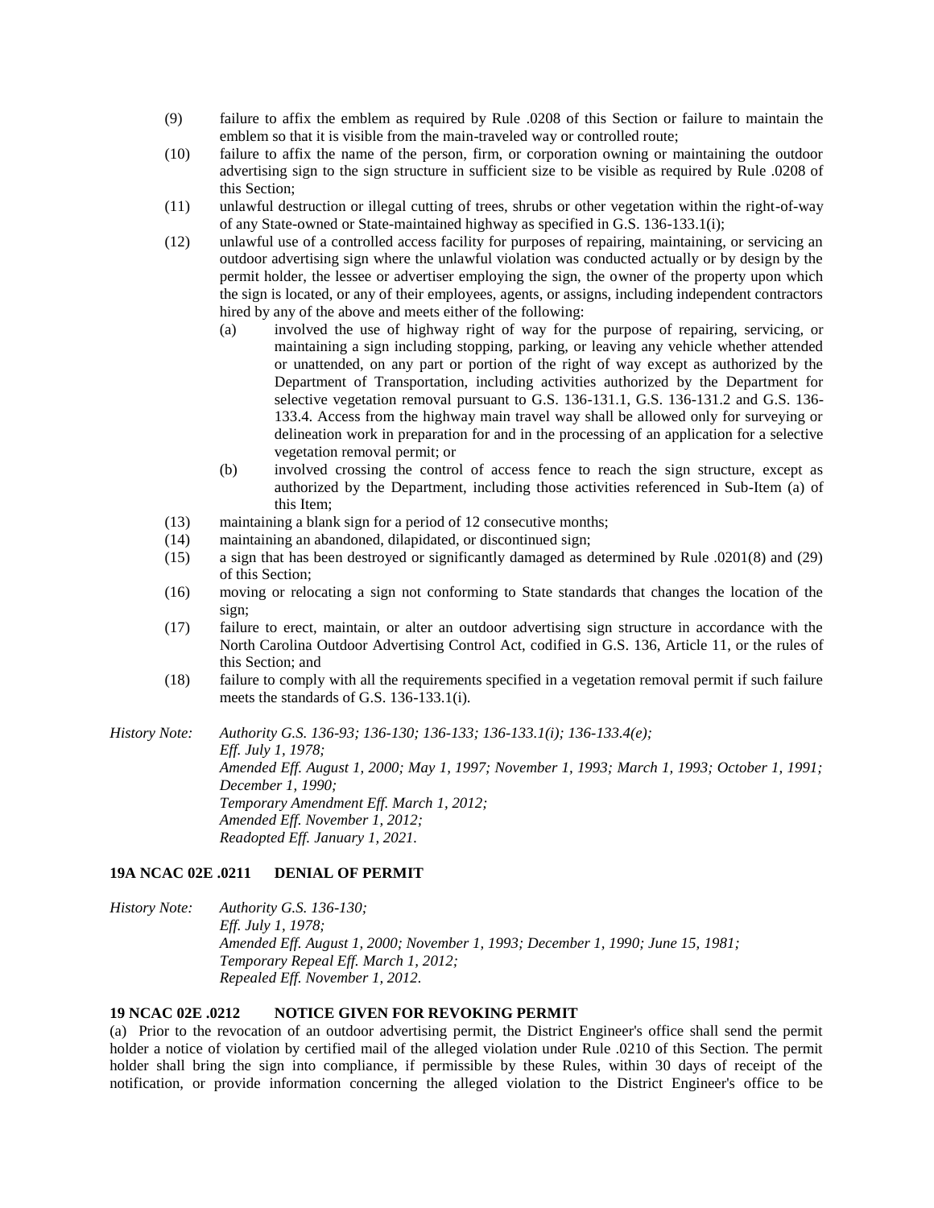(9) failure to affix the emblem as required by Rule .0208 of this Section or failure to maintain the emblem so that it is visible from the main-traveled way or controlled route;

(10) failure to affix the name of the person, firm, or corporation owning or maintaining the outdoor advertising sign to the sign structure in sufficient size to be visible as required by Rule .0208 of this Section;

(11) unlawful destruction or illegal cutting of trees, shrubs or other vegetation within the right-of-way of any State-owned or State-maintained highway as specified in G.S. 136-133.1(i);

(12) unlawful use of a controlled access facility for purposes of repairing, maintaining, or servicing an outdoor advertising sign where the unlawful violation was conducted actually or by design by the permit holder, the lessee or advertiser employing the sign, the owner of the property upon which the sign is located, or any of their employees, agents, or assigns, including independent contractors hired by any of the above and meets either of the following:

   (a) involved the use of highway right of way for the purpose of repairing, servicing, or maintaining a sign including stopping, parking, or leaving any vehicle whether attended or unattended, on any part or portion of the right of way except as authorized by the Department of Transportation, including activities authorized by the Department for selective vegetation removal pursuant to G.S. 136-131.1, G.S. 136-131.2 and G.S. 136-133.4. Access from the highway main travel way shall be allowed only for surveying or delineation work in preparation for and in the processing of an application for a selective vegetation removal permit; or

   (b) involved crossing the control of access fence to reach the sign structure, except as authorized by the Department, including those activities referenced in Sub-Item (a) of this Item;

(13) maintaining a blank sign for a period of 12 consecutive months;

(14) maintaining an abandoned, dilapidated, or discontinued sign;

(15) a sign that has been destroyed or significantly damaged as determined by Rule .0201(8) and (29) of this Section;

(16) moving or relocating a sign not conforming to State standards that changes the location of the sign;

(17) failure to erect, maintain, or alter an outdoor advertising sign structure in accordance with the North Carolina Outdoor Advertising Control Act, codified in G.S. 136, Article 11, or the rules of this Section; and

(18) failure to comply with all the requirements specified in a vegetation removal permit if such failure meets the standards of G.S. 136-133.1(i).

*History Note: Authority G.S. 136-93; 136-130; 136-133; 136-133.1(i); 136-133.4(e);*
*Eff. July 1, 1978;*
*Amended Eff. August 1, 2000; May 1, 1997; November 1, 1993; March 1, 1993; October 1, 1991; December 1, 1990;*
*Temporary Amendment Eff. March 1, 2012;*
*Amended Eff. November 1, 2012;*
*Readopted Eff. January 1, 2021.*

**19A NCAC 02E .0211 DENIAL OF PERMIT**

*History Note: Authority G.S. 136-130;*
*Eff. July 1, 1978;*
*Amended Eff. August 1, 2000; November 1, 1993; December 1, 1990; June 15, 1981;*
*Temporary Repeal Eff. March 1, 2012;*
*Repealed Eff. November 1, 2012.*

**19 NCAC 02E .0212 NOTICE GIVEN FOR REVOKING PERMIT**

(a) Prior to the revocation of an outdoor advertising permit, the District Engineer's office shall send the permit holder a notice of violation by certified mail of the alleged violation under Rule .0210 of this Section. The permit holder shall bring the sign into compliance, if permissible by these Rules, within 30 days of receipt of the notification, or provide information concerning the alleged violation to the District Engineer's office to be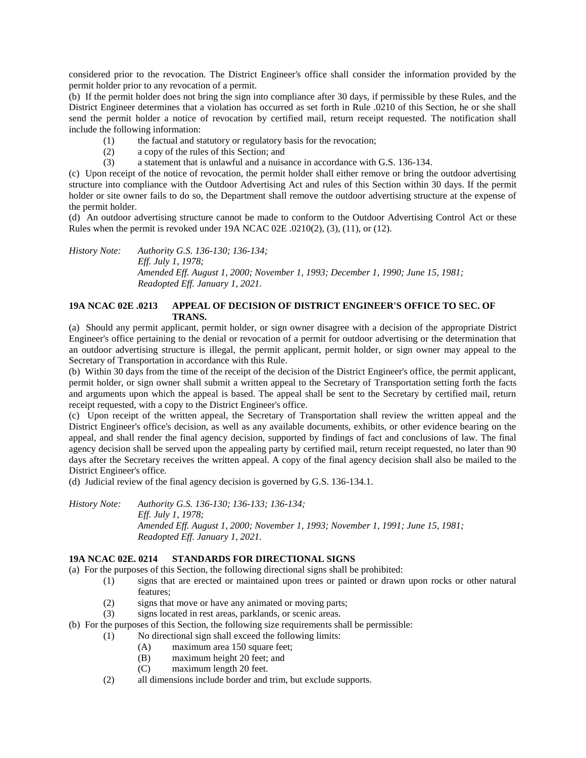considered prior to the revocation. The District Engineer's office shall consider the information provided by the permit holder prior to any revocation of a permit.

(b) If the permit holder does not bring the sign into compliance after 30 days, if permissible by these Rules, and the District Engineer determines that a violation has occurred as set forth in Rule .0210 of this Section, he or she shall send the permit holder a notice of revocation by certified mail, return receipt requested. The notification shall include the following information:

(1) the factual and statutory or regulatory basis for the revocation;
(2) a copy of the rules of this Section; and
(3) a statement that is unlawful and a nuisance in accordance with G.S. 136-134.

(c) Upon receipt of the notice of revocation, the permit holder shall either remove or bring the outdoor advertising structure into compliance with the Outdoor Advertising Act and rules of this Section within 30 days. If the permit holder or site owner fails to do so, the Department shall remove the outdoor advertising structure at the expense of the permit holder.

(d) An outdoor advertising structure cannot be made to conform to the Outdoor Advertising Control Act or these Rules when the permit is revoked under 19A NCAC 02E .0210(2), (3), (11), or (12).

*History Note: Authority G.S. 136-130; 136-134;*
*Eff. July 1, 1978;*
*Amended Eff. August 1, 2000; November 1, 1993; December 1, 1990; June 15, 1981;*
*Readopted Eff. January 1, 2021.*

**19A NCAC 02E .0213 APPEAL OF DECISION OF DISTRICT ENGINEER'S OFFICE TO SEC. OF TRANS.**

(a) Should any permit applicant, permit holder, or sign owner disagree with a decision of the appropriate District Engineer's office pertaining to the denial or revocation of a permit for outdoor advertising or the determination that an outdoor advertising structure is illegal, the permit applicant, permit holder, or sign owner may appeal to the Secretary of Transportation in accordance with this Rule.

(b) Within 30 days from the time of the receipt of the decision of the District Engineer's office, the permit applicant, permit holder, or sign owner shall submit a written appeal to the Secretary of Transportation setting forth the facts and arguments upon which the appeal is based. The appeal shall be sent to the Secretary by certified mail, return receipt requested, with a copy to the District Engineer's office.

(c) Upon receipt of the written appeal, the Secretary of Transportation shall review the written appeal and the District Engineer's office's decision, as well as any available documents, exhibits, or other evidence bearing on the appeal, and shall render the final agency decision, supported by findings of fact and conclusions of law. The final agency decision shall be served upon the appealing party by certified mail, return receipt requested, no later than 90 days after the Secretary receives the written appeal. A copy of the final agency decision shall also be mailed to the District Engineer's office.

(d) Judicial review of the final agency decision is governed by G.S. 136-134.1.

*History Note: Authority G.S. 136-130; 136-133; 136-134;*
*Eff. July 1, 1978;*
*Amended Eff. August 1, 2000; November 1, 1993; November 1, 1991; June 15, 1981;*
*Readopted Eff. January 1, 2021.*

**19A NCAC 02E. 0214 STANDARDS FOR DIRECTIONAL SIGNS**

(a) For the purposes of this Section, the following directional signs shall be prohibited:

(1) signs that are erected or maintained upon trees or painted or drawn upon rocks or other natural features;
(2) signs that move or have any animated or moving parts;
(3) signs located in rest areas, parklands, or scenic areas.

(b) For the purposes of this Section, the following size requirements shall be permissible:

(1) No directional sign shall exceed the following limits:
   (A) maximum area 150 square feet;
   (B) maximum height 20 feet; and
   (C) maximum length 20 feet.
(2) all dimensions include border and trim, but exclude supports.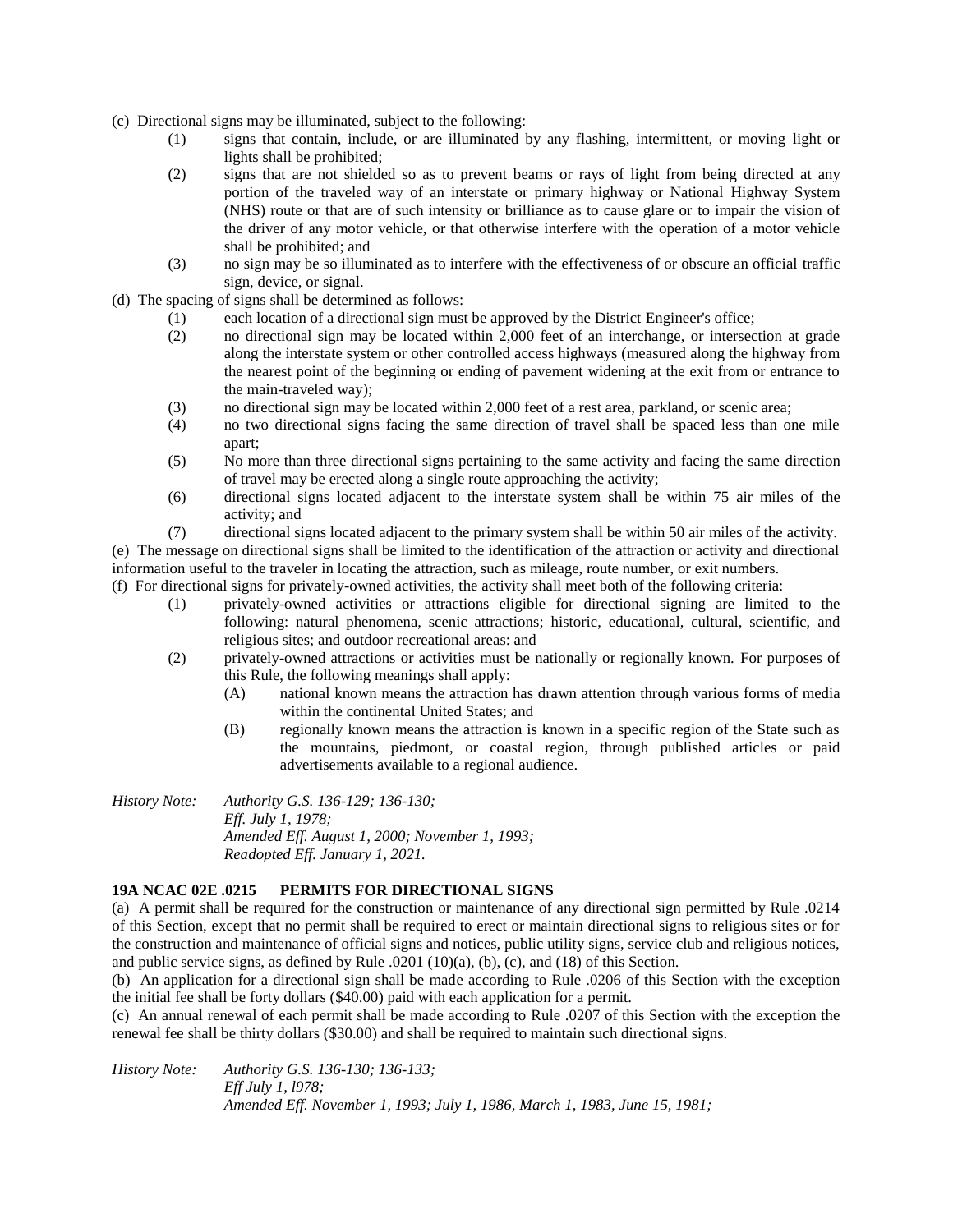(c) Directional signs may be illuminated, subject to the following:

- (1) signs that contain, include, or are illuminated by any flashing, intermittent, or moving light or lights shall be prohibited;
- (2) signs that are not shielded so as to prevent beams or rays of light from being directed at any portion of the traveled way of an interstate or primary highway or National Highway System (NHS) route or that are of such intensity or brilliance as to cause glare or to impair the vision of the driver of any motor vehicle, or that otherwise interfere with the operation of a motor vehicle shall be prohibited; and
- (3) no sign may be so illuminated as to interfere with the effectiveness of or obscure an official traffic sign, device, or signal.

(d) The spacing of signs shall be determined as follows:

- (1) each location of a directional sign must be approved by the District Engineer's office;
- (2) no directional sign may be located within 2,000 feet of an interchange, or intersection at grade along the interstate system or other controlled access highways (measured along the highway from the nearest point of the beginning or ending of pavement widening at the exit from or entrance to the main-traveled way);
- (3) no directional sign may be located within 2,000 feet of a rest area, parkland, or scenic area;
- (4) no two directional signs facing the same direction of travel shall be spaced less than one mile apart;
- (5) No more than three directional signs pertaining to the same activity and facing the same direction of travel may be erected along a single route approaching the activity;
- (6) directional signs located adjacent to the interstate system shall be within 75 air miles of the activity; and
- (7) directional signs located adjacent to the primary system shall be within 50 air miles of the activity.

(e) The message on directional signs shall be limited to the identification of the attraction or activity and directional information useful to the traveler in locating the attraction, such as mileage, route number, or exit numbers.

(f) For directional signs for privately-owned activities, the activity shall meet both of the following criteria:

- (1) privately-owned activities or attractions eligible for directional signing are limited to the following: natural phenomena, scenic attractions; historic, educational, cultural, scientific, and religious sites; and outdoor recreational areas: and
- (2) privately-owned attractions or activities must be nationally or regionally known. For purposes of this Rule, the following meanings shall apply:
  - (A) national known means the attraction has drawn attention through various forms of media within the continental United States; and
  - (B) regionally known means the attraction is known in a specific region of the State such as the mountains, piedmont, or coastal region, through published articles or paid advertisements available to a regional audience.

*History Note: Authority G.S. 136-129; 136-130;*
*Eff. July 1, 1978;*
*Amended Eff. August 1, 2000; November 1, 1993;*
*Readopted Eff. January 1, 2021.*

**19A NCAC 02E .0215 PERMITS FOR DIRECTIONAL SIGNS**

(a) A permit shall be required for the construction or maintenance of any directional sign permitted by Rule .0214 of this Section, except that no permit shall be required to erect or maintain directional signs to religious sites or for the construction and maintenance of official signs and notices, public utility signs, service club and religious notices, and public service signs, as defined by Rule .0201 (10)(a), (b), (c), and (18) of this Section.

(b) An application for a directional sign shall be made according to Rule .0206 of this Section with the exception the initial fee shall be forty dollars ($40.00) paid with each application for a permit.

(c) An annual renewal of each permit shall be made according to Rule .0207 of this Section with the exception the renewal fee shall be thirty dollars ($30.00) and shall be required to maintain such directional signs.

*History Note: Authority G.S. 136-130; 136-133;*
*Eff July 1, l978;*
*Amended Eff. November 1, 1993; July 1, 1986, March 1, 1983, June 15, 1981;*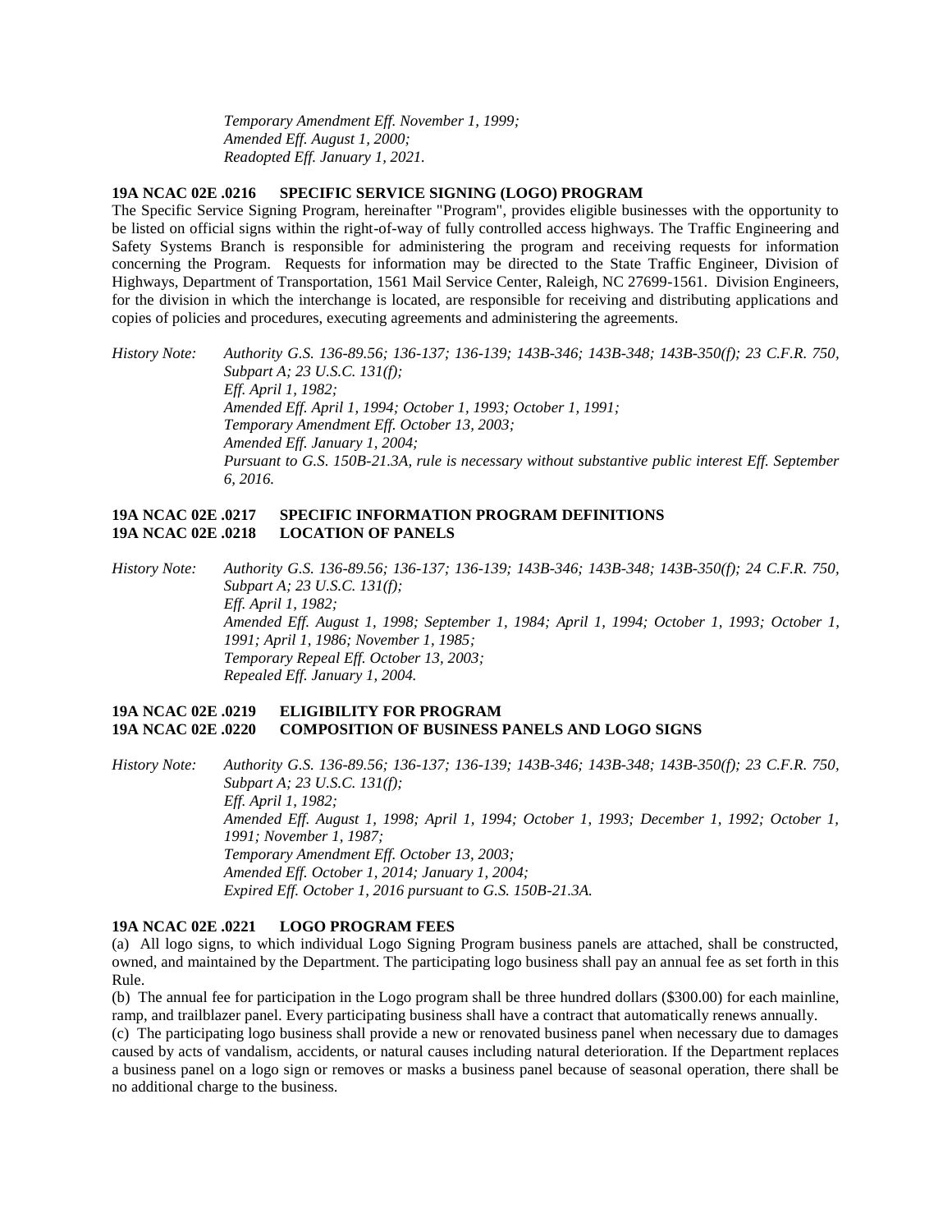*Temporary Amendment Eff. November 1, 1999;*
*Amended Eff. August 1, 2000;*
*Readopted Eff. January 1, 2021.*

**19A NCAC 02E .0216 SPECIFIC SERVICE SIGNING (LOGO) PROGRAM**

The Specific Service Signing Program, hereinafter "Program", provides eligible businesses with the opportunity to be listed on official signs within the right-of-way of fully controlled access highways. The Traffic Engineering and Safety Systems Branch is responsible for administering the program and receiving requests for information concerning the Program. Requests for information may be directed to the State Traffic Engineer, Division of Highways, Department of Transportation, 1561 Mail Service Center, Raleigh, NC 27699-1561. Division Engineers, for the division in which the interchange is located, are responsible for receiving and distributing applications and copies of policies and procedures, executing agreements and administering the agreements.

*History Note: Authority G.S. 136-89.56; 136-137; 136-139; 143B-346; 143B-348; 143B-350(f); 23 C.F.R. 750, Subpart A; 23 U.S.C. 131(f);*
*Eff. April 1, 1982;*
*Amended Eff. April 1, 1994; October 1, 1993; October 1, 1991;*
*Temporary Amendment Eff. October 13, 2003;*
*Amended Eff. January 1, 2004;*
*Pursuant to G.S. 150B-21.3A, rule is necessary without substantive public interest Eff. September 6, 2016.*

**19A NCAC 02E .0217 SPECIFIC INFORMATION PROGRAM DEFINITIONS**
**19A NCAC 02E .0218 LOCATION OF PANELS**

*History Note: Authority G.S. 136-89.56; 136-137; 136-139; 143B-346; 143B-348; 143B-350(f); 24 C.F.R. 750, Subpart A; 23 U.S.C. 131(f);*
*Eff. April 1, 1982;*
*Amended Eff. August 1, 1998; September 1, 1984; April 1, 1994; October 1, 1993; October 1, 1991; April 1, 1986; November 1, 1985;*
*Temporary Repeal Eff. October 13, 2003;*
*Repealed Eff. January 1, 2004.*

**19A NCAC 02E .0219 ELIGIBILITY FOR PROGRAM**
**19A NCAC 02E .0220 COMPOSITION OF BUSINESS PANELS AND LOGO SIGNS**

*History Note: Authority G.S. 136-89.56; 136-137; 136-139; 143B-346; 143B-348; 143B-350(f); 23 C.F.R. 750, Subpart A; 23 U.S.C. 131(f);*
*Eff. April 1, 1982;*
*Amended Eff. August 1, 1998; April 1, 1994; October 1, 1993; December 1, 1992; October 1, 1991; November 1, 1987;*
*Temporary Amendment Eff. October 13, 2003;*
*Amended Eff. October 1, 2014; January 1, 2004;*
*Expired Eff. October 1, 2016 pursuant to G.S. 150B-21.3A.*

**19A NCAC 02E .0221 LOGO PROGRAM FEES**

(a) All logo signs, to which individual Logo Signing Program business panels are attached, shall be constructed, owned, and maintained by the Department. The participating logo business shall pay an annual fee as set forth in this Rule.

(b) The annual fee for participation in the Logo program shall be three hundred dollars ($300.00) for each mainline, ramp, and trailblazer panel. Every participating business shall have a contract that automatically renews annually.

(c) The participating logo business shall provide a new or renovated business panel when necessary due to damages caused by acts of vandalism, accidents, or natural causes including natural deterioration. If the Department replaces a business panel on a logo sign or removes or masks a business panel because of seasonal operation, there shall be no additional charge to the business.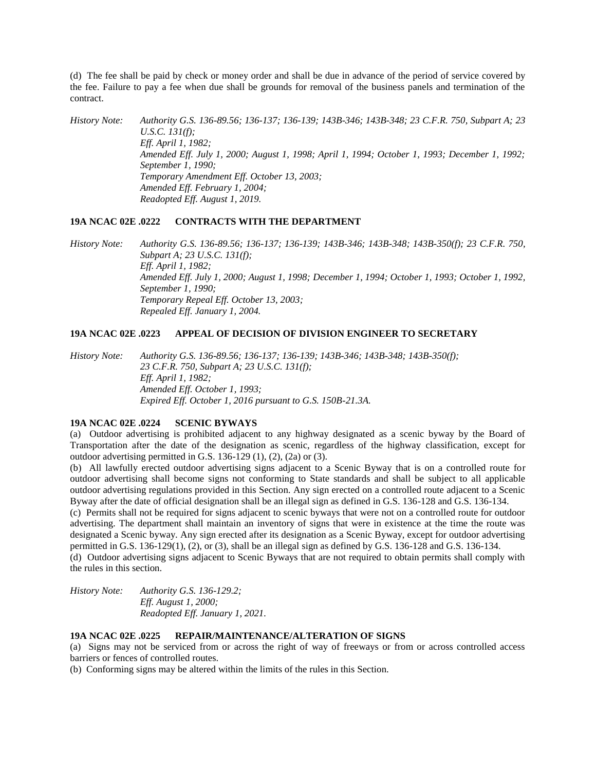(d) The fee shall be paid by check or money order and shall be due in advance of the period of service covered by the fee. Failure to pay a fee when due shall be grounds for removal of the business panels and termination of the contract.

*History Note: Authority G.S. 136-89.56; 136-137; 136-139; 143B-346; 143B-348; 23 C.F.R. 750, Subpart A; 23 U.S.C. 131(f);*
*Eff. April 1, 1982;*
*Amended Eff. July 1, 2000; August 1, 1998; April 1, 1994; October 1, 1993; December 1, 1992; September 1, 1990;*
*Temporary Amendment Eff. October 13, 2003;*
*Amended Eff. February 1, 2004;*
*Readopted Eff. August 1, 2019.*

**19A NCAC 02E .0222 CONTRACTS WITH THE DEPARTMENT**

*History Note: Authority G.S. 136-89.56; 136-137; 136-139; 143B-346; 143B-348; 143B-350(f); 23 C.F.R. 750, Subpart A; 23 U.S.C. 131(f);*
*Eff. April 1, 1982;*
*Amended Eff. July 1, 2000; August 1, 1998; December 1, 1994; October 1, 1993; October 1, 1992, September 1, 1990;*
*Temporary Repeal Eff. October 13, 2003;*
*Repealed Eff. January 1, 2004.*

**19A NCAC 02E .0223 APPEAL OF DECISION OF DIVISION ENGINEER TO SECRETARY**

*History Note: Authority G.S. 136-89.56; 136-137; 136-139; 143B-346; 143B-348; 143B-350(f); 23 C.F.R. 750, Subpart A; 23 U.S.C. 131(f);*
*Eff. April 1, 1982;*
*Amended Eff. October 1, 1993;*
*Expired Eff. October 1, 2016 pursuant to G.S. 150B-21.3A.*

**19A NCAC 02E .0224 SCENIC BYWAYS**

(a) Outdoor advertising is prohibited adjacent to any highway designated as a scenic byway by the Board of Transportation after the date of the designation as scenic, regardless of the highway classification, except for outdoor advertising permitted in G.S. 136-129 (1), (2), (2a) or (3).

(b) All lawfully erected outdoor advertising signs adjacent to a Scenic Byway that is on a controlled route for outdoor advertising shall become signs not conforming to State standards and shall be subject to all applicable outdoor advertising regulations provided in this Section. Any sign erected on a controlled route adjacent to a Scenic Byway after the date of official designation shall be an illegal sign as defined in G.S. 136-128 and G.S. 136-134.

(c) Permits shall not be required for signs adjacent to scenic byways that were not on a controlled route for outdoor advertising. The department shall maintain an inventory of signs that were in existence at the time the route was designated a Scenic byway. Any sign erected after its designation as a Scenic Byway, except for outdoor advertising permitted in G.S. 136-129(1), (2), or (3), shall be an illegal sign as defined by G.S. 136-128 and G.S. 136-134.

(d) Outdoor advertising signs adjacent to Scenic Byways that are not required to obtain permits shall comply with the rules in this section.

*History Note: Authority G.S. 136-129.2;*
*Eff. August 1, 2000;*
*Readopted Eff. January 1, 2021.*

**19A NCAC 02E .0225 REPAIR/MAINTENANCE/ALTERATION OF SIGNS**

(a) Signs may not be serviced from or across the right of way of freeways or from or across controlled access barriers or fences of controlled routes.

(b) Conforming signs may be altered within the limits of the rules in this Section.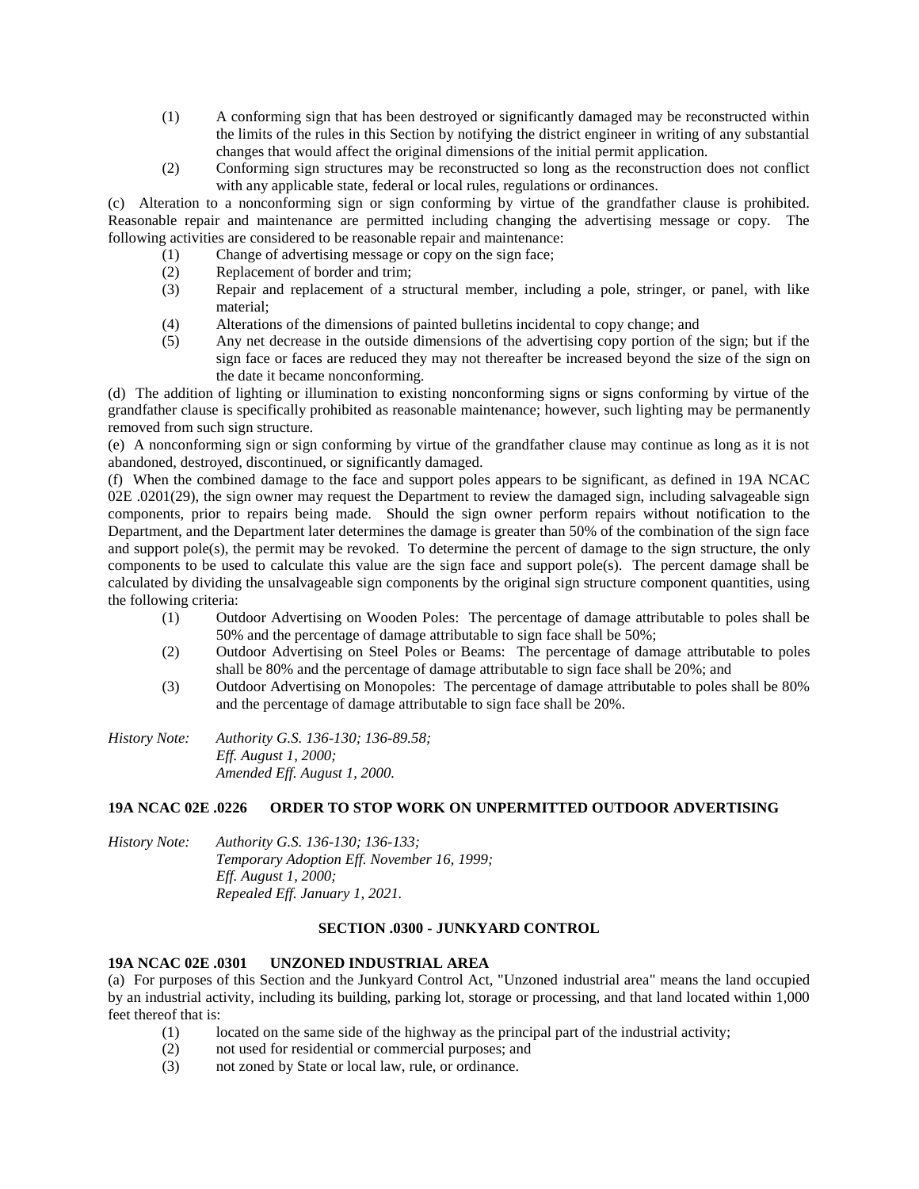(1) A conforming sign that has been destroyed or significantly damaged may be reconstructed within the limits of the rules in this Section by notifying the district engineer in writing of any substantial changes that would affect the original dimensions of the initial permit application.

(2) Conforming sign structures may be reconstructed so long as the reconstruction does not conflict with any applicable state, federal or local rules, regulations or ordinances.

(c) Alteration to a nonconforming sign or sign conforming by virtue of the grandfather clause is prohibited. Reasonable repair and maintenance are permitted including changing the advertising message or copy. The following activities are considered to be reasonable repair and maintenance:

(1) Change of advertising message or copy on the sign face;

(2) Replacement of border and trim;

(3) Repair and replacement of a structural member, including a pole, stringer, or panel, with like material;

(4) Alterations of the dimensions of painted bulletins incidental to copy change; and

(5) Any net decrease in the outside dimensions of the advertising copy portion of the sign; but if the sign face or faces are reduced they may not thereafter be increased beyond the size of the sign on the date it became nonconforming.

(d) The addition of lighting or illumination to existing nonconforming signs or signs conforming by virtue of the grandfather clause is specifically prohibited as reasonable maintenance; however, such lighting may be permanently removed from such sign structure.

(e) A nonconforming sign or sign conforming by virtue of the grandfather clause may continue as long as it is not abandoned, destroyed, discontinued, or significantly damaged.

(f) When the combined damage to the face and support poles appears to be significant, as defined in 19A NCAC 02E .0201(29), the sign owner may request the Department to review the damaged sign, including salvageable sign components, prior to repairs being made. Should the sign owner perform repairs without notification to the Department, and the Department later determines the damage is greater than 50% of the combination of the sign face and support pole(s), the permit may be revoked. To determine the percent of damage to the sign structure, the only components to be used to calculate this value are the sign face and support pole(s). The percent damage shall be calculated by dividing the unsalvageable sign components by the original sign structure component quantities, using the following criteria:

(1) Outdoor Advertising on Wooden Poles: The percentage of damage attributable to poles shall be 50% and the percentage of damage attributable to sign face shall be 50%;

(2) Outdoor Advertising on Steel Poles or Beams: The percentage of damage attributable to poles shall be 80% and the percentage of damage attributable to sign face shall be 20%; and

(3) Outdoor Advertising on Monopoles: The percentage of damage attributable to poles shall be 80% and the percentage of damage attributable to sign face shall be 20%.

*History Note: Authority G.S. 136-130; 136-89.58;*
*Eff. August 1, 2000;*
*Amended Eff. August 1, 2000.*

**19A NCAC 02E .0226 ORDER TO STOP WORK ON UNPERMITTED OUTDOOR ADVERTISING**

*History Note: Authority G.S. 136-130; 136-133;*
*Temporary Adoption Eff. November 16, 1999;*
*Eff. August 1, 2000;*
*Repealed Eff. January 1, 2021.*

## SECTION .0300 - JUNKYARD CONTROL

**19A NCAC 02E .0301 UNZONED INDUSTRIAL AREA**

(a) For purposes of this Section and the Junkyard Control Act, "Unzoned industrial area" means the land occupied by an industrial activity, including its building, parking lot, storage or processing, and that land located within 1,000 feet thereof that is:

(1) located on the same side of the highway as the principal part of the industrial activity;

(2) not used for residential or commercial purposes; and

(3) not zoned by State or local law, rule, or ordinance.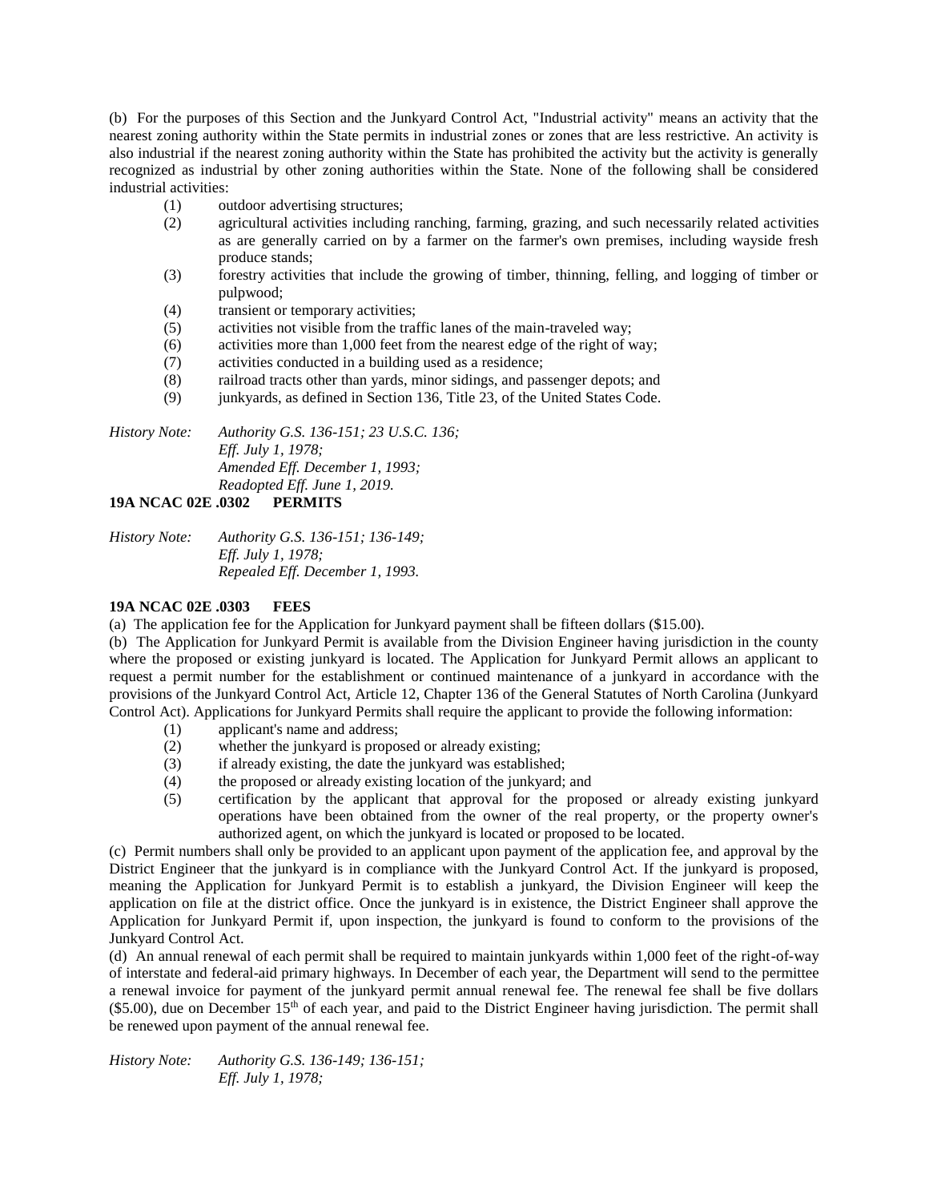(b) For the purposes of this Section and the Junkyard Control Act, "Industrial activity" means an activity that the nearest zoning authority within the State permits in industrial zones or zones that are less restrictive. An activity is also industrial if the nearest zoning authority within the State has prohibited the activity but the activity is generally recognized as industrial by other zoning authorities within the State. None of the following shall be considered industrial activities:

(1) outdoor advertising structures;
(2) agricultural activities including ranching, farming, grazing, and such necessarily related activities as are generally carried on by a farmer on the farmer's own premises, including wayside fresh produce stands;
(3) forestry activities that include the growing of timber, thinning, felling, and logging of timber or pulpwood;
(4) transient or temporary activities;
(5) activities not visible from the traffic lanes of the main-traveled way;
(6) activities more than 1,000 feet from the nearest edge of the right of way;
(7) activities conducted in a building used as a residence;
(8) railroad tracts other than yards, minor sidings, and passenger depots; and
(9) junkyards, as defined in Section 136, Title 23, of the United States Code.

*History Note: Authority G.S. 136-151; 23 U.S.C. 136;*
*Eff. July 1, 1978;*
*Amended Eff. December 1, 1993;*
*Readopted Eff. June 1, 2019.*

**19A NCAC 02E .0302 PERMITS**

*History Note: Authority G.S. 136-151; 136-149;*
*Eff. July 1, 1978;*
*Repealed Eff. December 1, 1993.*

**19A NCAC 02E .0303 FEES**

(a) The application fee for the Application for Junkyard payment shall be fifteen dollars ($15.00).

(b) The Application for Junkyard Permit is available from the Division Engineer having jurisdiction in the county where the proposed or existing junkyard is located. The Application for Junkyard Permit allows an applicant to request a permit number for the establishment or continued maintenance of a junkyard in accordance with the provisions of the Junkyard Control Act, Article 12, Chapter 136 of the General Statutes of North Carolina (Junkyard Control Act). Applications for Junkyard Permits shall require the applicant to provide the following information:

(1) applicant's name and address;
(2) whether the junkyard is proposed or already existing;
(3) if already existing, the date the junkyard was established;
(4) the proposed or already existing location of the junkyard; and
(5) certification by the applicant that approval for the proposed or already existing junkyard operations have been obtained from the owner of the real property, or the property owner's authorized agent, on which the junkyard is located or proposed to be located.

(c) Permit numbers shall only be provided to an applicant upon payment of the application fee, and approval by the District Engineer that the junkyard is in compliance with the Junkyard Control Act. If the junkyard is proposed, meaning the Application for Junkyard Permit is to establish a junkyard, the Division Engineer will keep the application on file at the district office. Once the junkyard is in existence, the District Engineer shall approve the Application for Junkyard Permit if, upon inspection, the junkyard is found to conform to the provisions of the Junkyard Control Act.

(d) An annual renewal of each permit shall be required to maintain junkyards within 1,000 feet of the right-of-way of interstate and federal-aid primary highways. In December of each year, the Department will send to the permittee a renewal invoice for payment of the junkyard permit annual renewal fee. The renewal fee shall be five dollars ($5.00), due on December 15th of each year, and paid to the District Engineer having jurisdiction. The permit shall be renewed upon payment of the annual renewal fee.

*History Note: Authority G.S. 136-149; 136-151;*
*Eff. July 1, 1978;*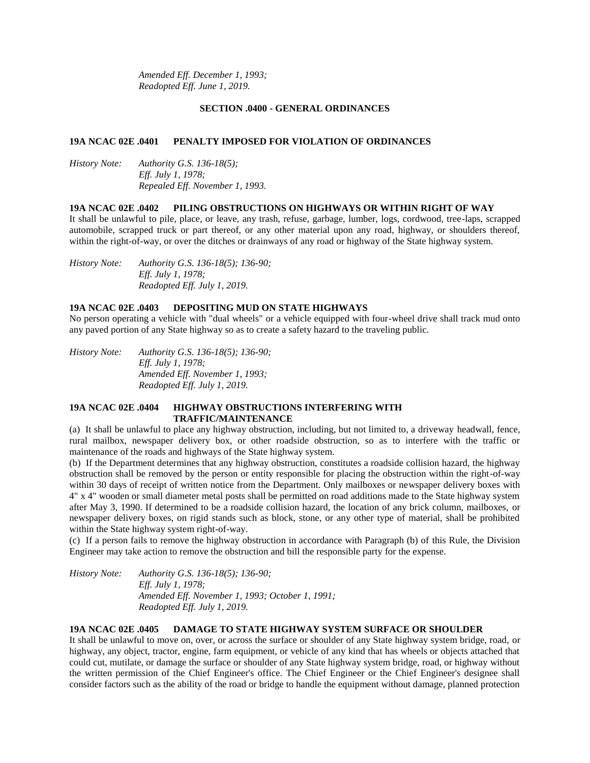*Amended Eff. December 1, 1993;*
*Readopted Eff. June 1, 2019.*

## SECTION .0400 - GENERAL ORDINANCES

### 19A NCAC 02E .0401 PENALTY IMPOSED FOR VIOLATION OF ORDINANCES

*History Note: Authority G.S. 136-18(5);*
*Eff. July 1, 1978;*
*Repealed Eff. November 1, 1993.*

### 19A NCAC 02E .0402 PILING OBSTRUCTIONS ON HIGHWAYS OR WITHIN RIGHT OF WAY

It shall be unlawful to pile, place, or leave, any trash, refuse, garbage, lumber, logs, cordwood, tree-laps, scrapped automobile, scrapped truck or part thereof, or any other material upon any road, highway, or shoulders thereof, within the right-of-way, or over the ditches or drainways of any road or highway of the State highway system.

*History Note: Authority G.S. 136-18(5); 136-90;*
*Eff. July 1, 1978;*
*Readopted Eff. July 1, 2019.*

### 19A NCAC 02E .0403 DEPOSITING MUD ON STATE HIGHWAYS

No person operating a vehicle with "dual wheels" or a vehicle equipped with four-wheel drive shall track mud onto any paved portion of any State highway so as to create a safety hazard to the traveling public.

*History Note: Authority G.S. 136-18(5); 136-90;*
*Eff. July 1, 1978;*
*Amended Eff. November 1, 1993;*
*Readopted Eff. July 1, 2019.*

### 19A NCAC 02E .0404 HIGHWAY OBSTRUCTIONS INTERFERING WITH TRAFFIC/MAINTENANCE

(a) It shall be unlawful to place any highway obstruction, including, but not limited to, a driveway headwall, fence, rural mailbox, newspaper delivery box, or other roadside obstruction, so as to interfere with the traffic or maintenance of the roads and highways of the State highway system.

(b) If the Department determines that any highway obstruction, constitutes a roadside collision hazard, the highway obstruction shall be removed by the person or entity responsible for placing the obstruction within the right-of-way within 30 days of receipt of written notice from the Department. Only mailboxes or newspaper delivery boxes with 4" x 4" wooden or small diameter metal posts shall be permitted on road additions made to the State highway system after May 3, 1990. If determined to be a roadside collision hazard, the location of any brick column, mailboxes, or newspaper delivery boxes, on rigid stands such as block, stone, or any other type of material, shall be prohibited within the State highway system right-of-way.

(c) If a person fails to remove the highway obstruction in accordance with Paragraph (b) of this Rule, the Division Engineer may take action to remove the obstruction and bill the responsible party for the expense.

*History Note: Authority G.S. 136-18(5); 136-90;*
*Eff. July 1, 1978;*
*Amended Eff. November 1, 1993; October 1, 1991;*
*Readopted Eff. July 1, 2019.*

### 19A NCAC 02E .0405 DAMAGE TO STATE HIGHWAY SYSTEM SURFACE OR SHOULDER

It shall be unlawful to move on, over, or across the surface or shoulder of any State highway system bridge, road, or highway, any object, tractor, engine, farm equipment, or vehicle of any kind that has wheels or objects attached that could cut, mutilate, or damage the surface or shoulder of any State highway system bridge, road, or highway without the written permission of the Chief Engineer's office. The Chief Engineer or the Chief Engineer's designee shall consider factors such as the ability of the road or bridge to handle the equipment without damage, planned protection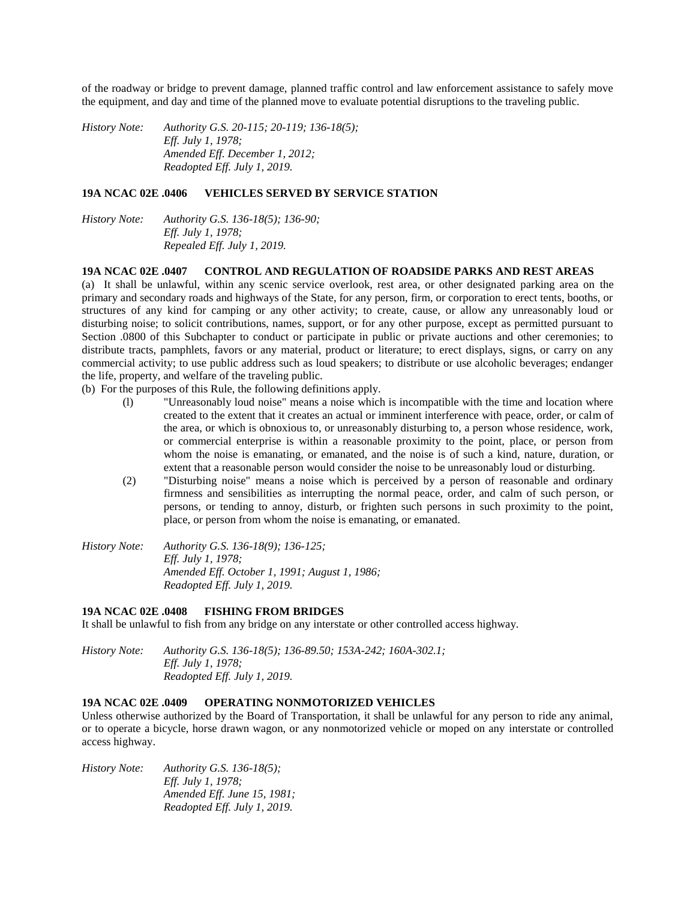of the roadway or bridge to prevent damage, planned traffic control and law enforcement assistance to safely move the equipment, and day and time of the planned move to evaluate potential disruptions to the traveling public.

*History Note: Authority G.S. 20-115; 20-119; 136-18(5);*
*Eff. July 1, 1978;*
*Amended Eff. December 1, 2012;*
*Readopted Eff. July 1, 2019.*

**19A NCAC 02E .0406 VEHICLES SERVED BY SERVICE STATION**

*History Note: Authority G.S. 136-18(5); 136-90;*
*Eff. July 1, 1978;*
*Repealed Eff. July 1, 2019.*

**19A NCAC 02E .0407 CONTROL AND REGULATION OF ROADSIDE PARKS AND REST AREAS**

(a) It shall be unlawful, within any scenic service overlook, rest area, or other designated parking area on the primary and secondary roads and highways of the State, for any person, firm, or corporation to erect tents, booths, or structures of any kind for camping or any other activity; to create, cause, or allow any unreasonably loud or disturbing noise; to solicit contributions, names, support, or for any other purpose, except as permitted pursuant to Section .0800 of this Subchapter to conduct or participate in public or private auctions and other ceremonies; to distribute tracts, pamphlets, favors or any material, product or literature; to erect displays, signs, or carry on any commercial activity; to use public address such as loud speakers; to distribute or use alcoholic beverages; endanger the life, property, and welfare of the traveling public.

(b) For the purposes of this Rule, the following definitions apply.

(l) "Unreasonably loud noise" means a noise which is incompatible with the time and location where created to the extent that it creates an actual or imminent interference with peace, order, or calm of the area, or which is obnoxious to, or unreasonably disturbing to, a person whose residence, work, or commercial enterprise is within a reasonable proximity to the point, place, or person from whom the noise is emanating, or emanated, and the noise is of such a kind, nature, duration, or extent that a reasonable person would consider the noise to be unreasonably loud or disturbing.

(2) "Disturbing noise" means a noise which is perceived by a person of reasonable and ordinary firmness and sensibilities as interrupting the normal peace, order, and calm of such person, or persons, or tending to annoy, disturb, or frighten such persons in such proximity to the point, place, or person from whom the noise is emanating, or emanated.

*History Note: Authority G.S. 136-18(9); 136-125;*
*Eff. July 1, 1978;*
*Amended Eff. October 1, 1991; August 1, 1986;*
*Readopted Eff. July 1, 2019.*

**19A NCAC 02E .0408 FISHING FROM BRIDGES**

It shall be unlawful to fish from any bridge on any interstate or other controlled access highway.

*History Note: Authority G.S. 136-18(5); 136-89.50; 153A-242; 160A-302.1;*
*Eff. July 1, 1978;*
*Readopted Eff. July 1, 2019.*

**19A NCAC 02E .0409 OPERATING NONMOTORIZED VEHICLES**

Unless otherwise authorized by the Board of Transportation, it shall be unlawful for any person to ride any animal, or to operate a bicycle, horse drawn wagon, or any nonmotorized vehicle or moped on any interstate or controlled access highway.

*History Note: Authority G.S. 136-18(5);*
*Eff. July 1, 1978;*
*Amended Eff. June 15, 1981;*
*Readopted Eff. July 1, 2019.*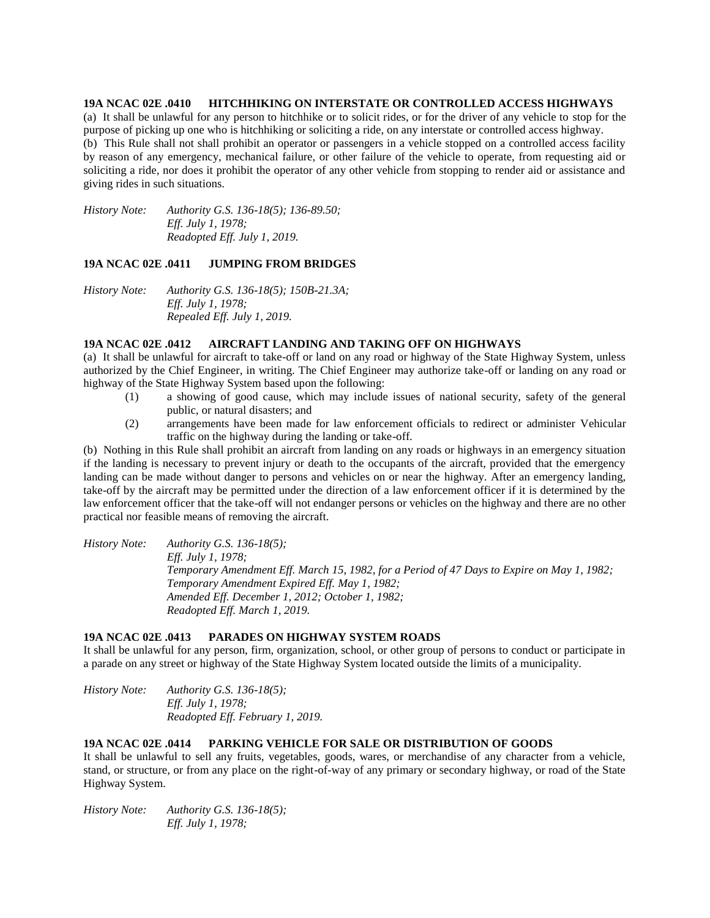**19A NCAC 02E .0410 HITCHHIKING ON INTERSTATE OR CONTROLLED ACCESS HIGHWAYS**

(a) It shall be unlawful for any person to hitchhike or to solicit rides, or for the driver of any vehicle to stop for the purpose of picking up one who is hitchhiking or soliciting a ride, on any interstate or controlled access highway.

(b) This Rule shall not shall prohibit an operator or passengers in a vehicle stopped on a controlled access facility by reason of any emergency, mechanical failure, or other failure of the vehicle to operate, from requesting aid or soliciting a ride, nor does it prohibit the operator of any other vehicle from stopping to render aid or assistance and giving rides in such situations.

*History Note: Authority G.S. 136-18(5); 136-89.50;*
*Eff. July 1, 1978;*
*Readopted Eff. July 1, 2019.*

**19A NCAC 02E .0411 JUMPING FROM BRIDGES**

*History Note: Authority G.S. 136-18(5); 150B-21.3A;*
*Eff. July 1, 1978;*
*Repealed Eff. July 1, 2019.*

**19A NCAC 02E .0412 AIRCRAFT LANDING AND TAKING OFF ON HIGHWAYS**

(a) It shall be unlawful for aircraft to take-off or land on any road or highway of the State Highway System, unless authorized by the Chief Engineer, in writing. The Chief Engineer may authorize take-off or landing on any road or highway of the State Highway System based upon the following:

(1) a showing of good cause, which may include issues of national security, safety of the general public, or natural disasters; and

(2) arrangements have been made for law enforcement officials to redirect or administer Vehicular traffic on the highway during the landing or take-off.

(b) Nothing in this Rule shall prohibit an aircraft from landing on any roads or highways in an emergency situation if the landing is necessary to prevent injury or death to the occupants of the aircraft, provided that the emergency landing can be made without danger to persons and vehicles on or near the highway. After an emergency landing, take-off by the aircraft may be permitted under the direction of a law enforcement officer if it is determined by the law enforcement officer that the take-off will not endanger persons or vehicles on the highway and there are no other practical nor feasible means of removing the aircraft.

*History Note: Authority G.S. 136-18(5);*
*Eff. July 1, 1978;*
*Temporary Amendment Eff. March 15, 1982, for a Period of 47 Days to Expire on May 1, 1982;*
*Temporary Amendment Expired Eff. May 1, 1982;*
*Amended Eff. December 1, 2012; October 1, 1982;*
*Readopted Eff. March 1, 2019.*

**19A NCAC 02E .0413 PARADES ON HIGHWAY SYSTEM ROADS**

It shall be unlawful for any person, firm, organization, school, or other group of persons to conduct or participate in a parade on any street or highway of the State Highway System located outside the limits of a municipality.

*History Note: Authority G.S. 136-18(5);*
*Eff. July 1, 1978;*
*Readopted Eff. February 1, 2019.*

**19A NCAC 02E .0414 PARKING VEHICLE FOR SALE OR DISTRIBUTION OF GOODS**

It shall be unlawful to sell any fruits, vegetables, goods, wares, or merchandise of any character from a vehicle, stand, or structure, or from any place on the right-of-way of any primary or secondary highway, or road of the State Highway System.

*History Note: Authority G.S. 136-18(5);*
*Eff. July 1, 1978;*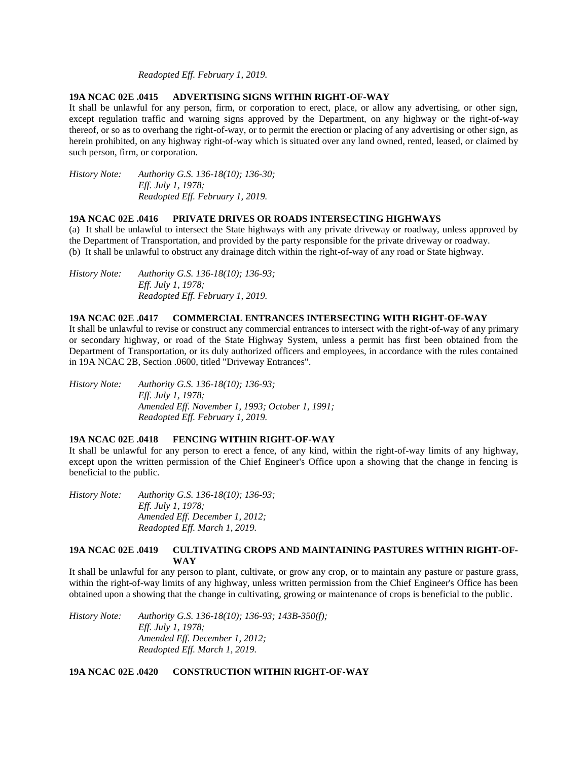*Readopted Eff. February 1, 2019.*

**19A NCAC 02E .0415 ADVERTISING SIGNS WITHIN RIGHT-OF-WAY**

It shall be unlawful for any person, firm, or corporation to erect, place, or allow any advertising, or other sign, except regulation traffic and warning signs approved by the Department, on any highway or the right-of-way thereof, or so as to overhang the right-of-way, or to permit the erection or placing of any advertising or other sign, as herein prohibited, on any highway right-of-way which is situated over any land owned, rented, leased, or claimed by such person, firm, or corporation.

*History Note: Authority G.S. 136-18(10); 136-30;*
*Eff. July 1, 1978;*
*Readopted Eff. February 1, 2019.*

**19A NCAC 02E .0416 PRIVATE DRIVES OR ROADS INTERSECTING HIGHWAYS**

(a) It shall be unlawful to intersect the State highways with any private driveway or roadway, unless approved by the Department of Transportation, and provided by the party responsible for the private driveway or roadway.

(b) It shall be unlawful to obstruct any drainage ditch within the right-of-way of any road or State highway.

*History Note: Authority G.S. 136-18(10); 136-93;*
*Eff. July 1, 1978;*
*Readopted Eff. February 1, 2019.*

**19A NCAC 02E .0417 COMMERCIAL ENTRANCES INTERSECTING WITH RIGHT-OF-WAY**

It shall be unlawful to revise or construct any commercial entrances to intersect with the right-of-way of any primary or secondary highway, or road of the State Highway System, unless a permit has first been obtained from the Department of Transportation, or its duly authorized officers and employees, in accordance with the rules contained in 19A NCAC 2B, Section .0600, titled "Driveway Entrances".

*History Note: Authority G.S. 136-18(10); 136-93;*
*Eff. July 1, 1978;*
*Amended Eff. November 1, 1993; October 1, 1991;*
*Readopted Eff. February 1, 2019.*

**19A NCAC 02E .0418 FENCING WITHIN RIGHT-OF-WAY**

It shall be unlawful for any person to erect a fence, of any kind, within the right-of-way limits of any highway, except upon the written permission of the Chief Engineer's Office upon a showing that the change in fencing is beneficial to the public.

*History Note: Authority G.S. 136-18(10); 136-93;*
*Eff. July 1, 1978;*
*Amended Eff. December 1, 2012;*
*Readopted Eff. March 1, 2019.*

**19A NCAC 02E .0419 CULTIVATING CROPS AND MAINTAINING PASTURES WITHIN RIGHT-OF-WAY**

It shall be unlawful for any person to plant, cultivate, or grow any crop, or to maintain any pasture or pasture grass, within the right-of-way limits of any highway, unless written permission from the Chief Engineer's Office has been obtained upon a showing that the change in cultivating, growing or maintenance of crops is beneficial to the public.

*History Note: Authority G.S. 136-18(10); 136-93; 143B-350(f);*
*Eff. July 1, 1978;*
*Amended Eff. December 1, 2012;*
*Readopted Eff. March 1, 2019.*

**19A NCAC 02E .0420 CONSTRUCTION WITHIN RIGHT-OF-WAY**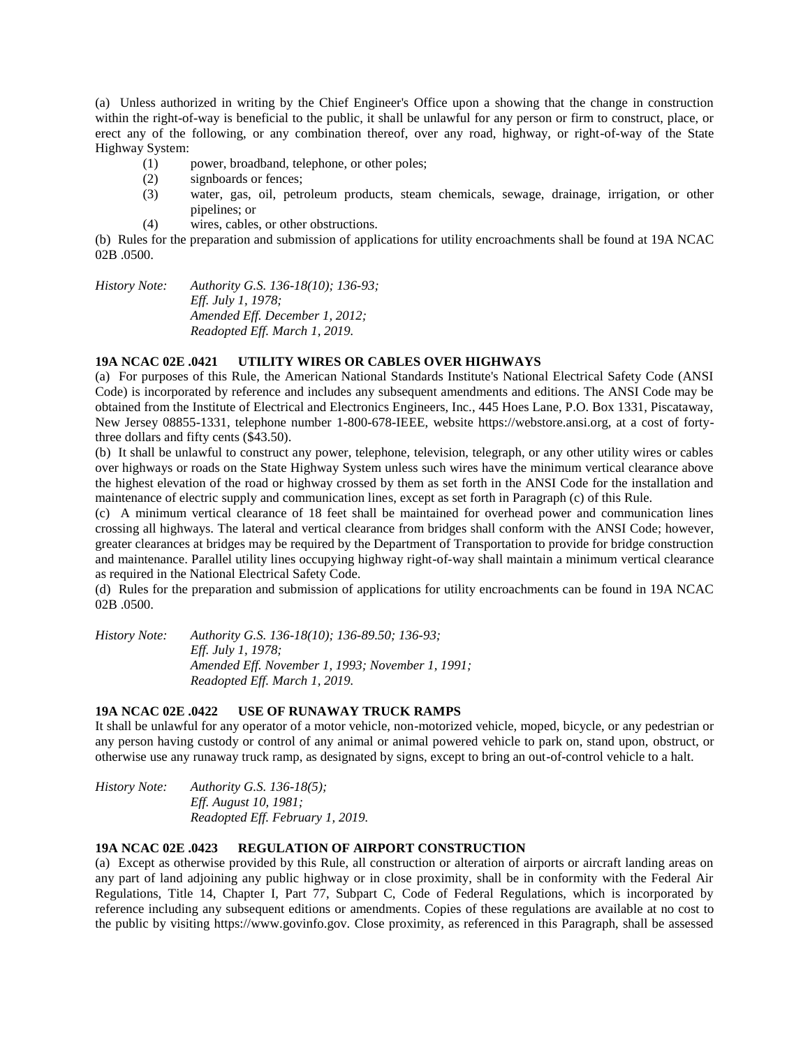(a) Unless authorized in writing by the Chief Engineer's Office upon a showing that the change in construction within the right-of-way is beneficial to the public, it shall be unlawful for any person or firm to construct, place, or erect any of the following, or any combination thereof, over any road, highway, or right-of-way of the State Highway System:

(1) power, broadband, telephone, or other poles;

(2) signboards or fences;

(3) water, gas, oil, petroleum products, steam chemicals, sewage, drainage, irrigation, or other pipelines; or

(4) wires, cables, or other obstructions.

(b) Rules for the preparation and submission of applications for utility encroachments shall be found at 19A NCAC 02B .0500.

*History Note: Authority G.S. 136-18(10); 136-93;*
*Eff. July 1, 1978;*
*Amended Eff. December 1, 2012;*
*Readopted Eff. March 1, 2019.*

**19A NCAC 02E .0421 UTILITY WIRES OR CABLES OVER HIGHWAYS**

(a) For purposes of this Rule, the American National Standards Institute's National Electrical Safety Code (ANSI Code) is incorporated by reference and includes any subsequent amendments and editions. The ANSI Code may be obtained from the Institute of Electrical and Electronics Engineers, Inc., 445 Hoes Lane, P.O. Box 1331, Piscataway, New Jersey 08855-1331, telephone number 1-800-678-IEEE, website https://webstore.ansi.org, at a cost of forty-three dollars and fifty cents ($43.50).

(b) It shall be unlawful to construct any power, telephone, television, telegraph, or any other utility wires or cables over highways or roads on the State Highway System unless such wires have the minimum vertical clearance above the highest elevation of the road or highway crossed by them as set forth in the ANSI Code for the installation and maintenance of electric supply and communication lines, except as set forth in Paragraph (c) of this Rule.

(c) A minimum vertical clearance of 18 feet shall be maintained for overhead power and communication lines crossing all highways. The lateral and vertical clearance from bridges shall conform with the ANSI Code; however, greater clearances at bridges may be required by the Department of Transportation to provide for bridge construction and maintenance. Parallel utility lines occupying highway right-of-way shall maintain a minimum vertical clearance as required in the National Electrical Safety Code.

(d) Rules for the preparation and submission of applications for utility encroachments can be found in 19A NCAC 02B .0500.

*History Note: Authority G.S. 136-18(10); 136-89.50; 136-93;*
*Eff. July 1, 1978;*
*Amended Eff. November 1, 1993; November 1, 1991;*
*Readopted Eff. March 1, 2019.*

**19A NCAC 02E .0422 USE OF RUNAWAY TRUCK RAMPS**

It shall be unlawful for any operator of a motor vehicle, non-motorized vehicle, moped, bicycle, or any pedestrian or any person having custody or control of any animal or animal powered vehicle to park on, stand upon, obstruct, or otherwise use any runaway truck ramp, as designated by signs, except to bring an out-of-control vehicle to a halt.

*History Note: Authority G.S. 136-18(5);*
*Eff. August 10, 1981;*
*Readopted Eff. February 1, 2019.*

**19A NCAC 02E .0423 REGULATION OF AIRPORT CONSTRUCTION**

(a) Except as otherwise provided by this Rule, all construction or alteration of airports or aircraft landing areas on any part of land adjoining any public highway or in close proximity, shall be in conformity with the Federal Air Regulations, Title 14, Chapter I, Part 77, Subpart C, Code of Federal Regulations, which is incorporated by reference including any subsequent editions or amendments. Copies of these regulations are available at no cost to the public by visiting https://www.govinfo.gov. Close proximity, as referenced in this Paragraph, shall be assessed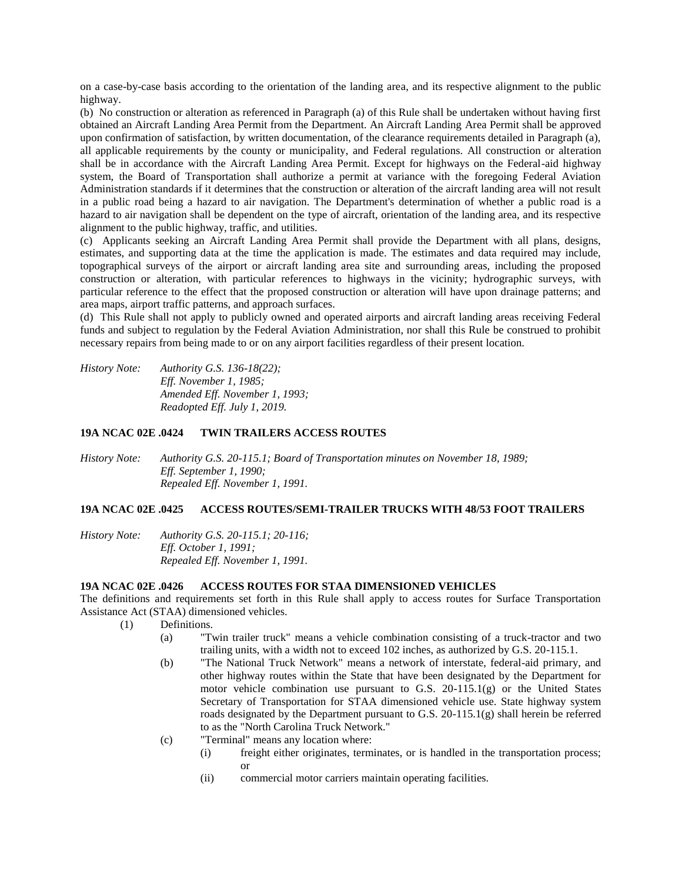on a case-by-case basis according to the orientation of the landing area, and its respective alignment to the public highway.

(b) No construction or alteration as referenced in Paragraph (a) of this Rule shall be undertaken without having first obtained an Aircraft Landing Area Permit from the Department. An Aircraft Landing Area Permit shall be approved upon confirmation of satisfaction, by written documentation, of the clearance requirements detailed in Paragraph (a), all applicable requirements by the county or municipality, and Federal regulations. All construction or alteration shall be in accordance with the Aircraft Landing Area Permit. Except for highways on the Federal-aid highway system, the Board of Transportation shall authorize a permit at variance with the foregoing Federal Aviation Administration standards if it determines that the construction or alteration of the aircraft landing area will not result in a public road being a hazard to air navigation. The Department's determination of whether a public road is a hazard to air navigation shall be dependent on the type of aircraft, orientation of the landing area, and its respective alignment to the public highway, traffic, and utilities.

(c) Applicants seeking an Aircraft Landing Area Permit shall provide the Department with all plans, designs, estimates, and supporting data at the time the application is made. The estimates and data required may include, topographical surveys of the airport or aircraft landing area site and surrounding areas, including the proposed construction or alteration, with particular references to highways in the vicinity; hydrographic surveys, with particular reference to the effect that the proposed construction or alteration will have upon drainage patterns; and area maps, airport traffic patterns, and approach surfaces.

(d) This Rule shall not apply to publicly owned and operated airports and aircraft landing areas receiving Federal funds and subject to regulation by the Federal Aviation Administration, nor shall this Rule be construed to prohibit necessary repairs from being made to or on any airport facilities regardless of their present location.

*History Note: Authority G.S. 136-18(22);*
*Eff. November 1, 1985;*
*Amended Eff. November 1, 1993;*
*Readopted Eff. July 1, 2019.*

**19A NCAC 02E .0424 TWIN TRAILERS ACCESS ROUTES**

*History Note: Authority G.S. 20-115.1; Board of Transportation minutes on November 18, 1989;*
*Eff. September 1, 1990;*
*Repealed Eff. November 1, 1991.*

**19A NCAC 02E .0425 ACCESS ROUTES/SEMI-TRAILER TRUCKS WITH 48/53 FOOT TRAILERS**

*History Note: Authority G.S. 20-115.1; 20-116;*
*Eff. October 1, 1991;*
*Repealed Eff. November 1, 1991.*

**19A NCAC 02E .0426 ACCESS ROUTES FOR STAA DIMENSIONED VEHICLES**

The definitions and requirements set forth in this Rule shall apply to access routes for Surface Transportation Assistance Act (STAA) dimensioned vehicles.

- (1) Definitions.
  - (a) "Twin trailer truck" means a vehicle combination consisting of a truck-tractor and two trailing units, with a width not to exceed 102 inches, as authorized by G.S. 20-115.1.
  - (b) "The National Truck Network" means a network of interstate, federal-aid primary, and other highway routes within the State that have been designated by the Department for motor vehicle combination use pursuant to G.S. 20-115.1(g) or the United States Secretary of Transportation for STAA dimensioned vehicle use. State highway system roads designated by the Department pursuant to G.S. 20-115.1(g) shall herein be referred to as the "North Carolina Truck Network."
  - (c) "Terminal" means any location where:
    - (i) freight either originates, terminates, or is handled in the transportation process; or
    - (ii) commercial motor carriers maintain operating facilities.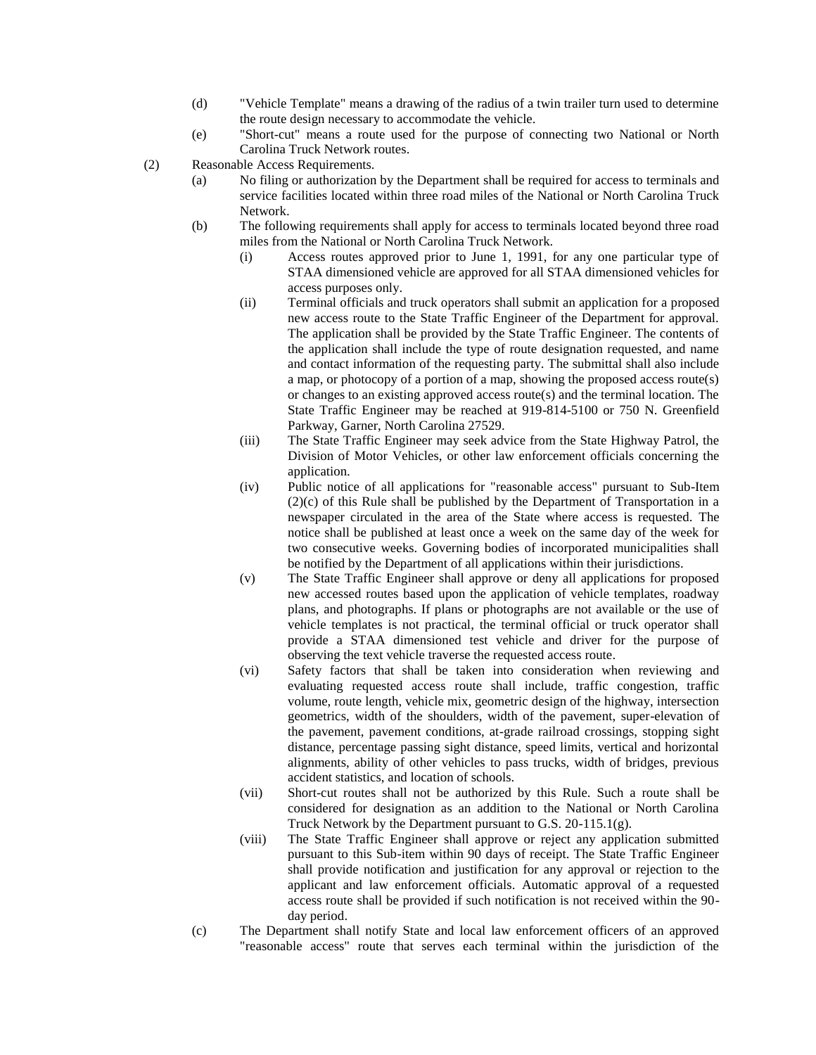(d) "Vehicle Template" means a drawing of the radius of a twin trailer turn used to determine the route design necessary to accommodate the vehicle.

(e) "Short-cut" means a route used for the purpose of connecting two National or North Carolina Truck Network routes.

(2) Reasonable Access Requirements.

(a) No filing or authorization by the Department shall be required for access to terminals and service facilities located within three road miles of the National or North Carolina Truck Network.

(b) The following requirements shall apply for access to terminals located beyond three road miles from the National or North Carolina Truck Network.

(i) Access routes approved prior to June 1, 1991, for any one particular type of STAA dimensioned vehicle are approved for all STAA dimensioned vehicles for access purposes only.

(ii) Terminal officials and truck operators shall submit an application for a proposed new access route to the State Traffic Engineer of the Department for approval. The application shall be provided by the State Traffic Engineer. The contents of the application shall include the type of route designation requested, and name and contact information of the requesting party. The submittal shall also include a map, or photocopy of a portion of a map, showing the proposed access route(s) or changes to an existing approved access route(s) and the terminal location. The State Traffic Engineer may be reached at 919-814-5100 or 750 N. Greenfield Parkway, Garner, North Carolina 27529.

(iii) The State Traffic Engineer may seek advice from the State Highway Patrol, the Division of Motor Vehicles, or other law enforcement officials concerning the application.

(iv) Public notice of all applications for "reasonable access" pursuant to Sub-Item (2)(c) of this Rule shall be published by the Department of Transportation in a newspaper circulated in the area of the State where access is requested. The notice shall be published at least once a week on the same day of the week for two consecutive weeks. Governing bodies of incorporated municipalities shall be notified by the Department of all applications within their jurisdictions.

(v) The State Traffic Engineer shall approve or deny all applications for proposed new accessed routes based upon the application of vehicle templates, roadway plans, and photographs. If plans or photographs are not available or the use of vehicle templates is not practical, the terminal official or truck operator shall provide a STAA dimensioned test vehicle and driver for the purpose of observing the text vehicle traverse the requested access route.

(vi) Safety factors that shall be taken into consideration when reviewing and evaluating requested access route shall include, traffic congestion, traffic volume, route length, vehicle mix, geometric design of the highway, intersection geometrics, width of the shoulders, width of the pavement, super-elevation of the pavement, pavement conditions, at-grade railroad crossings, stopping sight distance, percentage passing sight distance, speed limits, vertical and horizontal alignments, ability of other vehicles to pass trucks, width of bridges, previous accident statistics, and location of schools.

(vii) Short-cut routes shall not be authorized by this Rule. Such a route shall be considered for designation as an addition to the National or North Carolina Truck Network by the Department pursuant to G.S. 20-115.1(g).

(viii) The State Traffic Engineer shall approve or reject any application submitted pursuant to this Sub-item within 90 days of receipt. The State Traffic Engineer shall provide notification and justification for any approval or rejection to the applicant and law enforcement officials. Automatic approval of a requested access route shall be provided if such notification is not received within the 90-day period.

(c) The Department shall notify State and local law enforcement officers of an approved "reasonable access" route that serves each terminal within the jurisdiction of the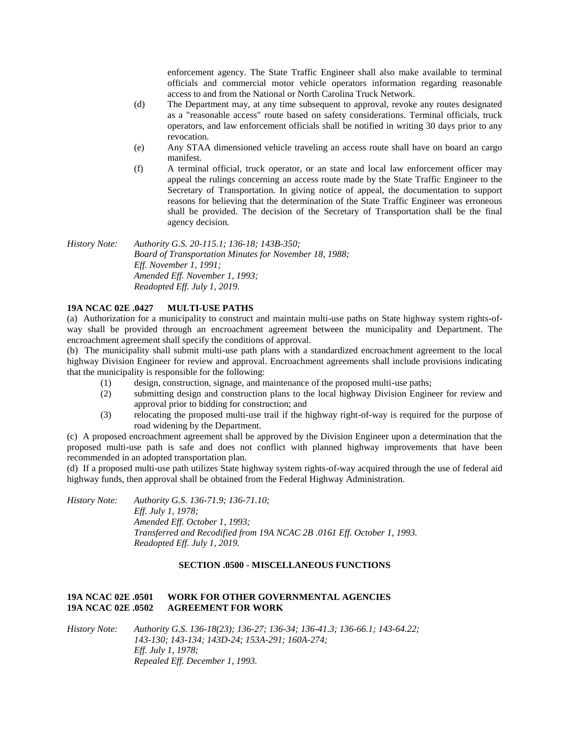enforcement agency. The State Traffic Engineer shall also make available to terminal officials and commercial motor vehicle operators information regarding reasonable access to and from the National or North Carolina Truck Network.

(d) The Department may, at any time subsequent to approval, revoke any routes designated as a "reasonable access" route based on safety considerations. Terminal officials, truck operators, and law enforcement officials shall be notified in writing 30 days prior to any revocation.

(e) Any STAA dimensioned vehicle traveling an access route shall have on board an cargo manifest.

(f) A terminal official, truck operator, or an state and local law enforcement officer may appeal the rulings concerning an access route made by the State Traffic Engineer to the Secretary of Transportation. In giving notice of appeal, the documentation to support reasons for believing that the determination of the State Traffic Engineer was erroneous shall be provided. The decision of the Secretary of Transportation shall be the final agency decision.

*History Note: Authority G.S. 20-115.1; 136-18; 143B-350;*
*Board of Transportation Minutes for November 18, 1988;*
*Eff. November 1, 1991;*
*Amended Eff. November 1, 1993;*
*Readopted Eff. July 1, 2019.*

**19A NCAC 02E .0427 MULTI-USE PATHS**

(a) Authorization for a municipality to construct and maintain multi-use paths on State highway system rights-of-way shall be provided through an encroachment agreement between the municipality and Department. The encroachment agreement shall specify the conditions of approval.

(b) The municipality shall submit multi-use path plans with a standardized encroachment agreement to the local highway Division Engineer for review and approval. Encroachment agreements shall include provisions indicating that the municipality is responsible for the following:

(1) design, construction, signage, and maintenance of the proposed multi-use paths;

(2) submitting design and construction plans to the local highway Division Engineer for review and approval prior to bidding for construction; and

(3) relocating the proposed multi-use trail if the highway right-of-way is required for the purpose of road widening by the Department.

(c) A proposed encroachment agreement shall be approved by the Division Engineer upon a determination that the proposed multi-use path is safe and does not conflict with planned highway improvements that have been recommended in an adopted transportation plan.

(d) If a proposed multi-use path utilizes State highway system rights-of-way acquired through the use of federal aid highway funds, then approval shall be obtained from the Federal Highway Administration.

*History Note: Authority G.S. 136-71.9; 136-71.10;*
*Eff. July 1, 1978;*
*Amended Eff. October 1, 1993;*
*Transferred and Recodified from 19A NCAC 2B .0161 Eff. October 1, 1993.*
*Readopted Eff. July 1, 2019.*

**SECTION .0500 - MISCELLANEOUS FUNCTIONS**

**19A NCAC 02E .0501 WORK FOR OTHER GOVERNMENTAL AGENCIES**
**19A NCAC 02E .0502 AGREEMENT FOR WORK**

*History Note: Authority G.S. 136-18(23); 136-27; 136-34; 136-41.3; 136-66.1; 143-64.22; 143-130; 143-134; 143D-24; 153A-291; 160A-274;*
*Eff. July 1, 1978;*
*Repealed Eff. December 1, 1993.*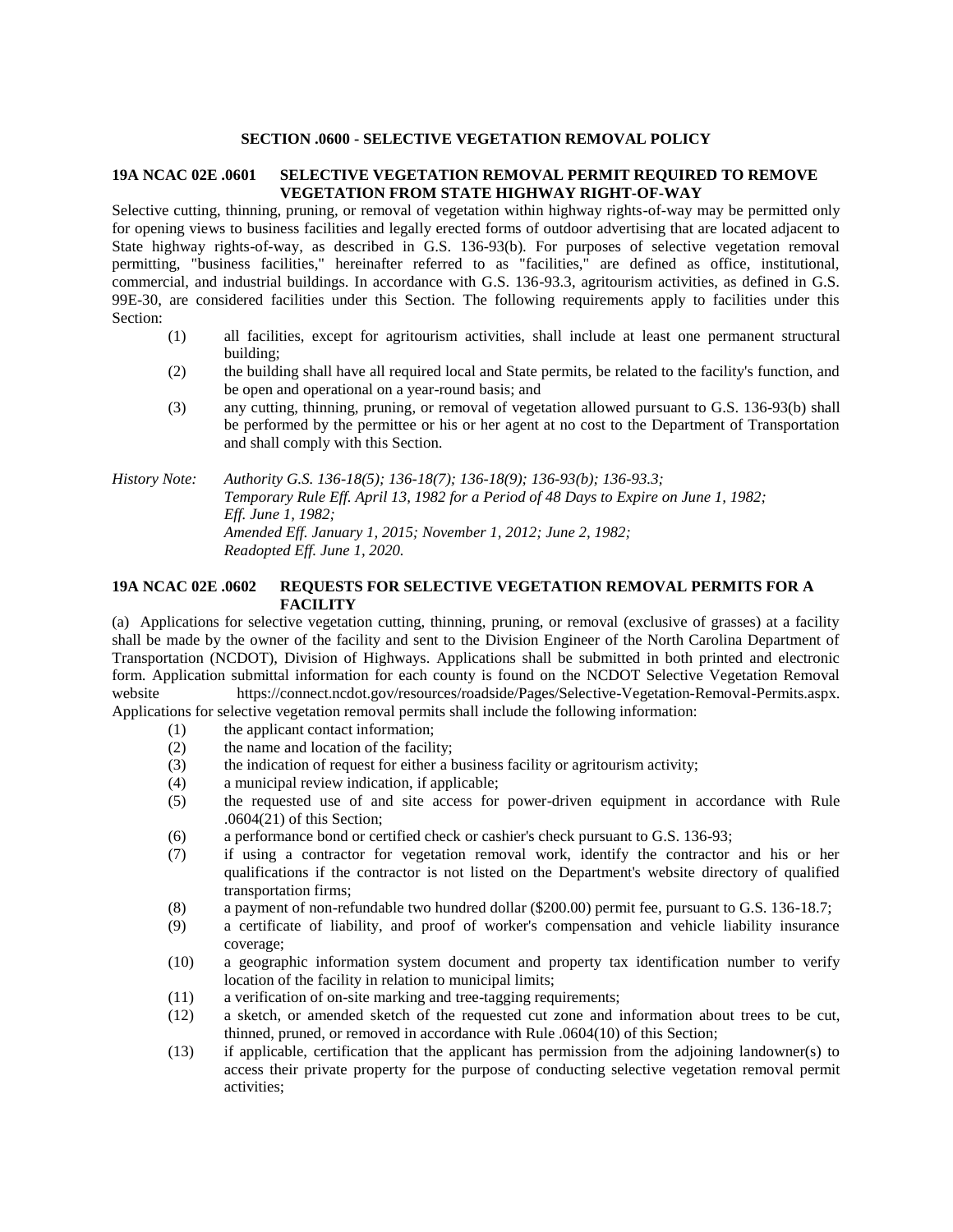## SECTION .0600 - SELECTIVE VEGETATION REMOVAL POLICY

### 19A NCAC 02E .0601 SELECTIVE VEGETATION REMOVAL PERMIT REQUIRED TO REMOVE VEGETATION FROM STATE HIGHWAY RIGHT-OF-WAY

Selective cutting, thinning, pruning, or removal of vegetation within highway rights-of-way may be permitted only for opening views to business facilities and legally erected forms of outdoor advertising that are located adjacent to State highway rights-of-way, as described in G.S. 136-93(b). For purposes of selective vegetation removal permitting, "business facilities," hereinafter referred to as "facilities," are defined as office, institutional, commercial, and industrial buildings. In accordance with G.S. 136-93.3, agritourism activities, as defined in G.S. 99E-30, are considered facilities under this Section. The following requirements apply to facilities under this Section:

(1) all facilities, except for agritourism activities, shall include at least one permanent structural building;

(2) the building shall have all required local and State permits, be related to the facility's function, and be open and operational on a year-round basis; and

(3) any cutting, thinning, pruning, or removal of vegetation allowed pursuant to G.S. 136-93(b) shall be performed by the permittee or his or her agent at no cost to the Department of Transportation and shall comply with this Section.

*History Note: Authority G.S. 136-18(5); 136-18(7); 136-18(9); 136-93(b); 136-93.3;*
*Temporary Rule Eff. April 13, 1982 for a Period of 48 Days to Expire on June 1, 1982;*
*Eff. June 1, 1982;*
*Amended Eff. January 1, 2015; November 1, 2012; June 2, 1982;*
*Readopted Eff. June 1, 2020.*

### 19A NCAC 02E .0602 REQUESTS FOR SELECTIVE VEGETATION REMOVAL PERMITS FOR A FACILITY

(a) Applications for selective vegetation cutting, thinning, pruning, or removal (exclusive of grasses) at a facility shall be made by the owner of the facility and sent to the Division Engineer of the North Carolina Department of Transportation (NCDOT), Division of Highways. Applications shall be submitted in both printed and electronic form. Application submittal information for each county is found on the NCDOT Selective Vegetation Removal website https://connect.ncdot.gov/resources/roadside/Pages/Selective-Vegetation-Removal-Permits.aspx. Applications for selective vegetation removal permits shall include the following information:

(1) the applicant contact information;

(2) the name and location of the facility;

(3) the indication of request for either a business facility or agritourism activity;

(4) a municipal review indication, if applicable;

(5) the requested use of and site access for power-driven equipment in accordance with Rule .0604(21) of this Section;

(6) a performance bond or certified check or cashier's check pursuant to G.S. 136-93;

(7) if using a contractor for vegetation removal work, identify the contractor and his or her qualifications if the contractor is not listed on the Department's website directory of qualified transportation firms;

(8) a payment of non-refundable two hundred dollar ($200.00) permit fee, pursuant to G.S. 136-18.7;

(9) a certificate of liability, and proof of worker's compensation and vehicle liability insurance coverage;

(10) a geographic information system document and property tax identification number to verify location of the facility in relation to municipal limits;

(11) a verification of on-site marking and tree-tagging requirements;

(12) a sketch, or amended sketch of the requested cut zone and information about trees to be cut, thinned, pruned, or removed in accordance with Rule .0604(10) of this Section;

(13) if applicable, certification that the applicant has permission from the adjoining landowner(s) to access their private property for the purpose of conducting selective vegetation removal permit activities;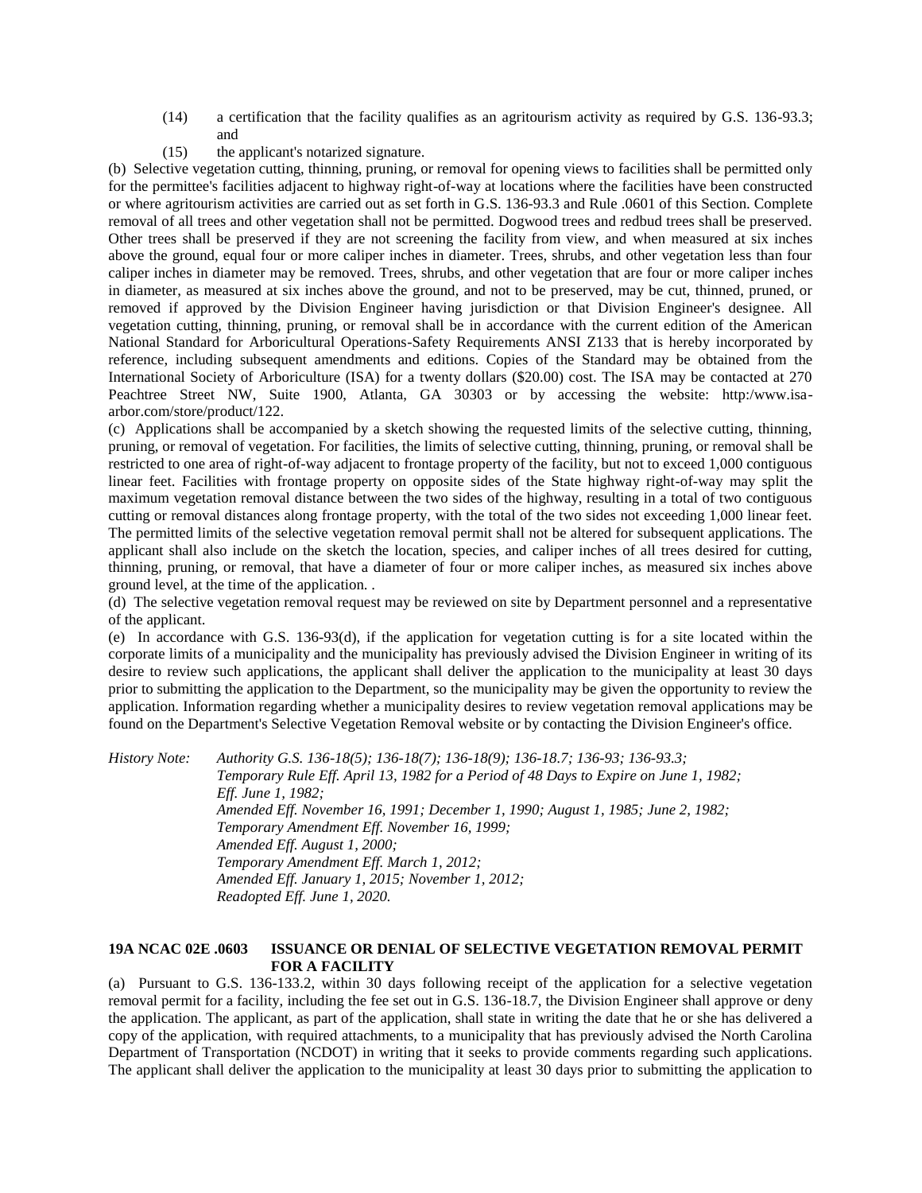(14) a certification that the facility qualifies as an agritourism activity as required by G.S. 136-93.3; and

(15) the applicant's notarized signature.

(b) Selective vegetation cutting, thinning, pruning, or removal for opening views to facilities shall be permitted only for the permittee's facilities adjacent to highway right-of-way at locations where the facilities have been constructed or where agritourism activities are carried out as set forth in G.S. 136-93.3 and Rule .0601 of this Section. Complete removal of all trees and other vegetation shall not be permitted. Dogwood trees and redbud trees shall be preserved. Other trees shall be preserved if they are not screening the facility from view, and when measured at six inches above the ground, equal four or more caliper inches in diameter. Trees, shrubs, and other vegetation less than four caliper inches in diameter may be removed. Trees, shrubs, and other vegetation that are four or more caliper inches in diameter, as measured at six inches above the ground, and not to be preserved, may be cut, thinned, pruned, or removed if approved by the Division Engineer having jurisdiction or that Division Engineer's designee. All vegetation cutting, thinning, pruning, or removal shall be in accordance with the current edition of the American National Standard for Arboricultural Operations-Safety Requirements ANSI Z133 that is hereby incorporated by reference, including subsequent amendments and editions. Copies of the Standard may be obtained from the International Society of Arboriculture (ISA) for a twenty dollars ($20.00) cost. The ISA may be contacted at 270 Peachtree Street NW, Suite 1900, Atlanta, GA 30303 or by accessing the website: http:/www.isa-arbor.com/store/product/122.

(c) Applications shall be accompanied by a sketch showing the requested limits of the selective cutting, thinning, pruning, or removal of vegetation. For facilities, the limits of selective cutting, thinning, pruning, or removal shall be restricted to one area of right-of-way adjacent to frontage property of the facility, but not to exceed 1,000 contiguous linear feet. Facilities with frontage property on opposite sides of the State highway right-of-way may split the maximum vegetation removal distance between the two sides of the highway, resulting in a total of two contiguous cutting or removal distances along frontage property, with the total of the two sides not exceeding 1,000 linear feet. The permitted limits of the selective vegetation removal permit shall not be altered for subsequent applications. The applicant shall also include on the sketch the location, species, and caliper inches of all trees desired for cutting, thinning, pruning, or removal, that have a diameter of four or more caliper inches, as measured six inches above ground level, at the time of the application. .

(d) The selective vegetation removal request may be reviewed on site by Department personnel and a representative of the applicant.

(e) In accordance with G.S. 136-93(d), if the application for vegetation cutting is for a site located within the corporate limits of a municipality and the municipality has previously advised the Division Engineer in writing of its desire to review such applications, the applicant shall deliver the application to the municipality at least 30 days prior to submitting the application to the Department, so the municipality may be given the opportunity to review the application. Information regarding whether a municipality desires to review vegetation removal applications may be found on the Department's Selective Vegetation Removal website or by contacting the Division Engineer's office.

*History Note: Authority G.S. 136-18(5); 136-18(7); 136-18(9); 136-18.7; 136-93; 136-93.3;*
*Temporary Rule Eff. April 13, 1982 for a Period of 48 Days to Expire on June 1, 1982;*
*Eff. June 1, 1982;*
*Amended Eff. November 16, 1991; December 1, 1990; August 1, 1985; June 2, 1982;*
*Temporary Amendment Eff. November 16, 1999;*
*Amended Eff. August 1, 2000;*
*Temporary Amendment Eff. March 1, 2012;*
*Amended Eff. January 1, 2015; November 1, 2012;*
*Readopted Eff. June 1, 2020.*

**19A NCAC 02E .0603 ISSUANCE OR DENIAL OF SELECTIVE VEGETATION REMOVAL PERMIT FOR A FACILITY**

(a) Pursuant to G.S. 136-133.2, within 30 days following receipt of the application for a selective vegetation removal permit for a facility, including the fee set out in G.S. 136-18.7, the Division Engineer shall approve or deny the application. The applicant, as part of the application, shall state in writing the date that he or she has delivered a copy of the application, with required attachments, to a municipality that has previously advised the North Carolina Department of Transportation (NCDOT) in writing that it seeks to provide comments regarding such applications. The applicant shall deliver the application to the municipality at least 30 days prior to submitting the application to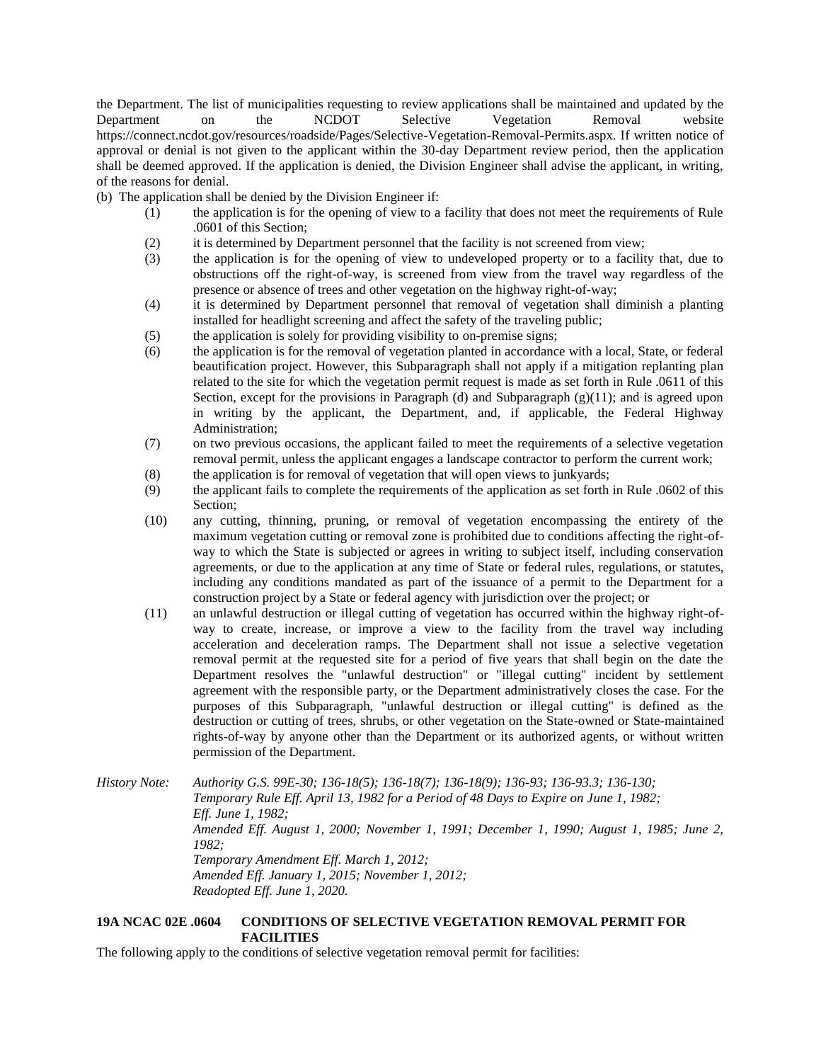the Department. The list of municipalities requesting to review applications shall be maintained and updated by the Department on the NCDOT Selective Vegetation Removal website https://connect.ncdot.gov/resources/roadside/Pages/Selective-Vegetation-Removal-Permits.aspx. If written notice of approval or denial is not given to the applicant within the 30-day Department review period, then the application shall be deemed approved. If the application is denied, the Division Engineer shall advise the applicant, in writing, of the reasons for denial.

(b) The application shall be denied by the Division Engineer if:

(1) the application is for the opening of view to a facility that does not meet the requirements of Rule .0601 of this Section;

(2) it is determined by Department personnel that the facility is not screened from view;

(3) the application is for the opening of view to undeveloped property or to a facility that, due to obstructions off the right-of-way, is screened from view from the travel way regardless of the presence or absence of trees and other vegetation on the highway right-of-way;

(4) it is determined by Department personnel that removal of vegetation shall diminish a planting installed for headlight screening and affect the safety of the traveling public;

(5) the application is solely for providing visibility to on-premise signs;

(6) the application is for the removal of vegetation planted in accordance with a local, State, or federal beautification project. However, this Subparagraph shall not apply if a mitigation replanting plan related to the site for which the vegetation permit request is made as set forth in Rule .0611 of this Section, except for the provisions in Paragraph (d) and Subparagraph (g)(11); and is agreed upon in writing by the applicant, the Department, and, if applicable, the Federal Highway Administration;

(7) on two previous occasions, the applicant failed to meet the requirements of a selective vegetation removal permit, unless the applicant engages a landscape contractor to perform the current work;

(8) the application is for removal of vegetation that will open views to junkyards;

(9) the applicant fails to complete the requirements of the application as set forth in Rule .0602 of this Section;

(10) any cutting, thinning, pruning, or removal of vegetation encompassing the entirety of the maximum vegetation cutting or removal zone is prohibited due to conditions affecting the right-of-way to which the State is subjected or agrees in writing to subject itself, including conservation agreements, or due to the application at any time of State or federal rules, regulations, or statutes, including any conditions mandated as part of the issuance of a permit to the Department for a construction project by a State or federal agency with jurisdiction over the project; or

(11) an unlawful destruction or illegal cutting of vegetation has occurred within the highway right-of-way to create, increase, or improve a view to the facility from the travel way including acceleration and deceleration ramps. The Department shall not issue a selective vegetation removal permit at the requested site for a period of five years that shall begin on the date the Department resolves the "unlawful destruction" or "illegal cutting" incident by settlement agreement with the responsible party, or the Department administratively closes the case. For the purposes of this Subparagraph, "unlawful destruction or illegal cutting" is defined as the destruction or cutting of trees, shrubs, or other vegetation on the State-owned or State-maintained rights-of-way by anyone other than the Department or its authorized agents, or without written permission of the Department.

*History Note: Authority G.S. 99E-30; 136-18(5); 136-18(7); 136-18(9); 136-93; 136-93.3; 136-130;*
*Temporary Rule Eff. April 13, 1982 for a Period of 48 Days to Expire on June 1, 1982;*
*Eff. June 1, 1982;*
*Amended Eff. August 1, 2000; November 1, 1991; December 1, 1990; August 1, 1985; June 2, 1982;*
*Temporary Amendment Eff. March 1, 2012;*
*Amended Eff. January 1, 2015; November 1, 2012;*
*Readopted Eff. June 1, 2020.*

**19A NCAC 02E .0604 CONDITIONS OF SELECTIVE VEGETATION REMOVAL PERMIT FOR FACILITIES**

The following apply to the conditions of selective vegetation removal permit for facilities: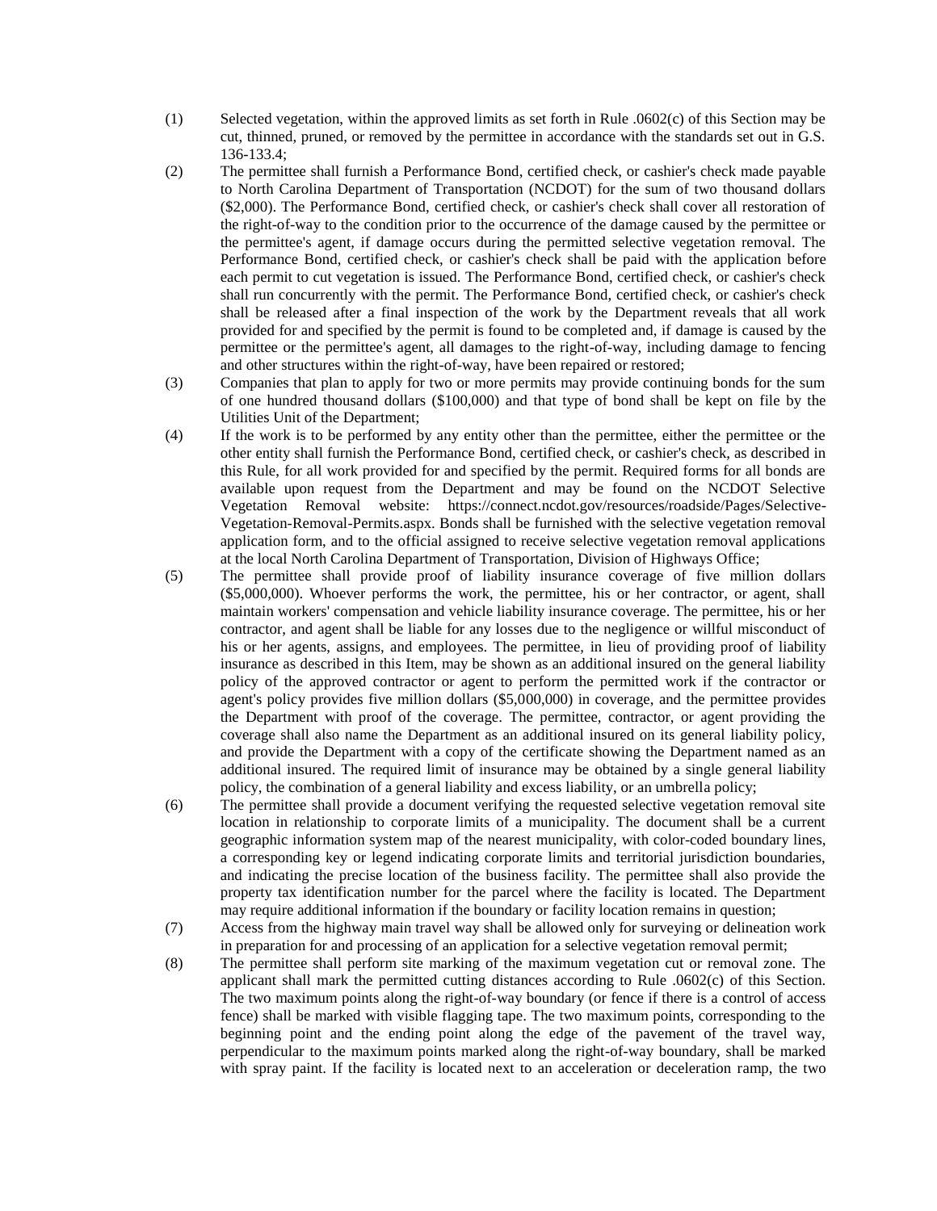(1) Selected vegetation, within the approved limits as set forth in Rule .0602(c) of this Section may be cut, thinned, pruned, or removed by the permittee in accordance with the standards set out in G.S. 136-133.4;

(2) The permittee shall furnish a Performance Bond, certified check, or cashier's check made payable to North Carolina Department of Transportation (NCDOT) for the sum of two thousand dollars ($2,000). The Performance Bond, certified check, or cashier's check shall cover all restoration of the right-of-way to the condition prior to the occurrence of the damage caused by the permittee or the permittee's agent, if damage occurs during the permitted selective vegetation removal. The Performance Bond, certified check, or cashier's check shall be paid with the application before each permit to cut vegetation is issued. The Performance Bond, certified check, or cashier's check shall run concurrently with the permit. The Performance Bond, certified check, or cashier's check shall be released after a final inspection of the work by the Department reveals that all work provided for and specified by the permit is found to be completed and, if damage is caused by the permittee or the permittee's agent, all damages to the right-of-way, including damage to fencing and other structures within the right-of-way, have been repaired or restored;

(3) Companies that plan to apply for two or more permits may provide continuing bonds for the sum of one hundred thousand dollars ($100,000) and that type of bond shall be kept on file by the Utilities Unit of the Department;

(4) If the work is to be performed by any entity other than the permittee, either the permittee or the other entity shall furnish the Performance Bond, certified check, or cashier's check, as described in this Rule, for all work provided for and specified by the permit. Required forms for all bonds are available upon request from the Department and may be found on the NCDOT Selective Vegetation Removal website: https://connect.ncdot.gov/resources/roadside/Pages/Selective-Vegetation-Removal-Permits.aspx. Bonds shall be furnished with the selective vegetation removal application form, and to the official assigned to receive selective vegetation removal applications at the local North Carolina Department of Transportation, Division of Highways Office;

(5) The permittee shall provide proof of liability insurance coverage of five million dollars ($5,000,000). Whoever performs the work, the permittee, his or her contractor, or agent, shall maintain workers' compensation and vehicle liability insurance coverage. The permittee, his or her contractor, and agent shall be liable for any losses due to the negligence or willful misconduct of his or her agents, assigns, and employees. The permittee, in lieu of providing proof of liability insurance as described in this Item, may be shown as an additional insured on the general liability policy of the approved contractor or agent to perform the permitted work if the contractor or agent's policy provides five million dollars ($5,000,000) in coverage, and the permittee provides the Department with proof of the coverage. The permittee, contractor, or agent providing the coverage shall also name the Department as an additional insured on its general liability policy, and provide the Department with a copy of the certificate showing the Department named as an additional insured. The required limit of insurance may be obtained by a single general liability policy, the combination of a general liability and excess liability, or an umbrella policy;

(6) The permittee shall provide a document verifying the requested selective vegetation removal site location in relationship to corporate limits of a municipality. The document shall be a current geographic information system map of the nearest municipality, with color-coded boundary lines, a corresponding key or legend indicating corporate limits and territorial jurisdiction boundaries, and indicating the precise location of the business facility. The permittee shall also provide the property tax identification number for the parcel where the facility is located. The Department may require additional information if the boundary or facility location remains in question;

(7) Access from the highway main travel way shall be allowed only for surveying or delineation work in preparation for and processing of an application for a selective vegetation removal permit;

(8) The permittee shall perform site marking of the maximum vegetation cut or removal zone. The applicant shall mark the permitted cutting distances according to Rule .0602(c) of this Section. The two maximum points along the right-of-way boundary (or fence if there is a control of access fence) shall be marked with visible flagging tape. The two maximum points, corresponding to the beginning point and the ending point along the edge of the pavement of the travel way, perpendicular to the maximum points marked along the right-of-way boundary, shall be marked with spray paint. If the facility is located next to an acceleration or deceleration ramp, the two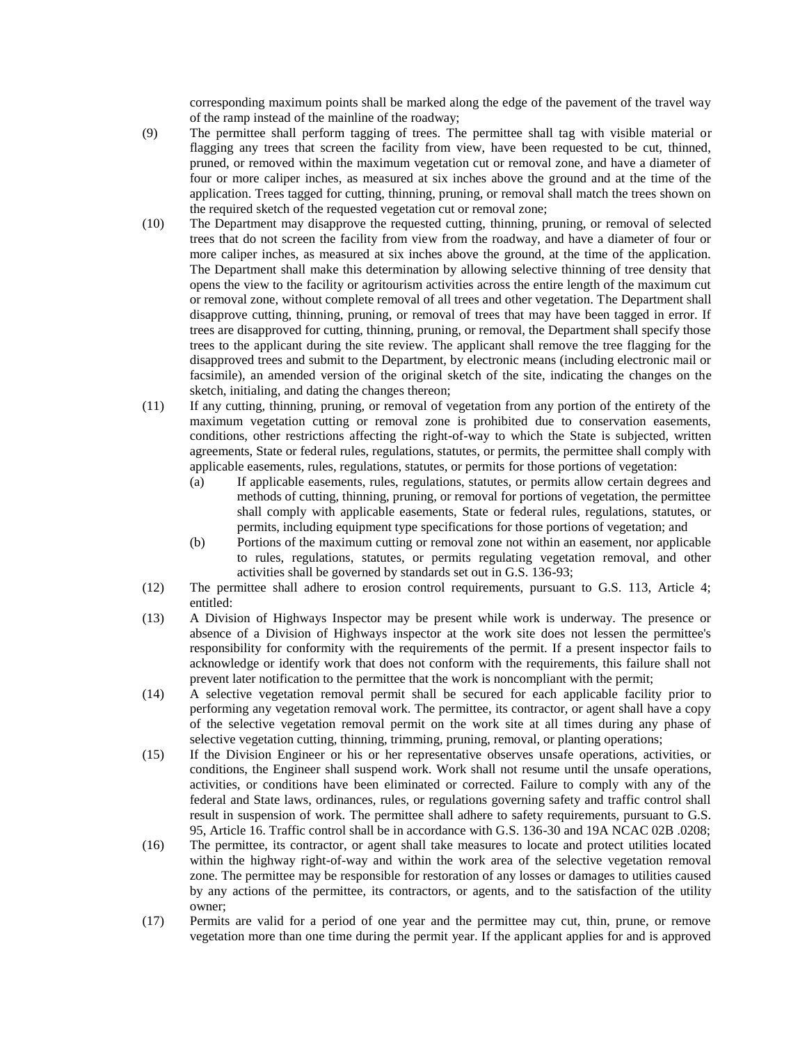corresponding maximum points shall be marked along the edge of the pavement of the travel way of the ramp instead of the mainline of the roadway;

(9) The permittee shall perform tagging of trees. The permittee shall tag with visible material or flagging any trees that screen the facility from view, have been requested to be cut, thinned, pruned, or removed within the maximum vegetation cut or removal zone, and have a diameter of four or more caliper inches, as measured at six inches above the ground and at the time of the application. Trees tagged for cutting, thinning, pruning, or removal shall match the trees shown on the required sketch of the requested vegetation cut or removal zone;

(10) The Department may disapprove the requested cutting, thinning, pruning, or removal of selected trees that do not screen the facility from view from the roadway, and have a diameter of four or more caliper inches, as measured at six inches above the ground, at the time of the application. The Department shall make this determination by allowing selective thinning of tree density that opens the view to the facility or agritourism activities across the entire length of the maximum cut or removal zone, without complete removal of all trees and other vegetation. The Department shall disapprove cutting, thinning, pruning, or removal of trees that may have been tagged in error. If trees are disapproved for cutting, thinning, pruning, or removal, the Department shall specify those trees to the applicant during the site review. The applicant shall remove the tree flagging for the disapproved trees and submit to the Department, by electronic means (including electronic mail or facsimile), an amended version of the original sketch of the site, indicating the changes on the sketch, initialing, and dating the changes thereon;

(11) If any cutting, thinning, pruning, or removal of vegetation from any portion of the entirety of the maximum vegetation cutting or removal zone is prohibited due to conservation easements, conditions, other restrictions affecting the right-of-way to which the State is subjected, written agreements, State or federal rules, regulations, statutes, or permits, the permittee shall comply with applicable easements, rules, regulations, statutes, or permits for those portions of vegetation:

   (a) If applicable easements, rules, regulations, statutes, or permits allow certain degrees and methods of cutting, thinning, pruning, or removal for portions of vegetation, the permittee shall comply with applicable easements, State or federal rules, regulations, statutes, or permits, including equipment type specifications for those portions of vegetation; and

   (b) Portions of the maximum cutting or removal zone not within an easement, nor applicable to rules, regulations, statutes, or permits regulating vegetation removal, and other activities shall be governed by standards set out in G.S. 136-93;

(12) The permittee shall adhere to erosion control requirements, pursuant to G.S. 113, Article 4; entitled:

(13) A Division of Highways Inspector may be present while work is underway. The presence or absence of a Division of Highways inspector at the work site does not lessen the permittee's responsibility for conformity with the requirements of the permit. If a present inspector fails to acknowledge or identify work that does not conform with the requirements, this failure shall not prevent later notification to the permittee that the work is noncompliant with the permit;

(14) A selective vegetation removal permit shall be secured for each applicable facility prior to performing any vegetation removal work. The permittee, its contractor, or agent shall have a copy of the selective vegetation removal permit on the work site at all times during any phase of selective vegetation cutting, thinning, trimming, pruning, removal, or planting operations;

(15) If the Division Engineer or his or her representative observes unsafe operations, activities, or conditions, the Engineer shall suspend work. Work shall not resume until the unsafe operations, activities, or conditions have been eliminated or corrected. Failure to comply with any of the federal and State laws, ordinances, rules, or regulations governing safety and traffic control shall result in suspension of work. The permittee shall adhere to safety requirements, pursuant to G.S. 95, Article 16. Traffic control shall be in accordance with G.S. 136-30 and 19A NCAC 02B .0208;

(16) The permittee, its contractor, or agent shall take measures to locate and protect utilities located within the highway right-of-way and within the work area of the selective vegetation removal zone. The permittee may be responsible for restoration of any losses or damages to utilities caused by any actions of the permittee, its contractors, or agents, and to the satisfaction of the utility owner;

(17) Permits are valid for a period of one year and the permittee may cut, thin, prune, or remove vegetation more than one time during the permit year. If the applicant applies for and is approved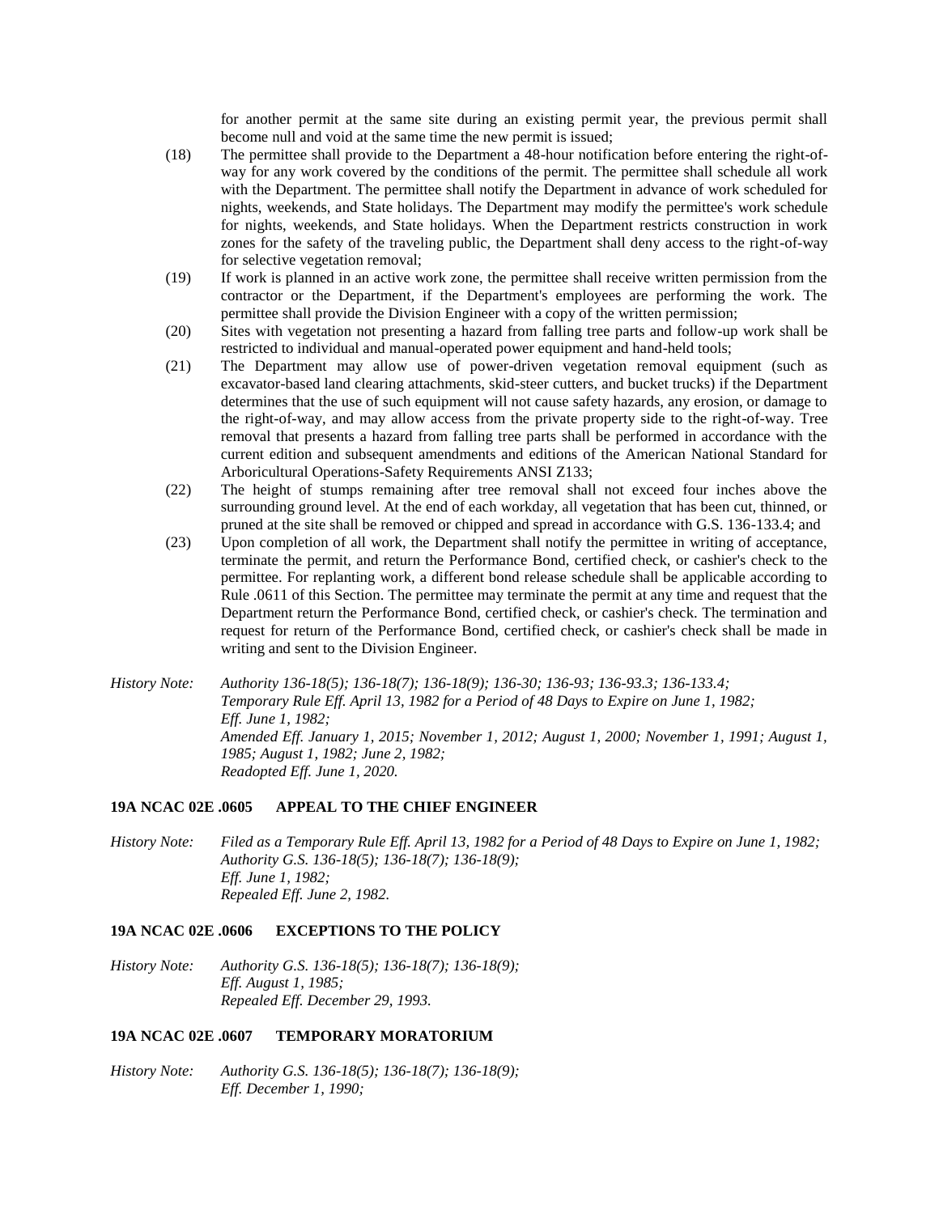for another permit at the same site during an existing permit year, the previous permit shall become null and void at the same time the new permit is issued;

(18) The permittee shall provide to the Department a 48-hour notification before entering the right-of-way for any work covered by the conditions of the permit. The permittee shall schedule all work with the Department. The permittee shall notify the Department in advance of work scheduled for nights, weekends, and State holidays. The Department may modify the permittee's work schedule for nights, weekends, and State holidays. When the Department restricts construction in work zones for the safety of the traveling public, the Department shall deny access to the right-of-way for selective vegetation removal;

(19) If work is planned in an active work zone, the permittee shall receive written permission from the contractor or the Department, if the Department's employees are performing the work. The permittee shall provide the Division Engineer with a copy of the written permission;

(20) Sites with vegetation not presenting a hazard from falling tree parts and follow-up work shall be restricted to individual and manual-operated power equipment and hand-held tools;

(21) The Department may allow use of power-driven vegetation removal equipment (such as excavator-based land clearing attachments, skid-steer cutters, and bucket trucks) if the Department determines that the use of such equipment will not cause safety hazards, any erosion, or damage to the right-of-way, and may allow access from the private property side to the right-of-way. Tree removal that presents a hazard from falling tree parts shall be performed in accordance with the current edition and subsequent amendments and editions of the American National Standard for Arboricultural Operations-Safety Requirements ANSI Z133;

(22) The height of stumps remaining after tree removal shall not exceed four inches above the surrounding ground level. At the end of each workday, all vegetation that has been cut, thinned, or pruned at the site shall be removed or chipped and spread in accordance with G.S. 136-133.4; and

(23) Upon completion of all work, the Department shall notify the permittee in writing of acceptance, terminate the permit, and return the Performance Bond, certified check, or cashier's check to the permittee. For replanting work, a different bond release schedule shall be applicable according to Rule .0611 of this Section. The permittee may terminate the permit at any time and request that the Department return the Performance Bond, certified check, or cashier's check. The termination and request for return of the Performance Bond, certified check, or cashier's check shall be made in writing and sent to the Division Engineer.

*History Note: Authority 136-18(5); 136-18(7); 136-18(9); 136-30; 136-93; 136-93.3; 136-133.4;*
*Temporary Rule Eff. April 13, 1982 for a Period of 48 Days to Expire on June 1, 1982;*
*Eff. June 1, 1982;*
*Amended Eff. January 1, 2015; November 1, 2012; August 1, 2000; November 1, 1991; August 1, 1985; August 1, 1982; June 2, 1982;*
*Readopted Eff. June 1, 2020.*

**19A NCAC 02E .0605 APPEAL TO THE CHIEF ENGINEER**

*History Note: Filed as a Temporary Rule Eff. April 13, 1982 for a Period of 48 Days to Expire on June 1, 1982;*
*Authority G.S. 136-18(5); 136-18(7); 136-18(9);*
*Eff. June 1, 1982;*
*Repealed Eff. June 2, 1982.*

**19A NCAC 02E .0606 EXCEPTIONS TO THE POLICY**

*History Note: Authority G.S. 136-18(5); 136-18(7); 136-18(9);*
*Eff. August 1, 1985;*
*Repealed Eff. December 29, 1993.*

**19A NCAC 02E .0607 TEMPORARY MORATORIUM**

*History Note: Authority G.S. 136-18(5); 136-18(7); 136-18(9);*
*Eff. December 1, 1990;*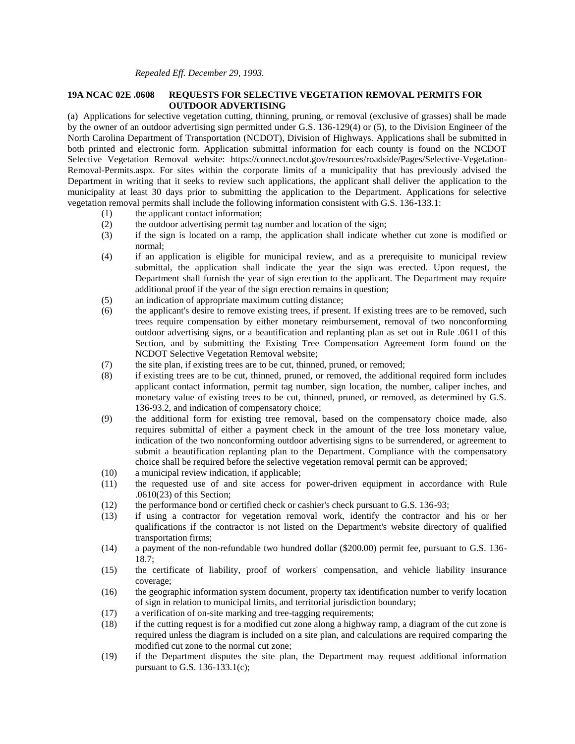*Repealed Eff. December 29, 1993.*

**19A NCAC 02E .0608 REQUESTS FOR SELECTIVE VEGETATION REMOVAL PERMITS FOR OUTDOOR ADVERTISING**

(a) Applications for selective vegetation cutting, thinning, pruning, or removal (exclusive of grasses) shall be made by the owner of an outdoor advertising sign permitted under G.S. 136-129(4) or (5), to the Division Engineer of the North Carolina Department of Transportation (NCDOT), Division of Highways. Applications shall be submitted in both printed and electronic form. Application submittal information for each county is found on the NCDOT Selective Vegetation Removal website: https://connect.ncdot.gov/resources/roadside/Pages/Selective-Vegetation-Removal-Permits.aspx. For sites within the corporate limits of a municipality that has previously advised the Department in writing that it seeks to review such applications, the applicant shall deliver the application to the municipality at least 30 days prior to submitting the application to the Department. Applications for selective vegetation removal permits shall include the following information consistent with G.S. 136-133.1:

(1) the applicant contact information;

(2) the outdoor advertising permit tag number and location of the sign;

(3) if the sign is located on a ramp, the application shall indicate whether cut zone is modified or normal;

(4) if an application is eligible for municipal review, and as a prerequisite to municipal review submittal, the application shall indicate the year the sign was erected. Upon request, the Department shall furnish the year of sign erection to the applicant. The Department may require additional proof if the year of the sign erection remains in question;

(5) an indication of appropriate maximum cutting distance;

(6) the applicant's desire to remove existing trees, if present. If existing trees are to be removed, such trees require compensation by either monetary reimbursement, removal of two nonconforming outdoor advertising signs, or a beautification and replanting plan as set out in Rule .0611 of this Section, and by submitting the Existing Tree Compensation Agreement form found on the NCDOT Selective Vegetation Removal website;

(7) the site plan, if existing trees are to be cut, thinned, pruned, or removed;

(8) if existing trees are to be cut, thinned, pruned, or removed, the additional required form includes applicant contact information, permit tag number, sign location, the number, caliper inches, and monetary value of existing trees to be cut, thinned, pruned, or removed, as determined by G.S. 136-93.2, and indication of compensatory choice;

(9) the additional form for existing tree removal, based on the compensatory choice made, also requires submittal of either a payment check in the amount of the tree loss monetary value, indication of the two nonconforming outdoor advertising signs to be surrendered, or agreement to submit a beautification replanting plan to the Department. Compliance with the compensatory choice shall be required before the selective vegetation removal permit can be approved;

(10) a municipal review indication, if applicable;

(11) the requested use of and site access for power-driven equipment in accordance with Rule .0610(23) of this Section;

(12) the performance bond or certified check or cashier's check pursuant to G.S. 136-93;

(13) if using a contractor for vegetation removal work, identify the contractor and his or her qualifications if the contractor is not listed on the Department's website directory of qualified transportation firms;

(14) a payment of the non-refundable two hundred dollar ($200.00) permit fee, pursuant to G.S. 136-18.7;

(15) the certificate of liability, proof of workers' compensation, and vehicle liability insurance coverage;

(16) the geographic information system document, property tax identification number to verify location of sign in relation to municipal limits, and territorial jurisdiction boundary;

(17) a verification of on-site marking and tree-tagging requirements;

(18) if the cutting request is for a modified cut zone along a highway ramp, a diagram of the cut zone is required unless the diagram is included on a site plan, and calculations are required comparing the modified cut zone to the normal cut zone;

(19) if the Department disputes the site plan, the Department may request additional information pursuant to G.S. 136-133.1(c);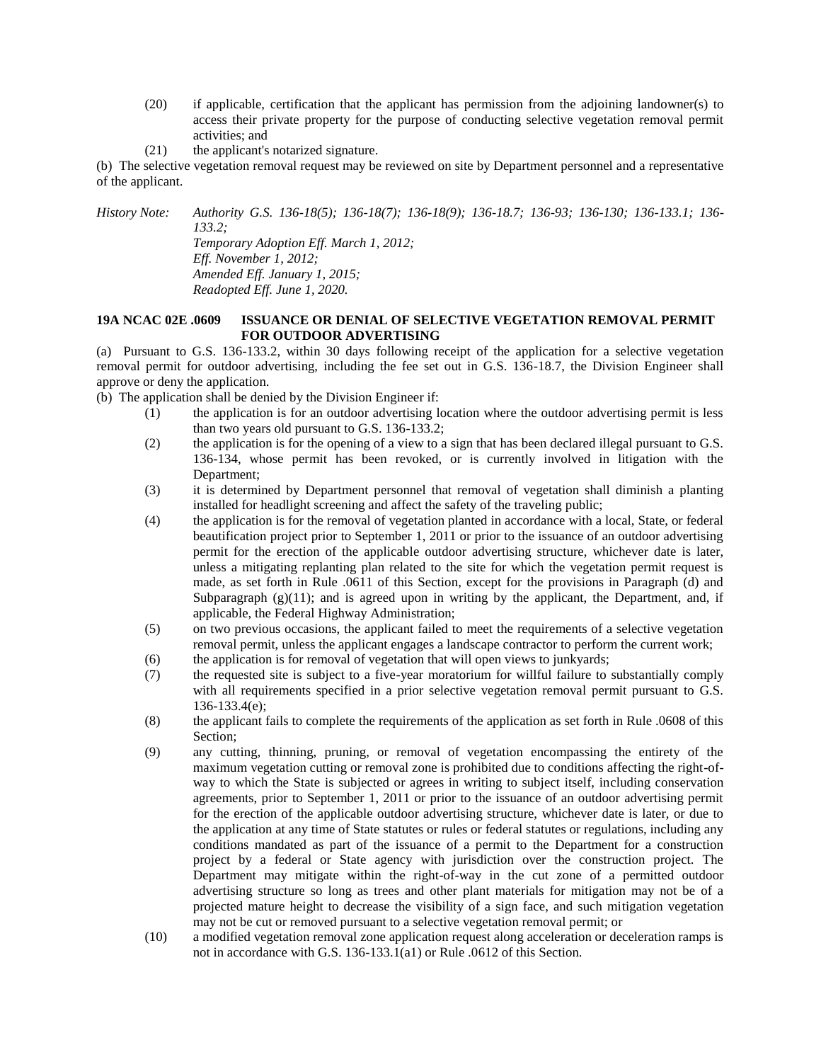(20) if applicable, certification that the applicant has permission from the adjoining landowner(s) to access their private property for the purpose of conducting selective vegetation removal permit activities; and

(21) the applicant's notarized signature.

(b) The selective vegetation removal request may be reviewed on site by Department personnel and a representative of the applicant.

*History Note: Authority G.S. 136-18(5); 136-18(7); 136-18(9); 136-18.7; 136-93; 136-130; 136-133.1; 136-133.2;*
*Temporary Adoption Eff. March 1, 2012;*
*Eff. November 1, 2012;*
*Amended Eff. January 1, 2015;*
*Readopted Eff. June 1, 2020.*

**19A NCAC 02E .0609 ISSUANCE OR DENIAL OF SELECTIVE VEGETATION REMOVAL PERMIT FOR OUTDOOR ADVERTISING**

(a) Pursuant to G.S. 136-133.2, within 30 days following receipt of the application for a selective vegetation removal permit for outdoor advertising, including the fee set out in G.S. 136-18.7, the Division Engineer shall approve or deny the application.

(b) The application shall be denied by the Division Engineer if:

(1) the application is for an outdoor advertising location where the outdoor advertising permit is less than two years old pursuant to G.S. 136-133.2;

(2) the application is for the opening of a view to a sign that has been declared illegal pursuant to G.S. 136-134, whose permit has been revoked, or is currently involved in litigation with the Department;

(3) it is determined by Department personnel that removal of vegetation shall diminish a planting installed for headlight screening and affect the safety of the traveling public;

(4) the application is for the removal of vegetation planted in accordance with a local, State, or federal beautification project prior to September 1, 2011 or prior to the issuance of an outdoor advertising permit for the erection of the applicable outdoor advertising structure, whichever date is later, unless a mitigating replanting plan related to the site for which the vegetation permit request is made, as set forth in Rule .0611 of this Section, except for the provisions in Paragraph (d) and Subparagraph (g)(11); and is agreed upon in writing by the applicant, the Department, and, if applicable, the Federal Highway Administration;

(5) on two previous occasions, the applicant failed to meet the requirements of a selective vegetation removal permit, unless the applicant engages a landscape contractor to perform the current work;

(6) the application is for removal of vegetation that will open views to junkyards;

(7) the requested site is subject to a five-year moratorium for willful failure to substantially comply with all requirements specified in a prior selective vegetation removal permit pursuant to G.S. 136-133.4(e);

(8) the applicant fails to complete the requirements of the application as set forth in Rule .0608 of this Section;

(9) any cutting, thinning, pruning, or removal of vegetation encompassing the entirety of the maximum vegetation cutting or removal zone is prohibited due to conditions affecting the right-of-way to which the State is subjected or agrees in writing to subject itself, including conservation agreements, prior to September 1, 2011 or prior to the issuance of an outdoor advertising permit for the erection of the applicable outdoor advertising structure, whichever date is later, or due to the application at any time of State statutes or rules or federal statutes or regulations, including any conditions mandated as part of the issuance of a permit to the Department for a construction project by a federal or State agency with jurisdiction over the construction project. The Department may mitigate within the right-of-way in the cut zone of a permitted outdoor advertising structure so long as trees and other plant materials for mitigation may not be of a projected mature height to decrease the visibility of a sign face, and such mitigation vegetation may not be cut or removed pursuant to a selective vegetation removal permit; or

(10) a modified vegetation removal zone application request along acceleration or deceleration ramps is not in accordance with G.S. 136-133.1(a1) or Rule .0612 of this Section.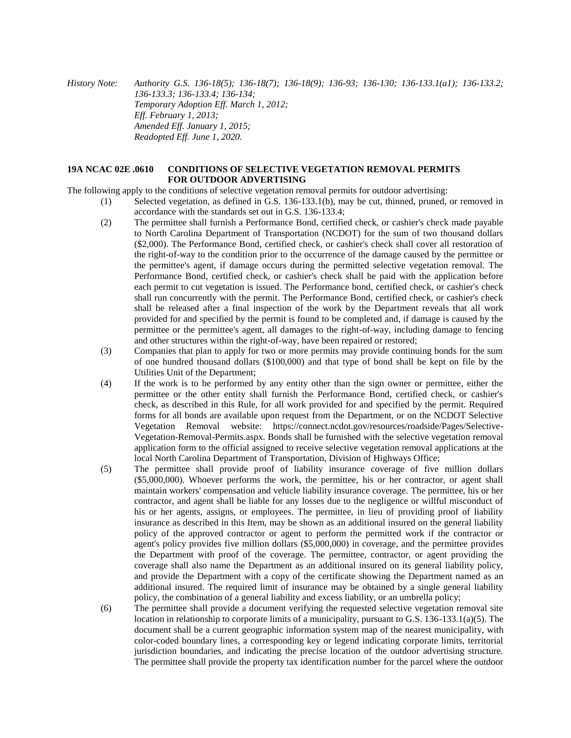*History Note: Authority G.S. 136-18(5); 136-18(7); 136-18(9); 136-93; 136-130; 136-133.1(a1); 136-133.2; 136-133.3; 136-133.4; 136-134;*
*Temporary Adoption Eff. March 1, 2012;*
*Eff. February 1, 2013;*
*Amended Eff. January 1, 2015;*
*Readopted Eff. June 1, 2020.*

**19A NCAC 02E .0610 CONDITIONS OF SELECTIVE VEGETATION REMOVAL PERMITS FOR OUTDOOR ADVERTISING**

The following apply to the conditions of selective vegetation removal permits for outdoor advertising:

(1) Selected vegetation, as defined in G.S. 136-133.1(b), may be cut, thinned, pruned, or removed in accordance with the standards set out in G.S. 136-133.4;

(2) The permittee shall furnish a Performance Bond, certified check, or cashier's check made payable to North Carolina Department of Transportation (NCDOT) for the sum of two thousand dollars ($2,000). The Performance Bond, certified check, or cashier's check shall cover all restoration of the right-of-way to the condition prior to the occurrence of the damage caused by the permittee or the permittee's agent, if damage occurs during the permitted selective vegetation removal. The Performance Bond, certified check, or cashier's check shall be paid with the application before each permit to cut vegetation is issued. The Performance bond, certified check, or cashier's check shall run concurrently with the permit. The Performance Bond, certified check, or cashier's check shall be released after a final inspection of the work by the Department reveals that all work provided for and specified by the permit is found to be completed and, if damage is caused by the permittee or the permittee's agent, all damages to the right-of-way, including damage to fencing and other structures within the right-of-way, have been repaired or restored;

(3) Companies that plan to apply for two or more permits may provide continuing bonds for the sum of one hundred thousand dollars ($100,000) and that type of bond shall be kept on file by the Utilities Unit of the Department;

(4) If the work is to be performed by any entity other than the sign owner or permittee, either the permittee or the other entity shall furnish the Performance Bond, certified check, or cashier's check, as described in this Rule, for all work provided for and specified by the permit. Required forms for all bonds are available upon request from the Department, or on the NCDOT Selective Vegetation Removal website: https://connect.ncdot.gov/resources/roadside/Pages/Selective-Vegetation-Removal-Permits.aspx. Bonds shall be furnished with the selective vegetation removal application form to the official assigned to receive selective vegetation removal applications at the local North Carolina Department of Transportation, Division of Highways Office;

(5) The permittee shall provide proof of liability insurance coverage of five million dollars ($5,000,000). Whoever performs the work, the permittee, his or her contractor, or agent shall maintain workers' compensation and vehicle liability insurance coverage. The permittee, his or her contractor, and agent shall be liable for any losses due to the negligence or willful misconduct of his or her agents, assigns, or employees. The permittee, in lieu of providing proof of liability insurance as described in this Item, may be shown as an additional insured on the general liability policy of the approved contractor or agent to perform the permitted work if the contractor or agent's policy provides five million dollars ($5,000,000) in coverage, and the permittee provides the Department with proof of the coverage. The permittee, contractor, or agent providing the coverage shall also name the Department as an additional insured on its general liability policy, and provide the Department with a copy of the certificate showing the Department named as an additional insured. The required limit of insurance may be obtained by a single general liability policy, the combination of a general liability and excess liability, or an umbrella policy;

(6) The permittee shall provide a document verifying the requested selective vegetation removal site location in relationship to corporate limits of a municipality, pursuant to G.S. 136-133.1(a)(5). The document shall be a current geographic information system map of the nearest municipality, with color-coded boundary lines, a corresponding key or legend indicating corporate limits, territorial jurisdiction boundaries, and indicating the precise location of the outdoor advertising structure. The permittee shall provide the property tax identification number for the parcel where the outdoor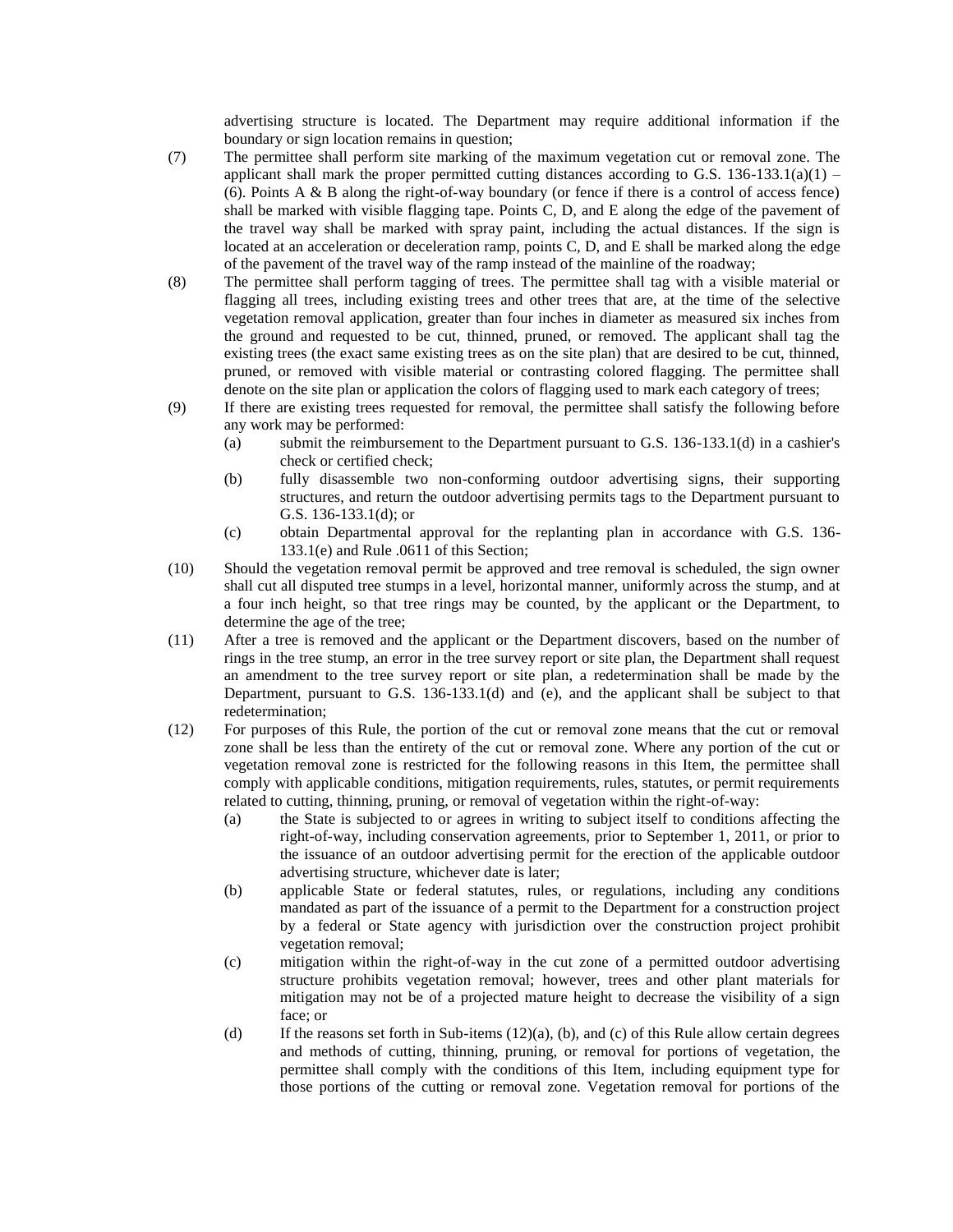advertising structure is located. The Department may require additional information if the boundary or sign location remains in question;

(7) The permittee shall perform site marking of the maximum vegetation cut or removal zone. The applicant shall mark the proper permitted cutting distances according to G.S. 136-133.1(a)(1) – (6). Points A & B along the right-of-way boundary (or fence if there is a control of access fence) shall be marked with visible flagging tape. Points C, D, and E along the edge of the pavement of the travel way shall be marked with spray paint, including the actual distances. If the sign is located at an acceleration or deceleration ramp, points C, D, and E shall be marked along the edge of the pavement of the travel way of the ramp instead of the mainline of the roadway;

(8) The permittee shall perform tagging of trees. The permittee shall tag with a visible material or flagging all trees, including existing trees and other trees that are, at the time of the selective vegetation removal application, greater than four inches in diameter as measured six inches from the ground and requested to be cut, thinned, pruned, or removed. The applicant shall tag the existing trees (the exact same existing trees as on the site plan) that are desired to be cut, thinned, pruned, or removed with visible material or contrasting colored flagging. The permittee shall denote on the site plan or application the colors of flagging used to mark each category of trees;

(9) If there are existing trees requested for removal, the permittee shall satisfy the following before any work may be performed:
   (a) submit the reimbursement to the Department pursuant to G.S. 136-133.1(d) in a cashier's check or certified check;
   (b) fully disassemble two non-conforming outdoor advertising signs, their supporting structures, and return the outdoor advertising permits tags to the Department pursuant to G.S. 136-133.1(d); or
   (c) obtain Departmental approval for the replanting plan in accordance with G.S. 136-133.1(e) and Rule .0611 of this Section;

(10) Should the vegetation removal permit be approved and tree removal is scheduled, the sign owner shall cut all disputed tree stumps in a level, horizontal manner, uniformly across the stump, and at a four inch height, so that tree rings may be counted, by the applicant or the Department, to determine the age of the tree;

(11) After a tree is removed and the applicant or the Department discovers, based on the number of rings in the tree stump, an error in the tree survey report or site plan, the Department shall request an amendment to the tree survey report or site plan, a redetermination shall be made by the Department, pursuant to G.S. 136-133.1(d) and (e), and the applicant shall be subject to that redetermination;

(12) For purposes of this Rule, the portion of the cut or removal zone means that the cut or removal zone shall be less than the entirety of the cut or removal zone. Where any portion of the cut or vegetation removal zone is restricted for the following reasons in this Item, the permittee shall comply with applicable conditions, mitigation requirements, rules, statutes, or permit requirements related to cutting, thinning, pruning, or removal of vegetation within the right-of-way:
   (a) the State is subjected to or agrees in writing to subject itself to conditions affecting the right-of-way, including conservation agreements, prior to September 1, 2011, or prior to the issuance of an outdoor advertising permit for the erection of the applicable outdoor advertising structure, whichever date is later;
   (b) applicable State or federal statutes, rules, or regulations, including any conditions mandated as part of the issuance of a permit to the Department for a construction project by a federal or State agency with jurisdiction over the construction project prohibit vegetation removal;
   (c) mitigation within the right-of-way in the cut zone of a permitted outdoor advertising structure prohibits vegetation removal; however, trees and other plant materials for mitigation may not be of a projected mature height to decrease the visibility of a sign face; or
   (d) If the reasons set forth in Sub-items (12)(a), (b), and (c) of this Rule allow certain degrees and methods of cutting, thinning, pruning, or removal for portions of vegetation, the permittee shall comply with the conditions of this Item, including equipment type for those portions of the cutting or removal zone. Vegetation removal for portions of the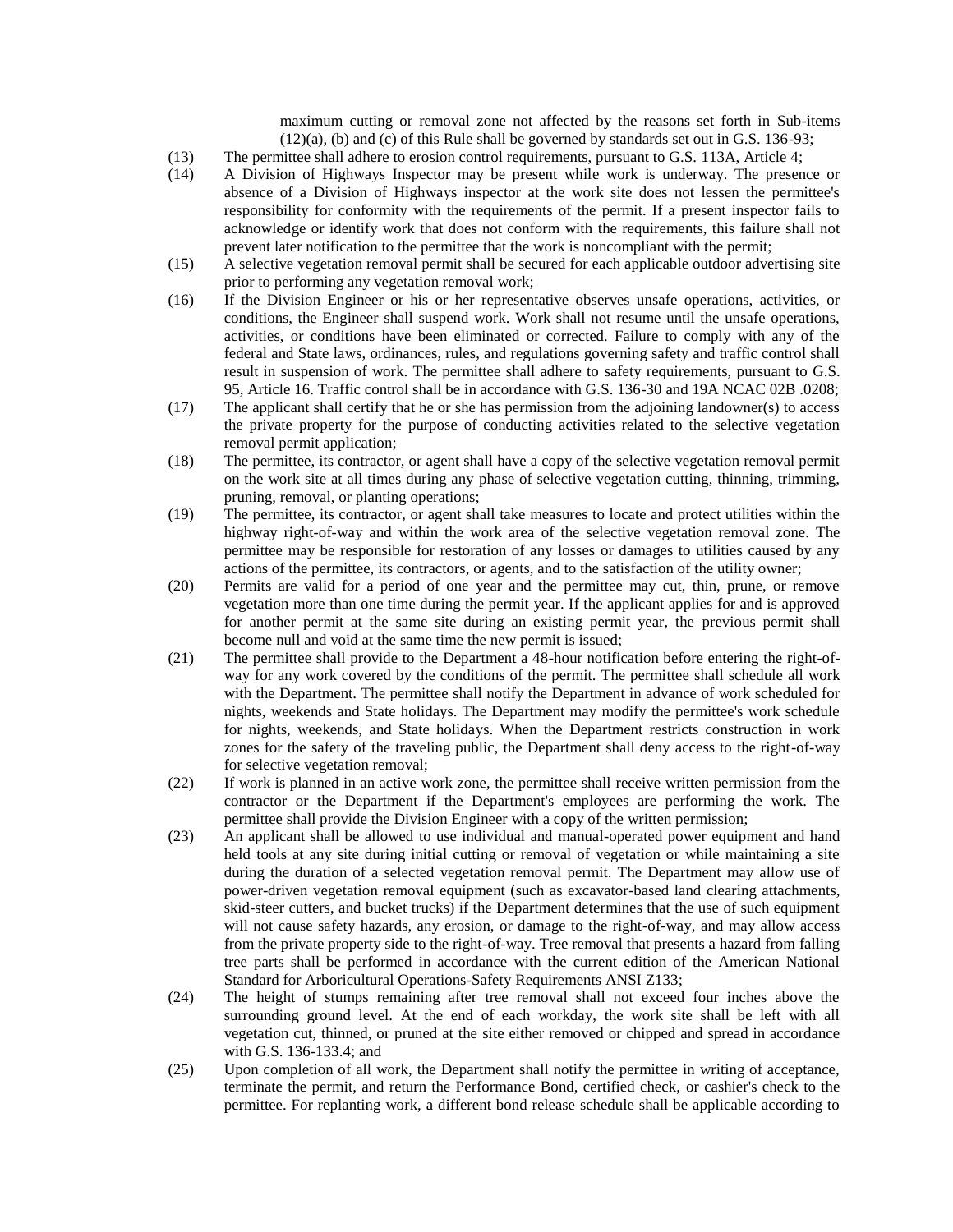maximum cutting or removal zone not affected by the reasons set forth in Sub-items (12)(a), (b) and (c) of this Rule shall be governed by standards set out in G.S. 136-93;

(13) The permittee shall adhere to erosion control requirements, pursuant to G.S. 113A, Article 4;

(14) A Division of Highways Inspector may be present while work is underway. The presence or absence of a Division of Highways inspector at the work site does not lessen the permittee's responsibility for conformity with the requirements of the permit. If a present inspector fails to acknowledge or identify work that does not conform with the requirements, this failure shall not prevent later notification to the permittee that the work is noncompliant with the permit;

(15) A selective vegetation removal permit shall be secured for each applicable outdoor advertising site prior to performing any vegetation removal work;

(16) If the Division Engineer or his or her representative observes unsafe operations, activities, or conditions, the Engineer shall suspend work. Work shall not resume until the unsafe operations, activities, or conditions have been eliminated or corrected. Failure to comply with any of the federal and State laws, ordinances, rules, and regulations governing safety and traffic control shall result in suspension of work. The permittee shall adhere to safety requirements, pursuant to G.S. 95, Article 16. Traffic control shall be in accordance with G.S. 136-30 and 19A NCAC 02B .0208;

(17) The applicant shall certify that he or she has permission from the adjoining landowner(s) to access the private property for the purpose of conducting activities related to the selective vegetation removal permit application;

(18) The permittee, its contractor, or agent shall have a copy of the selective vegetation removal permit on the work site at all times during any phase of selective vegetation cutting, thinning, trimming, pruning, removal, or planting operations;

(19) The permittee, its contractor, or agent shall take measures to locate and protect utilities within the highway right-of-way and within the work area of the selective vegetation removal zone. The permittee may be responsible for restoration of any losses or damages to utilities caused by any actions of the permittee, its contractors, or agents, and to the satisfaction of the utility owner;

(20) Permits are valid for a period of one year and the permittee may cut, thin, prune, or remove vegetation more than one time during the permit year. If the applicant applies for and is approved for another permit at the same site during an existing permit year, the previous permit shall become null and void at the same time the new permit is issued;

(21) The permittee shall provide to the Department a 48-hour notification before entering the right-of-way for any work covered by the conditions of the permit. The permittee shall schedule all work with the Department. The permittee shall notify the Department in advance of work scheduled for nights, weekends and State holidays. The Department may modify the permittee's work schedule for nights, weekends, and State holidays. When the Department restricts construction in work zones for the safety of the traveling public, the Department shall deny access to the right-of-way for selective vegetation removal;

(22) If work is planned in an active work zone, the permittee shall receive written permission from the contractor or the Department if the Department's employees are performing the work. The permittee shall provide the Division Engineer with a copy of the written permission;

(23) An applicant shall be allowed to use individual and manual-operated power equipment and hand held tools at any site during initial cutting or removal of vegetation or while maintaining a site during the duration of a selected vegetation removal permit. The Department may allow use of power-driven vegetation removal equipment (such as excavator-based land clearing attachments, skid-steer cutters, and bucket trucks) if the Department determines that the use of such equipment will not cause safety hazards, any erosion, or damage to the right-of-way, and may allow access from the private property side to the right-of-way. Tree removal that presents a hazard from falling tree parts shall be performed in accordance with the current edition of the American National Standard for Arboricultural Operations-Safety Requirements ANSI Z133;

(24) The height of stumps remaining after tree removal shall not exceed four inches above the surrounding ground level. At the end of each workday, the work site shall be left with all vegetation cut, thinned, or pruned at the site either removed or chipped and spread in accordance with G.S. 136-133.4; and

(25) Upon completion of all work, the Department shall notify the permittee in writing of acceptance, terminate the permit, and return the Performance Bond, certified check, or cashier's check to the permittee. For replanting work, a different bond release schedule shall be applicable according to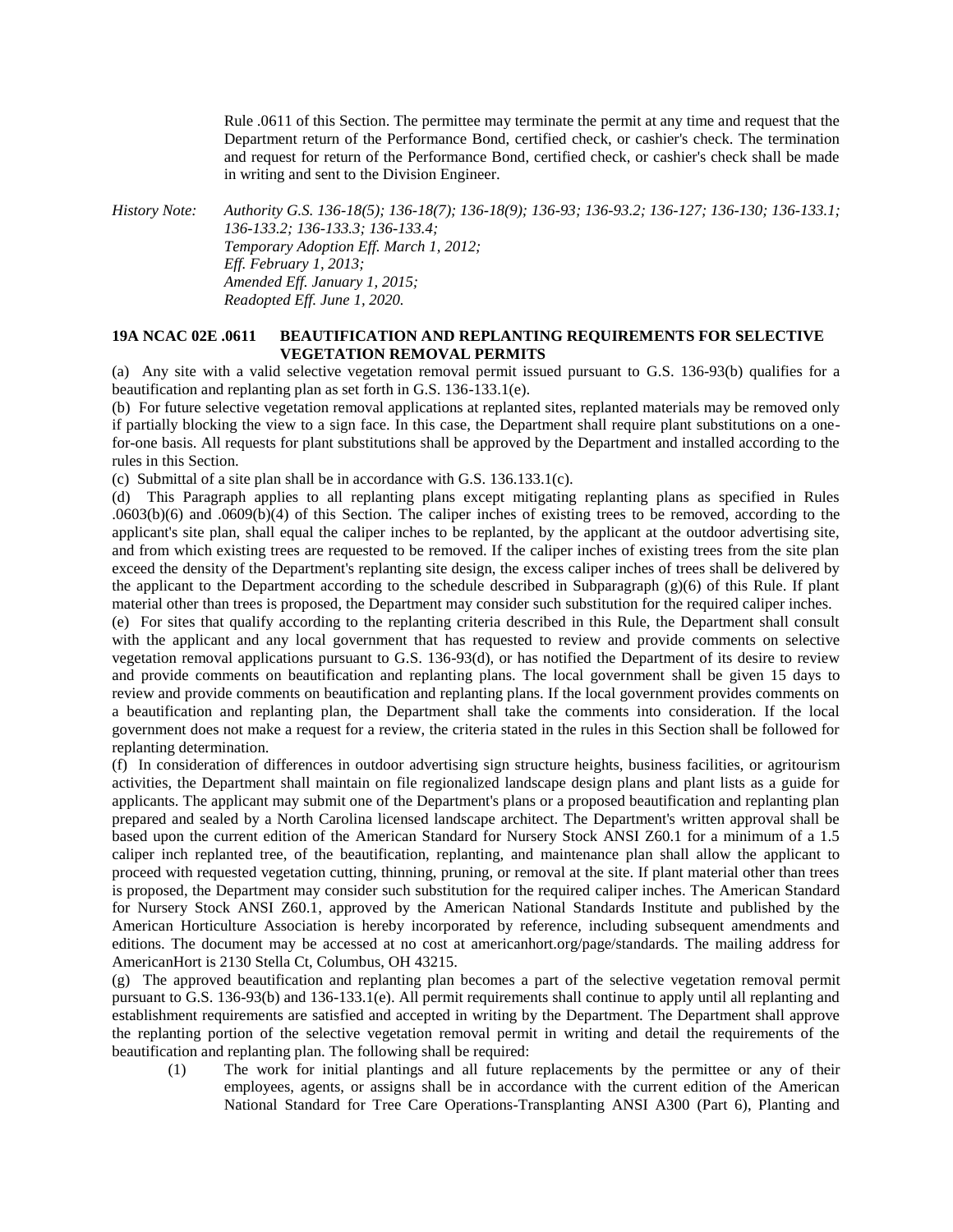Rule .0611 of this Section. The permittee may terminate the permit at any time and request that the Department return of the Performance Bond, certified check, or cashier's check. The termination and request for return of the Performance Bond, certified check, or cashier's check shall be made in writing and sent to the Division Engineer.

*History Note: Authority G.S. 136-18(5); 136-18(7); 136-18(9); 136-93; 136-93.2; 136-127; 136-130; 136-133.1; 136-133.2; 136-133.3; 136-133.4;*
*Temporary Adoption Eff. March 1, 2012;*
*Eff. February 1, 2013;*
*Amended Eff. January 1, 2015;*
*Readopted Eff. June 1, 2020.*

**19A NCAC 02E .0611 BEAUTIFICATION AND REPLANTING REQUIREMENTS FOR SELECTIVE VEGETATION REMOVAL PERMITS**

(a) Any site with a valid selective vegetation removal permit issued pursuant to G.S. 136-93(b) qualifies for a beautification and replanting plan as set forth in G.S. 136-133.1(e).

(b) For future selective vegetation removal applications at replanted sites, replanted materials may be removed only if partially blocking the view to a sign face. In this case, the Department shall require plant substitutions on a one-for-one basis. All requests for plant substitutions shall be approved by the Department and installed according to the rules in this Section.

(c) Submittal of a site plan shall be in accordance with G.S. 136.133.1(c).

(d) This Paragraph applies to all replanting plans except mitigating replanting plans as specified in Rules .0603(b)(6) and .0609(b)(4) of this Section. The caliper inches of existing trees to be removed, according to the applicant's site plan, shall equal the caliper inches to be replanted, by the applicant at the outdoor advertising site, and from which existing trees are requested to be removed. If the caliper inches of existing trees from the site plan exceed the density of the Department's replanting site design, the excess caliper inches of trees shall be delivered by the applicant to the Department according to the schedule described in Subparagraph (g)(6) of this Rule. If plant material other than trees is proposed, the Department may consider such substitution for the required caliper inches.

(e) For sites that qualify according to the replanting criteria described in this Rule, the Department shall consult with the applicant and any local government that has requested to review and provide comments on selective vegetation removal applications pursuant to G.S. 136-93(d), or has notified the Department of its desire to review and provide comments on beautification and replanting plans. The local government shall be given 15 days to review and provide comments on beautification and replanting plans. If the local government provides comments on a beautification and replanting plan, the Department shall take the comments into consideration. If the local government does not make a request for a review, the criteria stated in the rules in this Section shall be followed for replanting determination.

(f) In consideration of differences in outdoor advertising sign structure heights, business facilities, or agritourism activities, the Department shall maintain on file regionalized landscape design plans and plant lists as a guide for applicants. The applicant may submit one of the Department's plans or a proposed beautification and replanting plan prepared and sealed by a North Carolina licensed landscape architect. The Department's written approval shall be based upon the current edition of the American Standard for Nursery Stock ANSI Z60.1 for a minimum of a 1.5 caliper inch replanted tree, of the beautification, replanting, and maintenance plan shall allow the applicant to proceed with requested vegetation cutting, thinning, pruning, or removal at the site. If plant material other than trees is proposed, the Department may consider such substitution for the required caliper inches. The American Standard for Nursery Stock ANSI Z60.1, approved by the American National Standards Institute and published by the American Horticulture Association is hereby incorporated by reference, including subsequent amendments and editions. The document may be accessed at no cost at americanhort.org/page/standards. The mailing address for AmericanHort is 2130 Stella Ct, Columbus, OH 43215.

(g) The approved beautification and replanting plan becomes a part of the selective vegetation removal permit pursuant to G.S. 136-93(b) and 136-133.1(e). All permit requirements shall continue to apply until all replanting and establishment requirements are satisfied and accepted in writing by the Department. The Department shall approve the replanting portion of the selective vegetation removal permit in writing and detail the requirements of the beautification and replanting plan. The following shall be required:

(1) The work for initial plantings and all future replacements by the permittee or any of their employees, agents, or assigns shall be in accordance with the current edition of the American National Standard for Tree Care Operations-Transplanting ANSI A300 (Part 6), Planting and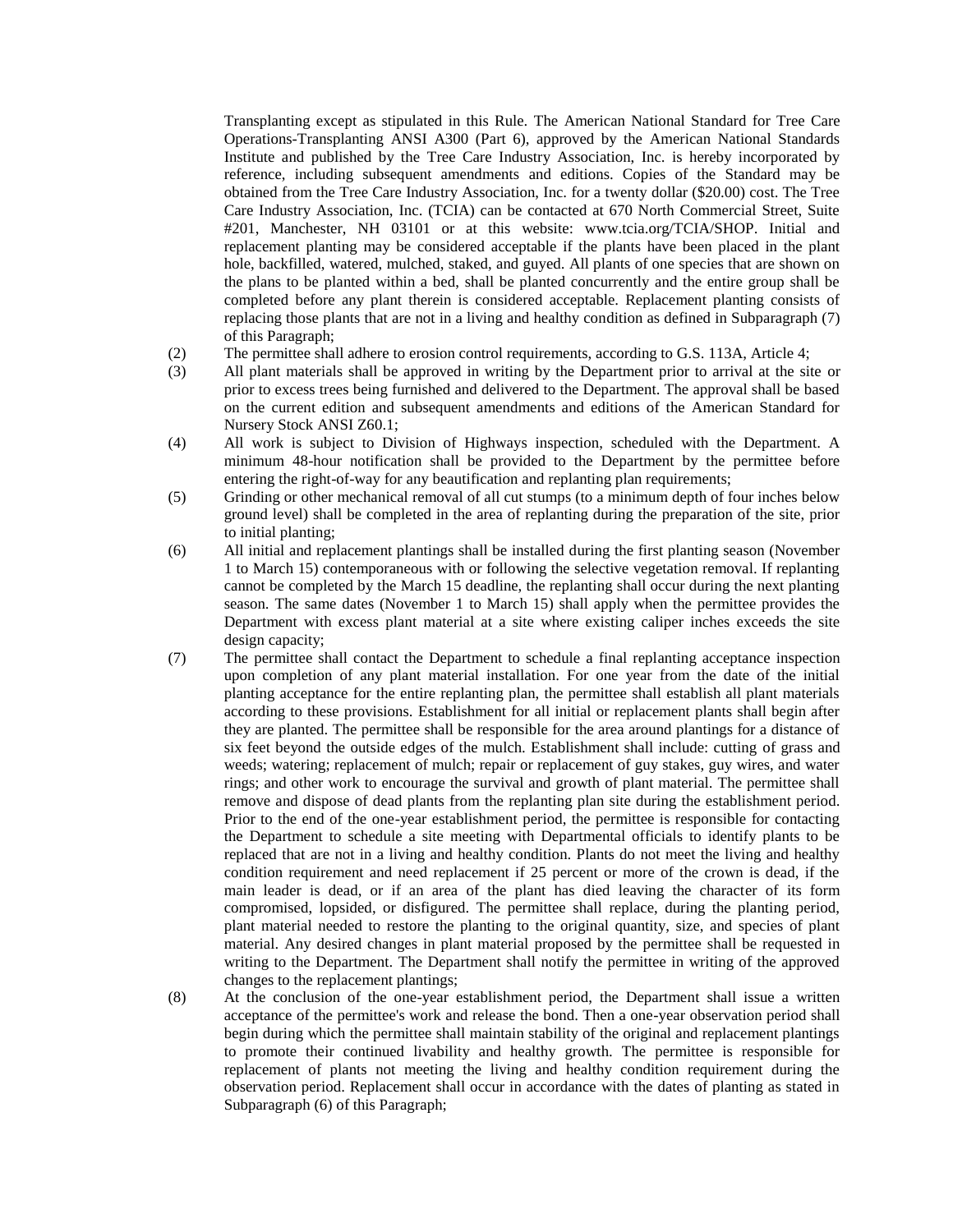Transplanting except as stipulated in this Rule. The American National Standard for Tree Care Operations-Transplanting ANSI A300 (Part 6), approved by the American National Standards Institute and published by the Tree Care Industry Association, Inc. is hereby incorporated by reference, including subsequent amendments and editions. Copies of the Standard may be obtained from the Tree Care Industry Association, Inc. for a twenty dollar ($20.00) cost. The Tree Care Industry Association, Inc. (TCIA) can be contacted at 670 North Commercial Street, Suite #201, Manchester, NH 03101 or at this website: www.tcia.org/TCIA/SHOP. Initial and replacement planting may be considered acceptable if the plants have been placed in the plant hole, backfilled, watered, mulched, staked, and guyed. All plants of one species that are shown on the plans to be planted within a bed, shall be planted concurrently and the entire group shall be completed before any plant therein is considered acceptable. Replacement planting consists of replacing those plants that are not in a living and healthy condition as defined in Subparagraph (7) of this Paragraph;

(2) The permittee shall adhere to erosion control requirements, according to G.S. 113A, Article 4;

(3) All plant materials shall be approved in writing by the Department prior to arrival at the site or prior to excess trees being furnished and delivered to the Department. The approval shall be based on the current edition and subsequent amendments and editions of the American Standard for Nursery Stock ANSI Z60.1;

(4) All work is subject to Division of Highways inspection, scheduled with the Department. A minimum 48-hour notification shall be provided to the Department by the permittee before entering the right-of-way for any beautification and replanting plan requirements;

(5) Grinding or other mechanical removal of all cut stumps (to a minimum depth of four inches below ground level) shall be completed in the area of replanting during the preparation of the site, prior to initial planting;

(6) All initial and replacement plantings shall be installed during the first planting season (November 1 to March 15) contemporaneous with or following the selective vegetation removal. If replanting cannot be completed by the March 15 deadline, the replanting shall occur during the next planting season. The same dates (November 1 to March 15) shall apply when the permittee provides the Department with excess plant material at a site where existing caliper inches exceeds the site design capacity;

(7) The permittee shall contact the Department to schedule a final replanting acceptance inspection upon completion of any plant material installation. For one year from the date of the initial planting acceptance for the entire replanting plan, the permittee shall establish all plant materials according to these provisions. Establishment for all initial or replacement plants shall begin after they are planted. The permittee shall be responsible for the area around plantings for a distance of six feet beyond the outside edges of the mulch. Establishment shall include: cutting of grass and weeds; watering; replacement of mulch; repair or replacement of guy stakes, guy wires, and water rings; and other work to encourage the survival and growth of plant material. The permittee shall remove and dispose of dead plants from the replanting plan site during the establishment period. Prior to the end of the one-year establishment period, the permittee is responsible for contacting the Department to schedule a site meeting with Departmental officials to identify plants to be replaced that are not in a living and healthy condition. Plants do not meet the living and healthy condition requirement and need replacement if 25 percent or more of the crown is dead, if the main leader is dead, or if an area of the plant has died leaving the character of its form compromised, lopsided, or disfigured. The permittee shall replace, during the planting period, plant material needed to restore the planting to the original quantity, size, and species of plant material. Any desired changes in plant material proposed by the permittee shall be requested in writing to the Department. The Department shall notify the permittee in writing of the approved changes to the replacement plantings;

(8) At the conclusion of the one-year establishment period, the Department shall issue a written acceptance of the permittee's work and release the bond. Then a one-year observation period shall begin during which the permittee shall maintain stability of the original and replacement plantings to promote their continued livability and healthy growth. The permittee is responsible for replacement of plants not meeting the living and healthy condition requirement during the observation period. Replacement shall occur in accordance with the dates of planting as stated in Subparagraph (6) of this Paragraph;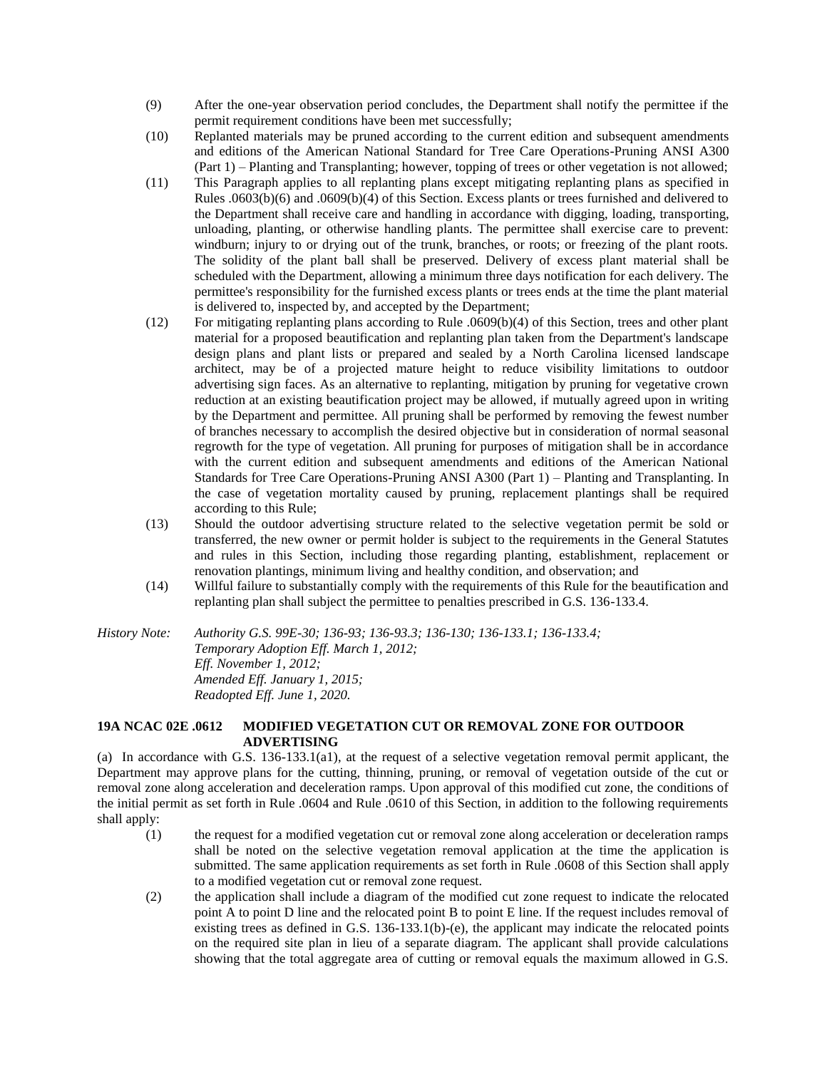(9) After the one-year observation period concludes, the Department shall notify the permittee if the permit requirement conditions have been met successfully;

(10) Replanted materials may be pruned according to the current edition and subsequent amendments and editions of the American National Standard for Tree Care Operations-Pruning ANSI A300 (Part 1) – Planting and Transplanting; however, topping of trees or other vegetation is not allowed;

(11) This Paragraph applies to all replanting plans except mitigating replanting plans as specified in Rules .0603(b)(6) and .0609(b)(4) of this Section. Excess plants or trees furnished and delivered to the Department shall receive care and handling in accordance with digging, loading, transporting, unloading, planting, or otherwise handling plants. The permittee shall exercise care to prevent: windburn; injury to or drying out of the trunk, branches, or roots; or freezing of the plant roots. The solidity of the plant ball shall be preserved. Delivery of excess plant material shall be scheduled with the Department, allowing a minimum three days notification for each delivery. The permittee's responsibility for the furnished excess plants or trees ends at the time the plant material is delivered to, inspected by, and accepted by the Department;

(12) For mitigating replanting plans according to Rule .0609(b)(4) of this Section, trees and other plant material for a proposed beautification and replanting plan taken from the Department's landscape design plans and plant lists or prepared and sealed by a North Carolina licensed landscape architect, may be of a projected mature height to reduce visibility limitations to outdoor advertising sign faces. As an alternative to replanting, mitigation by pruning for vegetative crown reduction at an existing beautification project may be allowed, if mutually agreed upon in writing by the Department and permittee. All pruning shall be performed by removing the fewest number of branches necessary to accomplish the desired objective but in consideration of normal seasonal regrowth for the type of vegetation. All pruning for purposes of mitigation shall be in accordance with the current edition and subsequent amendments and editions of the American National Standards for Tree Care Operations-Pruning ANSI A300 (Part 1) – Planting and Transplanting. In the case of vegetation mortality caused by pruning, replacement plantings shall be required according to this Rule;

(13) Should the outdoor advertising structure related to the selective vegetation permit be sold or transferred, the new owner or permit holder is subject to the requirements in the General Statutes and rules in this Section, including those regarding planting, establishment, replacement or renovation plantings, minimum living and healthy condition, and observation; and

(14) Willful failure to substantially comply with the requirements of this Rule for the beautification and replanting plan shall subject the permittee to penalties prescribed in G.S. 136-133.4.

*History Note: Authority G.S. 99E-30; 136-93; 136-93.3; 136-130; 136-133.1; 136-133.4;*
*Temporary Adoption Eff. March 1, 2012;*
*Eff. November 1, 2012;*
*Amended Eff. January 1, 2015;*
*Readopted Eff. June 1, 2020.*

**19A NCAC 02E .0612 MODIFIED VEGETATION CUT OR REMOVAL ZONE FOR OUTDOOR ADVERTISING**

(a) In accordance with G.S. 136-133.1(a1), at the request of a selective vegetation removal permit applicant, the Department may approve plans for the cutting, thinning, pruning, or removal of vegetation outside of the cut or removal zone along acceleration and deceleration ramps. Upon approval of this modified cut zone, the conditions of the initial permit as set forth in Rule .0604 and Rule .0610 of this Section, in addition to the following requirements shall apply:

(1) the request for a modified vegetation cut or removal zone along acceleration or deceleration ramps shall be noted on the selective vegetation removal application at the time the application is submitted. The same application requirements as set forth in Rule .0608 of this Section shall apply to a modified vegetation cut or removal zone request.

(2) the application shall include a diagram of the modified cut zone request to indicate the relocated point A to point D line and the relocated point B to point E line. If the request includes removal of existing trees as defined in G.S. 136-133.1(b)-(e), the applicant may indicate the relocated points on the required site plan in lieu of a separate diagram. The applicant shall provide calculations showing that the total aggregate area of cutting or removal equals the maximum allowed in G.S.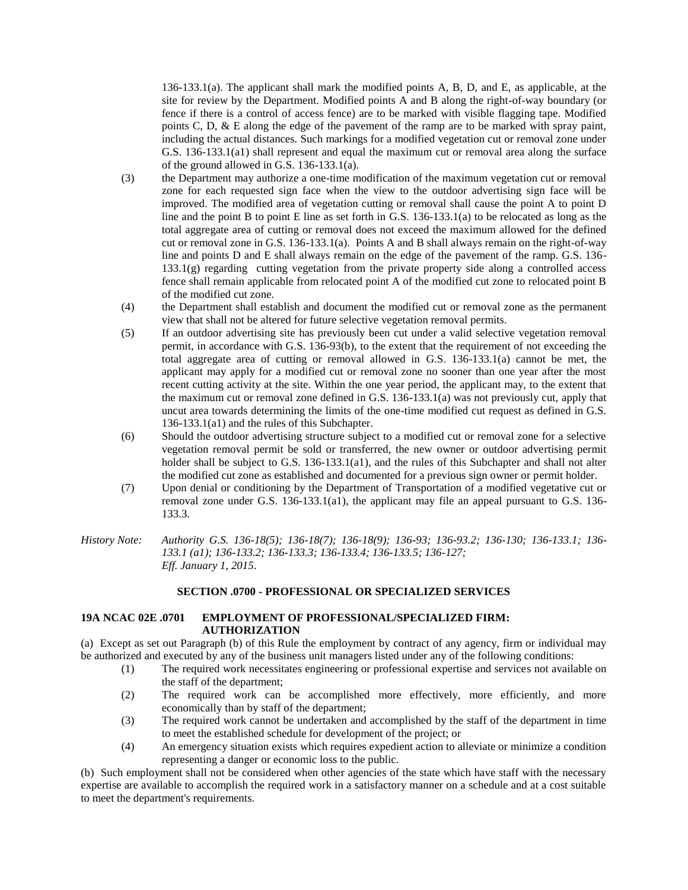136-133.1(a). The applicant shall mark the modified points A, B, D, and E, as applicable, at the site for review by the Department. Modified points A and B along the right-of-way boundary (or fence if there is a control of access fence) are to be marked with visible flagging tape. Modified points C, D, & E along the edge of the pavement of the ramp are to be marked with spray paint, including the actual distances. Such markings for a modified vegetation cut or removal zone under G.S. 136-133.1(a1) shall represent and equal the maximum cut or removal area along the surface of the ground allowed in G.S. 136-133.1(a).

(3) the Department may authorize a one-time modification of the maximum vegetation cut or removal zone for each requested sign face when the view to the outdoor advertising sign face will be improved. The modified area of vegetation cutting or removal shall cause the point A to point D line and the point B to point E line as set forth in G.S. 136-133.1(a) to be relocated as long as the total aggregate area of cutting or removal does not exceed the maximum allowed for the defined cut or removal zone in G.S. 136-133.1(a). Points A and B shall always remain on the right-of-way line and points D and E shall always remain on the edge of the pavement of the ramp. G.S. 136-133.1(g) regarding cutting vegetation from the private property side along a controlled access fence shall remain applicable from relocated point A of the modified cut zone to relocated point B of the modified cut zone.

(4) the Department shall establish and document the modified cut or removal zone as the permanent view that shall not be altered for future selective vegetation removal permits.

(5) If an outdoor advertising site has previously been cut under a valid selective vegetation removal permit, in accordance with G.S. 136-93(b), to the extent that the requirement of not exceeding the total aggregate area of cutting or removal allowed in G.S. 136-133.1(a) cannot be met, the applicant may apply for a modified cut or removal zone no sooner than one year after the most recent cutting activity at the site. Within the one year period, the applicant may, to the extent that the maximum cut or removal zone defined in G.S. 136-133.1(a) was not previously cut, apply that uncut area towards determining the limits of the one-time modified cut request as defined in G.S. 136-133.1(a1) and the rules of this Subchapter.

(6) Should the outdoor advertising structure subject to a modified cut or removal zone for a selective vegetation removal permit be sold or transferred, the new owner or outdoor advertising permit holder shall be subject to G.S. 136-133.1(a1), and the rules of this Subchapter and shall not alter the modified cut zone as established and documented for a previous sign owner or permit holder.

(7) Upon denial or conditioning by the Department of Transportation of a modified vegetative cut or removal zone under G.S. 136-133.1(a1), the applicant may file an appeal pursuant to G.S. 136-133.3.

*History Note: Authority G.S. 136-18(5); 136-18(7); 136-18(9); 136-93; 136-93.2; 136-130; 136-133.1; 136-133.1 (a1); 136-133.2; 136-133.3; 136-133.4; 136-133.5; 136-127;*
*Eff. January 1, 2015.*

## SECTION .0700 - PROFESSIONAL OR SPECIALIZED SERVICES

### 19A NCAC 02E .0701 EMPLOYMENT OF PROFESSIONAL/SPECIALIZED FIRM: AUTHORIZATION

(a) Except as set out Paragraph (b) of this Rule the employment by contract of any agency, firm or individual may be authorized and executed by any of the business unit managers listed under any of the following conditions:

(1) The required work necessitates engineering or professional expertise and services not available on the staff of the department;

(2) The required work can be accomplished more effectively, more efficiently, and more economically than by staff of the department;

(3) The required work cannot be undertaken and accomplished by the staff of the department in time to meet the established schedule for development of the project; or

(4) An emergency situation exists which requires expedient action to alleviate or minimize a condition representing a danger or economic loss to the public.

(b) Such employment shall not be considered when other agencies of the state which have staff with the necessary expertise are available to accomplish the required work in a satisfactory manner on a schedule and at a cost suitable to meet the department's requirements.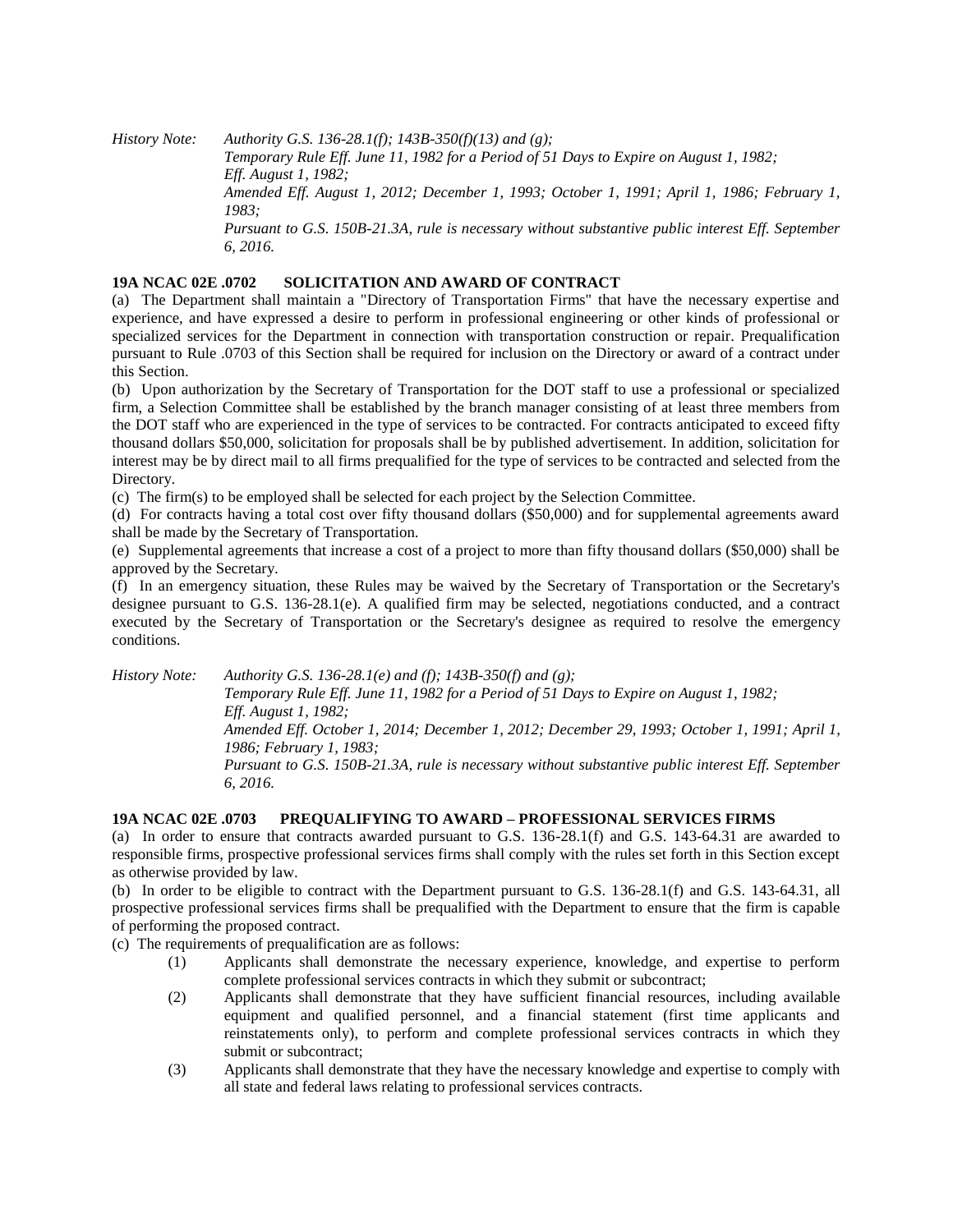*History Note: Authority G.S. 136-28.1(f); 143B-350(f)(13) and (g);*
*Temporary Rule Eff. June 11, 1982 for a Period of 51 Days to Expire on August 1, 1982;*
*Eff. August 1, 1982;*
*Amended Eff. August 1, 2012; December 1, 1993; October 1, 1991; April 1, 1986; February 1, 1983;*
*Pursuant to G.S. 150B-21.3A, rule is necessary without substantive public interest Eff. September 6, 2016.*

**19A NCAC 02E .0702 SOLICITATION AND AWARD OF CONTRACT**

(a) The Department shall maintain a "Directory of Transportation Firms" that have the necessary expertise and experience, and have expressed a desire to perform in professional engineering or other kinds of professional or specialized services for the Department in connection with transportation construction or repair. Prequalification pursuant to Rule .0703 of this Section shall be required for inclusion on the Directory or award of a contract under this Section.

(b) Upon authorization by the Secretary of Transportation for the DOT staff to use a professional or specialized firm, a Selection Committee shall be established by the branch manager consisting of at least three members from the DOT staff who are experienced in the type of services to be contracted. For contracts anticipated to exceed fifty thousand dollars $50,000, solicitation for proposals shall be by published advertisement. In addition, solicitation for interest may be by direct mail to all firms prequalified for the type of services to be contracted and selected from the Directory.

(c) The firm(s) to be employed shall be selected for each project by the Selection Committee.

(d) For contracts having a total cost over fifty thousand dollars ($50,000) and for supplemental agreements award shall be made by the Secretary of Transportation.

(e) Supplemental agreements that increase a cost of a project to more than fifty thousand dollars ($50,000) shall be approved by the Secretary.

(f) In an emergency situation, these Rules may be waived by the Secretary of Transportation or the Secretary's designee pursuant to G.S. 136-28.1(e). A qualified firm may be selected, negotiations conducted, and a contract executed by the Secretary of Transportation or the Secretary's designee as required to resolve the emergency conditions.

*History Note: Authority G.S. 136-28.1(e) and (f); 143B-350(f) and (g);*
*Temporary Rule Eff. June 11, 1982 for a Period of 51 Days to Expire on August 1, 1982;*
*Eff. August 1, 1982;*
*Amended Eff. October 1, 2014; December 1, 2012; December 29, 1993; October 1, 1991; April 1, 1986; February 1, 1983;*
*Pursuant to G.S. 150B-21.3A, rule is necessary without substantive public interest Eff. September 6, 2016.*

**19A NCAC 02E .0703 PREQUALIFYING TO AWARD – PROFESSIONAL SERVICES FIRMS**

(a) In order to ensure that contracts awarded pursuant to G.S. 136-28.1(f) and G.S. 143-64.31 are awarded to responsible firms, prospective professional services firms shall comply with the rules set forth in this Section except as otherwise provided by law.

(b) In order to be eligible to contract with the Department pursuant to G.S. 136-28.1(f) and G.S. 143-64.31, all prospective professional services firms shall be prequalified with the Department to ensure that the firm is capable of performing the proposed contract.

(c) The requirements of prequalification are as follows:

- (1) Applicants shall demonstrate the necessary experience, knowledge, and expertise to perform complete professional services contracts in which they submit or subcontract;
- (2) Applicants shall demonstrate that they have sufficient financial resources, including available equipment and qualified personnel, and a financial statement (first time applicants and reinstatements only), to perform and complete professional services contracts in which they submit or subcontract;
- (3) Applicants shall demonstrate that they have the necessary knowledge and expertise to comply with all state and federal laws relating to professional services contracts.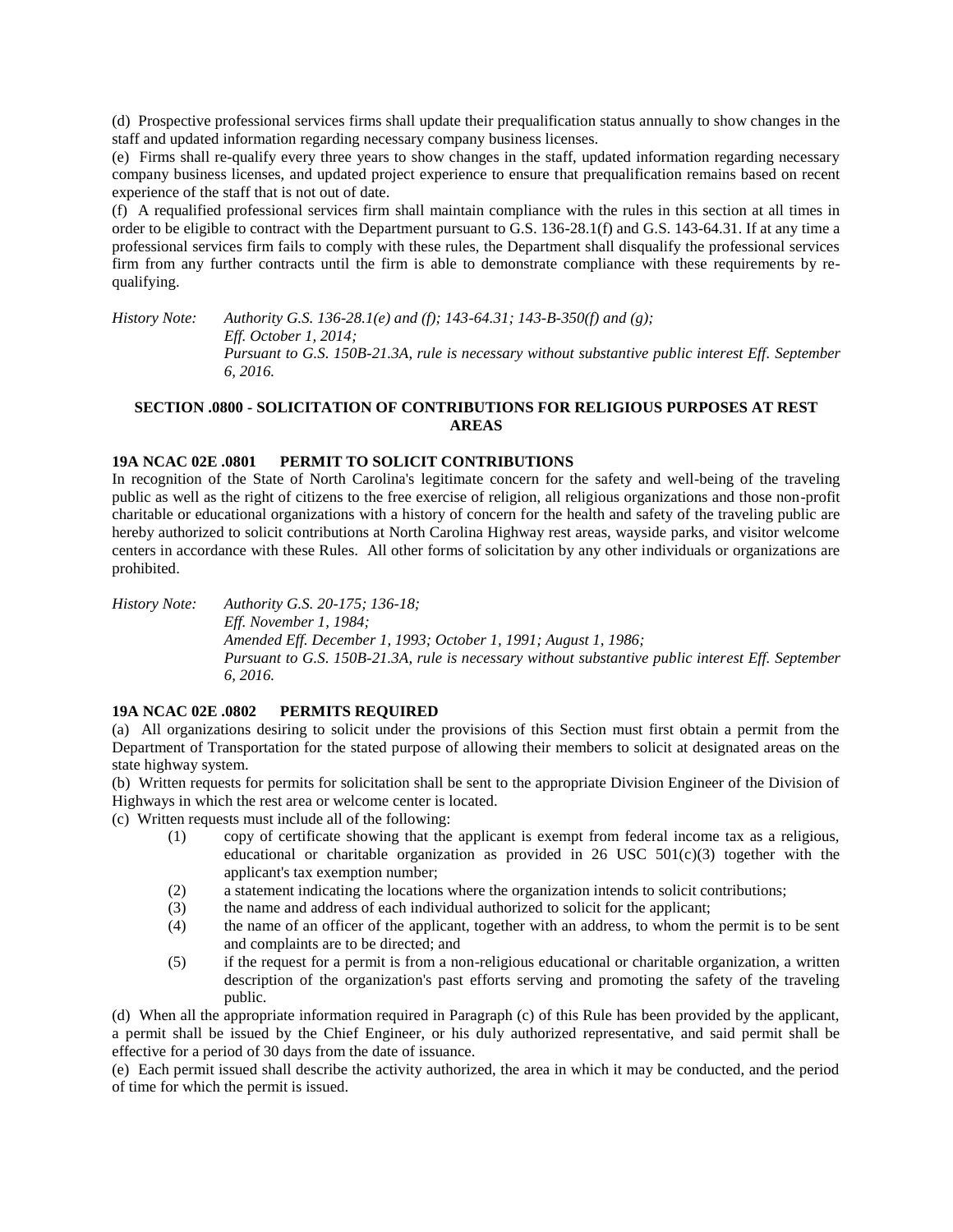(d) Prospective professional services firms shall update their prequalification status annually to show changes in the staff and updated information regarding necessary company business licenses.

(e) Firms shall re-qualify every three years to show changes in the staff, updated information regarding necessary company business licenses, and updated project experience to ensure that prequalification remains based on recent experience of the staff that is not out of date.

(f) A requalified professional services firm shall maintain compliance with the rules in this section at all times in order to be eligible to contract with the Department pursuant to G.S. 136-28.1(f) and G.S. 143-64.31. If at any time a professional services firm fails to comply with these rules, the Department shall disqualify the professional services firm from any further contracts until the firm is able to demonstrate compliance with these requirements by re-qualifying.

*History Note: Authority G.S. 136-28.1(e) and (f); 143-64.31; 143-B-350(f) and (g);*
*Eff. October 1, 2014;*
*Pursuant to G.S. 150B-21.3A, rule is necessary without substantive public interest Eff. September 6, 2016.*

## SECTION .0800 - SOLICITATION OF CONTRIBUTIONS FOR RELIGIOUS PURPOSES AT REST AREAS

### 19A NCAC 02E .0801 PERMIT TO SOLICIT CONTRIBUTIONS

In recognition of the State of North Carolina's legitimate concern for the safety and well-being of the traveling public as well as the right of citizens to the free exercise of religion, all religious organizations and those non-profit charitable or educational organizations with a history of concern for the health and safety of the traveling public are hereby authorized to solicit contributions at North Carolina Highway rest areas, wayside parks, and visitor welcome centers in accordance with these Rules. All other forms of solicitation by any other individuals or organizations are prohibited.

*History Note: Authority G.S. 20-175; 136-18;*
*Eff. November 1, 1984;*
*Amended Eff. December 1, 1993; October 1, 1991; August 1, 1986;*
*Pursuant to G.S. 150B-21.3A, rule is necessary without substantive public interest Eff. September 6, 2016.*

### 19A NCAC 02E .0802 PERMITS REQUIRED

(a) All organizations desiring to solicit under the provisions of this Section must first obtain a permit from the Department of Transportation for the stated purpose of allowing their members to solicit at designated areas on the state highway system.

(b) Written requests for permits for solicitation shall be sent to the appropriate Division Engineer of the Division of Highways in which the rest area or welcome center is located.

(c) Written requests must include all of the following:

- (1) copy of certificate showing that the applicant is exempt from federal income tax as a religious, educational or charitable organization as provided in 26 USC 501(c)(3) together with the applicant's tax exemption number;
- (2) a statement indicating the locations where the organization intends to solicit contributions;
- (3) the name and address of each individual authorized to solicit for the applicant;
- (4) the name of an officer of the applicant, together with an address, to whom the permit is to be sent and complaints are to be directed; and
- (5) if the request for a permit is from a non-religious educational or charitable organization, a written description of the organization's past efforts serving and promoting the safety of the traveling public.

(d) When all the appropriate information required in Paragraph (c) of this Rule has been provided by the applicant, a permit shall be issued by the Chief Engineer, or his duly authorized representative, and said permit shall be effective for a period of 30 days from the date of issuance.

(e) Each permit issued shall describe the activity authorized, the area in which it may be conducted, and the period of time for which the permit is issued.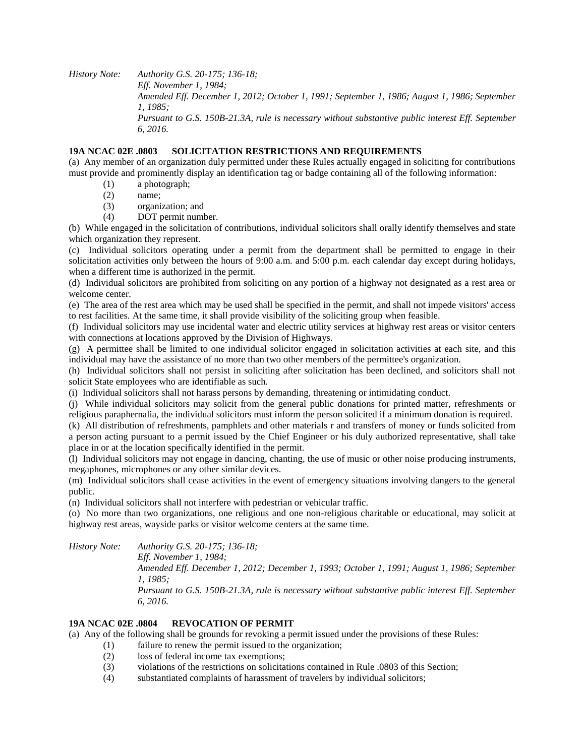*History Note: Authority G.S. 20-175; 136-18;*
*Eff. November 1, 1984;*
*Amended Eff. December 1, 2012; October 1, 1991; September 1, 1986; August 1, 1986; September 1, 1985;*
*Pursuant to G.S. 150B-21.3A, rule is necessary without substantive public interest Eff. September 6, 2016.*

**19A NCAC 02E .0803 SOLICITATION RESTRICTIONS AND REQUIREMENTS**

(a) Any member of an organization duly permitted under these Rules actually engaged in soliciting for contributions must provide and prominently display an identification tag or badge containing all of the following information:

(1) a photograph;
(2) name;
(3) organization; and
(4) DOT permit number.

(b) While engaged in the solicitation of contributions, individual solicitors shall orally identify themselves and state which organization they represent.

(c) Individual solicitors operating under a permit from the department shall be permitted to engage in their solicitation activities only between the hours of 9:00 a.m. and 5:00 p.m. each calendar day except during holidays, when a different time is authorized in the permit.

(d) Individual solicitors are prohibited from soliciting on any portion of a highway not designated as a rest area or welcome center.

(e) The area of the rest area which may be used shall be specified in the permit, and shall not impede visitors' access to rest facilities. At the same time, it shall provide visibility of the soliciting group when feasible.

(f) Individual solicitors may use incidental water and electric utility services at highway rest areas or visitor centers with connections at locations approved by the Division of Highways.

(g) A permittee shall be limited to one individual solicitor engaged in solicitation activities at each site, and this individual may have the assistance of no more than two other members of the permittee's organization.

(h) Individual solicitors shall not persist in soliciting after solicitation has been declined, and solicitors shall not solicit State employees who are identifiable as such.

(i) Individual solicitors shall not harass persons by demanding, threatening or intimidating conduct.

(j) While individual solicitors may solicit from the general public donations for printed matter, refreshments or religious paraphernalia, the individual solicitors must inform the person solicited if a minimum donation is required.

(k) All distribution of refreshments, pamphlets and other materials r and transfers of money or funds solicited from a person acting pursuant to a permit issued by the Chief Engineer or his duly authorized representative, shall take place in or at the location specifically identified in the permit.

(l) Individual solicitors may not engage in dancing, chanting, the use of music or other noise producing instruments, megaphones, microphones or any other similar devices.

(m) Individual solicitors shall cease activities in the event of emergency situations involving dangers to the general public.

(n) Individual solicitors shall not interfere with pedestrian or vehicular traffic.

(o) No more than two organizations, one religious and one non-religious charitable or educational, may solicit at highway rest areas, wayside parks or visitor welcome centers at the same time.

*History Note: Authority G.S. 20-175; 136-18;*
*Eff. November 1, 1984;*
*Amended Eff. December 1, 2012; December 1, 1993; October 1, 1991; August 1, 1986; September 1, 1985;*
*Pursuant to G.S. 150B-21.3A, rule is necessary without substantive public interest Eff. September 6, 2016.*

**19A NCAC 02E .0804 REVOCATION OF PERMIT**

(a) Any of the following shall be grounds for revoking a permit issued under the provisions of these Rules:

(1) failure to renew the permit issued to the organization;
(2) loss of federal income tax exemptions;
(3) violations of the restrictions on solicitations contained in Rule .0803 of this Section;
(4) substantiated complaints of harassment of travelers by individual solicitors;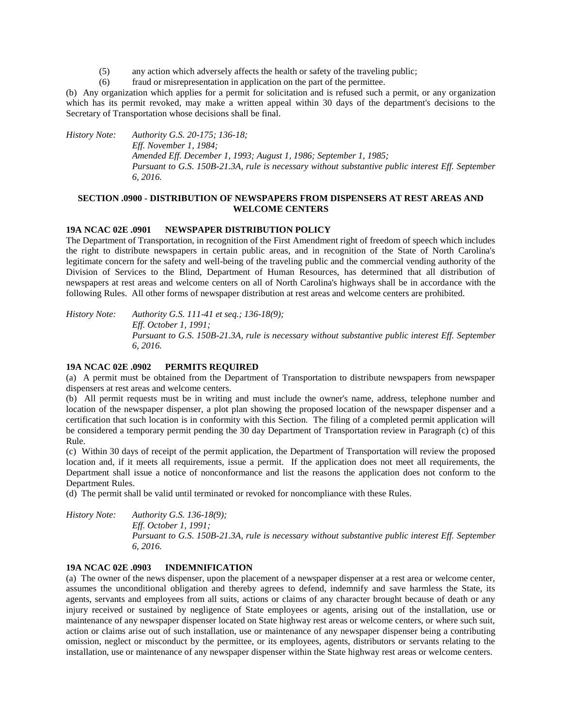(5) any action which adversely affects the health or safety of the traveling public;

(6) fraud or misrepresentation in application on the part of the permittee.

(b) Any organization which applies for a permit for solicitation and is refused such a permit, or any organization which has its permit revoked, may make a written appeal within 30 days of the department's decisions to the Secretary of Transportation whose decisions shall be final.

*History Note: Authority G.S. 20-175; 136-18;*
*Eff. November 1, 1984;*
*Amended Eff. December 1, 1993; August 1, 1986; September 1, 1985;*
*Pursuant to G.S. 150B-21.3A, rule is necessary without substantive public interest Eff. September 6, 2016.*

## SECTION .0900 - DISTRIBUTION OF NEWSPAPERS FROM DISPENSERS AT REST AREAS AND WELCOME CENTERS

### 19A NCAC 02E .0901 NEWSPAPER DISTRIBUTION POLICY

The Department of Transportation, in recognition of the First Amendment right of freedom of speech which includes the right to distribute newspapers in certain public areas, and in recognition of the State of North Carolina's legitimate concern for the safety and well-being of the traveling public and the commercial vending authority of the Division of Services to the Blind, Department of Human Resources, has determined that all distribution of newspapers at rest areas and welcome centers on all of North Carolina's highways shall be in accordance with the following Rules. All other forms of newspaper distribution at rest areas and welcome centers are prohibited.

*History Note: Authority G.S. 111-41 et seq.; 136-18(9);*
*Eff. October 1, 1991;*
*Pursuant to G.S. 150B-21.3A, rule is necessary without substantive public interest Eff. September 6, 2016.*

### 19A NCAC 02E .0902 PERMITS REQUIRED

(a) A permit must be obtained from the Department of Transportation to distribute newspapers from newspaper dispensers at rest areas and welcome centers.

(b) All permit requests must be in writing and must include the owner's name, address, telephone number and location of the newspaper dispenser, a plot plan showing the proposed location of the newspaper dispenser and a certification that such location is in conformity with this Section. The filing of a completed permit application will be considered a temporary permit pending the 30 day Department of Transportation review in Paragraph (c) of this Rule.

(c) Within 30 days of receipt of the permit application, the Department of Transportation will review the proposed location and, if it meets all requirements, issue a permit. If the application does not meet all requirements, the Department shall issue a notice of nonconformance and list the reasons the application does not conform to the Department Rules.

(d) The permit shall be valid until terminated or revoked for noncompliance with these Rules.

*History Note: Authority G.S. 136-18(9);*
*Eff. October 1, 1991;*
*Pursuant to G.S. 150B-21.3A, rule is necessary without substantive public interest Eff. September 6, 2016.*

### 19A NCAC 02E .0903 INDEMNIFICATION

(a) The owner of the news dispenser, upon the placement of a newspaper dispenser at a rest area or welcome center, assumes the unconditional obligation and thereby agrees to defend, indemnify and save harmless the State, its agents, servants and employees from all suits, actions or claims of any character brought because of death or any injury received or sustained by negligence of State employees or agents, arising out of the installation, use or maintenance of any newspaper dispenser located on State highway rest areas or welcome centers, or where such suit, action or claims arise out of such installation, use or maintenance of any newspaper dispenser being a contributing omission, neglect or misconduct by the permittee, or its employees, agents, distributors or servants relating to the installation, use or maintenance of any newspaper dispenser within the State highway rest areas or welcome centers.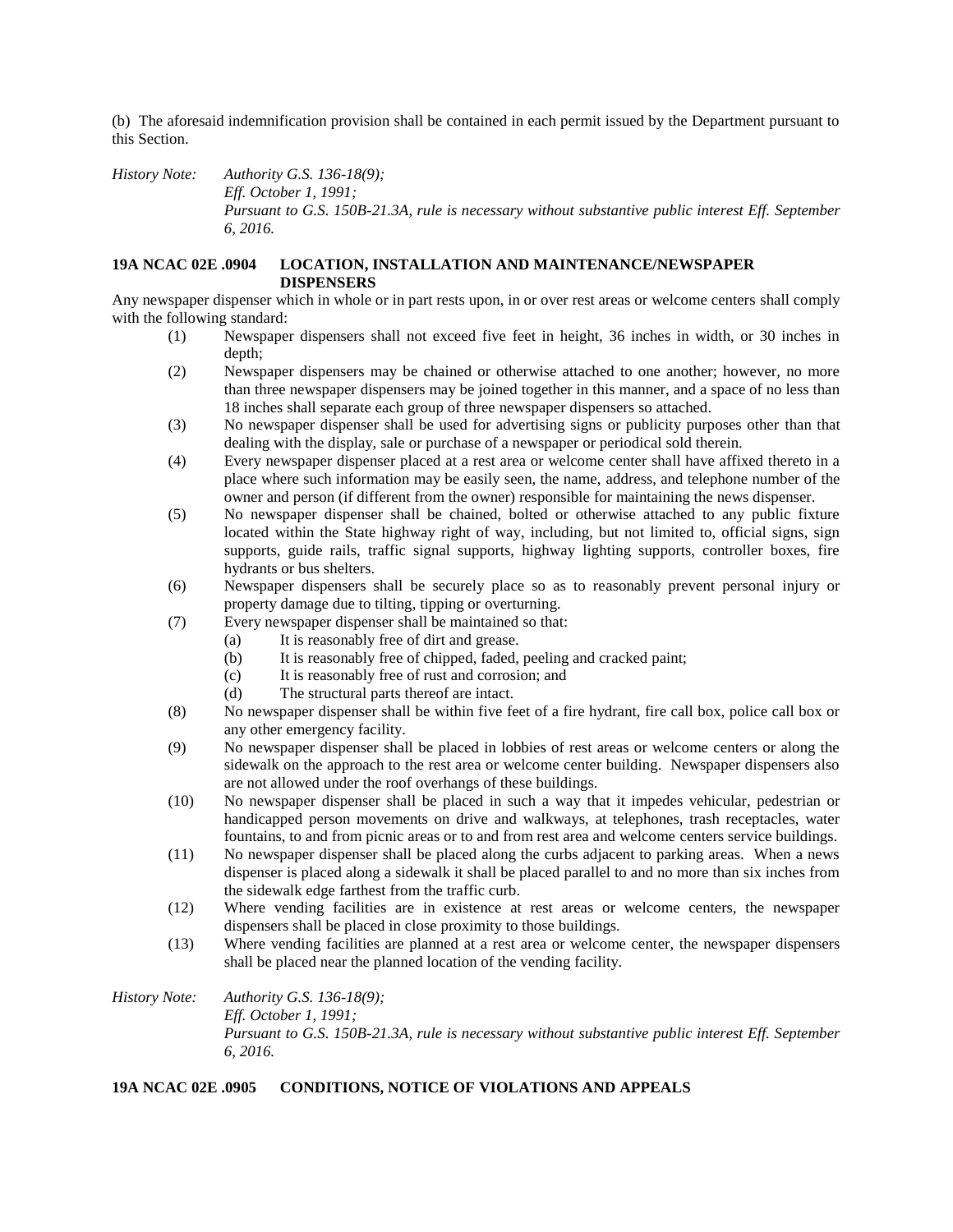(b) The aforesaid indemnification provision shall be contained in each permit issued by the Department pursuant to this Section.

*History Note: Authority G.S. 136-18(9);*
*Eff. October 1, 1991;*
*Pursuant to G.S. 150B-21.3A, rule is necessary without substantive public interest Eff. September 6, 2016.*

**19A NCAC 02E .0904 LOCATION, INSTALLATION AND MAINTENANCE/NEWSPAPER DISPENSERS**

Any newspaper dispenser which in whole or in part rests upon, in or over rest areas or welcome centers shall comply with the following standard:

(1) Newspaper dispensers shall not exceed five feet in height, 36 inches in width, or 30 inches in depth;

(2) Newspaper dispensers may be chained or otherwise attached to one another; however, no more than three newspaper dispensers may be joined together in this manner, and a space of no less than 18 inches shall separate each group of three newspaper dispensers so attached.

(3) No newspaper dispenser shall be used for advertising signs or publicity purposes other than that dealing with the display, sale or purchase of a newspaper or periodical sold therein.

(4) Every newspaper dispenser placed at a rest area or welcome center shall have affixed thereto in a place where such information may be easily seen, the name, address, and telephone number of the owner and person (if different from the owner) responsible for maintaining the news dispenser.

(5) No newspaper dispenser shall be chained, bolted or otherwise attached to any public fixture located within the State highway right of way, including, but not limited to, official signs, sign supports, guide rails, traffic signal supports, highway lighting supports, controller boxes, fire hydrants or bus shelters.

(6) Newspaper dispensers shall be securely place so as to reasonably prevent personal injury or property damage due to tilting, tipping or overturning.

(7) Every newspaper dispenser shall be maintained so that:

   (a) It is reasonably free of dirt and grease.

   (b) It is reasonably free of chipped, faded, peeling and cracked paint;

   (c) It is reasonably free of rust and corrosion; and

   (d) The structural parts thereof are intact.

(8) No newspaper dispenser shall be within five feet of a fire hydrant, fire call box, police call box or any other emergency facility.

(9) No newspaper dispenser shall be placed in lobbies of rest areas or welcome centers or along the sidewalk on the approach to the rest area or welcome center building. Newspaper dispensers also are not allowed under the roof overhangs of these buildings.

(10) No newspaper dispenser shall be placed in such a way that it impedes vehicular, pedestrian or handicapped person movements on drive and walkways, at telephones, trash receptacles, water fountains, to and from picnic areas or to and from rest area and welcome centers service buildings.

(11) No newspaper dispenser shall be placed along the curbs adjacent to parking areas. When a news dispenser is placed along a sidewalk it shall be placed parallel to and no more than six inches from the sidewalk edge farthest from the traffic curb.

(12) Where vending facilities are in existence at rest areas or welcome centers, the newspaper dispensers shall be placed in close proximity to those buildings.

(13) Where vending facilities are planned at a rest area or welcome center, the newspaper dispensers shall be placed near the planned location of the vending facility.

*History Note: Authority G.S. 136-18(9);*
*Eff. October 1, 1991;*
*Pursuant to G.S. 150B-21.3A, rule is necessary without substantive public interest Eff. September 6, 2016.*

**19A NCAC 02E .0905 CONDITIONS, NOTICE OF VIOLATIONS AND APPEALS**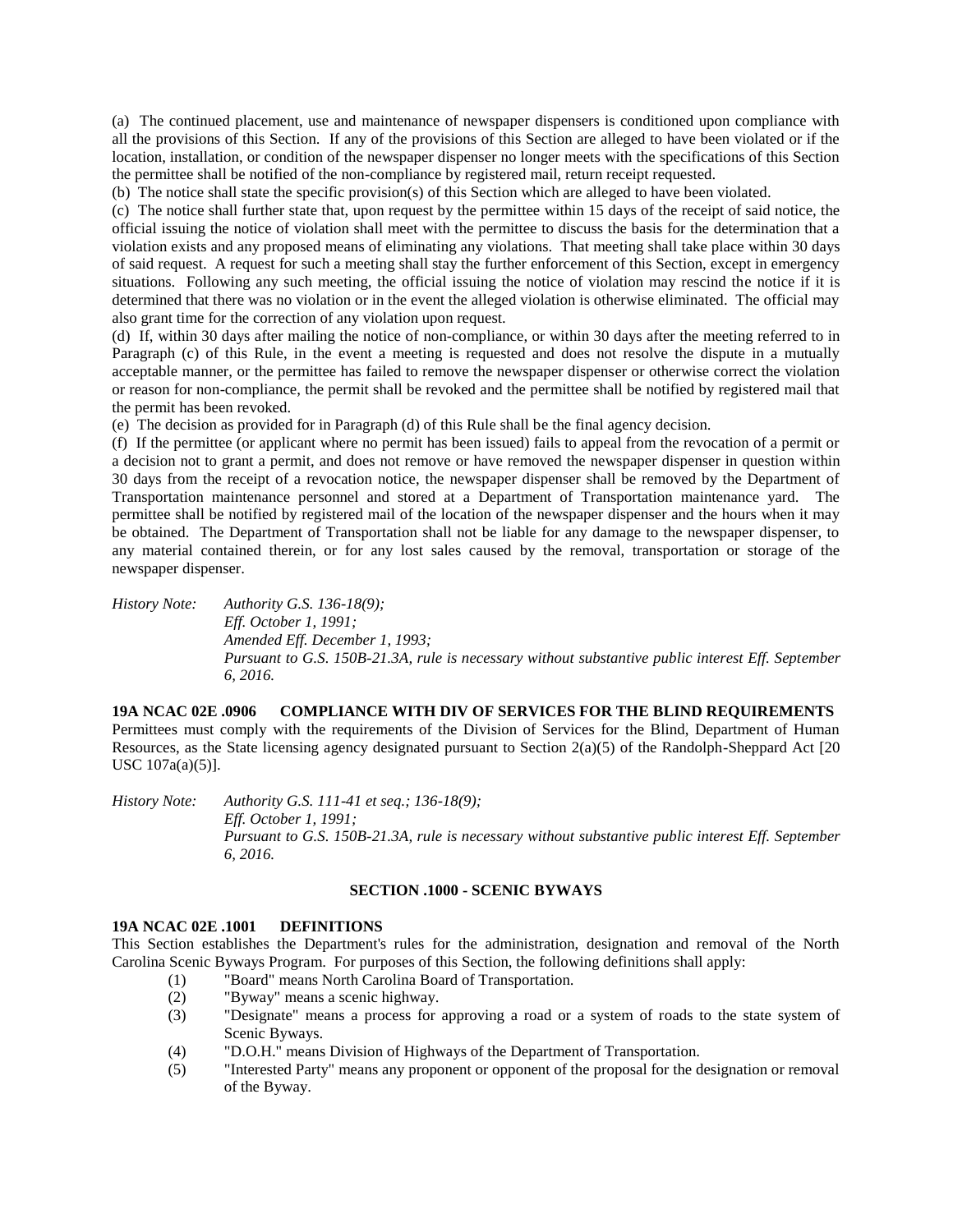(a) The continued placement, use and maintenance of newspaper dispensers is conditioned upon compliance with all the provisions of this Section. If any of the provisions of this Section are alleged to have been violated or if the location, installation, or condition of the newspaper dispenser no longer meets with the specifications of this Section the permittee shall be notified of the non-compliance by registered mail, return receipt requested.

(b) The notice shall state the specific provision(s) of this Section which are alleged to have been violated.

(c) The notice shall further state that, upon request by the permittee within 15 days of the receipt of said notice, the official issuing the notice of violation shall meet with the permittee to discuss the basis for the determination that a violation exists and any proposed means of eliminating any violations. That meeting shall take place within 30 days of said request. A request for such a meeting shall stay the further enforcement of this Section, except in emergency situations. Following any such meeting, the official issuing the notice of violation may rescind the notice if it is determined that there was no violation or in the event the alleged violation is otherwise eliminated. The official may also grant time for the correction of any violation upon request.

(d) If, within 30 days after mailing the notice of non-compliance, or within 30 days after the meeting referred to in Paragraph (c) of this Rule, in the event a meeting is requested and does not resolve the dispute in a mutually acceptable manner, or the permittee has failed to remove the newspaper dispenser or otherwise correct the violation or reason for non-compliance, the permit shall be revoked and the permittee shall be notified by registered mail that the permit has been revoked.

(e) The decision as provided for in Paragraph (d) of this Rule shall be the final agency decision.

(f) If the permittee (or applicant where no permit has been issued) fails to appeal from the revocation of a permit or a decision not to grant a permit, and does not remove or have removed the newspaper dispenser in question within 30 days from the receipt of a revocation notice, the newspaper dispenser shall be removed by the Department of Transportation maintenance personnel and stored at a Department of Transportation maintenance yard. The permittee shall be notified by registered mail of the location of the newspaper dispenser and the hours when it may be obtained. The Department of Transportation shall not be liable for any damage to the newspaper dispenser, to any material contained therein, or for any lost sales caused by the removal, transportation or storage of the newspaper dispenser.

*History Note: Authority G.S. 136-18(9);*
*Eff. October 1, 1991;*
*Amended Eff. December 1, 1993;*
*Pursuant to G.S. 150B-21.3A, rule is necessary without substantive public interest Eff. September 6, 2016.*

**19A NCAC 02E .0906 COMPLIANCE WITH DIV OF SERVICES FOR THE BLIND REQUIREMENTS**

Permittees must comply with the requirements of the Division of Services for the Blind, Department of Human Resources, as the State licensing agency designated pursuant to Section 2(a)(5) of the Randolph-Sheppard Act [20 USC 107a(a)(5)].

*History Note: Authority G.S. 111-41 et seq.; 136-18(9);*
*Eff. October 1, 1991;*
*Pursuant to G.S. 150B-21.3A, rule is necessary without substantive public interest Eff. September 6, 2016.*

## SECTION .1000 - SCENIC BYWAYS

**19A NCAC 02E .1001 DEFINITIONS**

This Section establishes the Department's rules for the administration, designation and removal of the North Carolina Scenic Byways Program. For purposes of this Section, the following definitions shall apply:

(1) "Board" means North Carolina Board of Transportation.
(2) "Byway" means a scenic highway.
(3) "Designate" means a process for approving a road or a system of roads to the state system of Scenic Byways.
(4) "D.O.H." means Division of Highways of the Department of Transportation.
(5) "Interested Party" means any proponent or opponent of the proposal for the designation or removal of the Byway.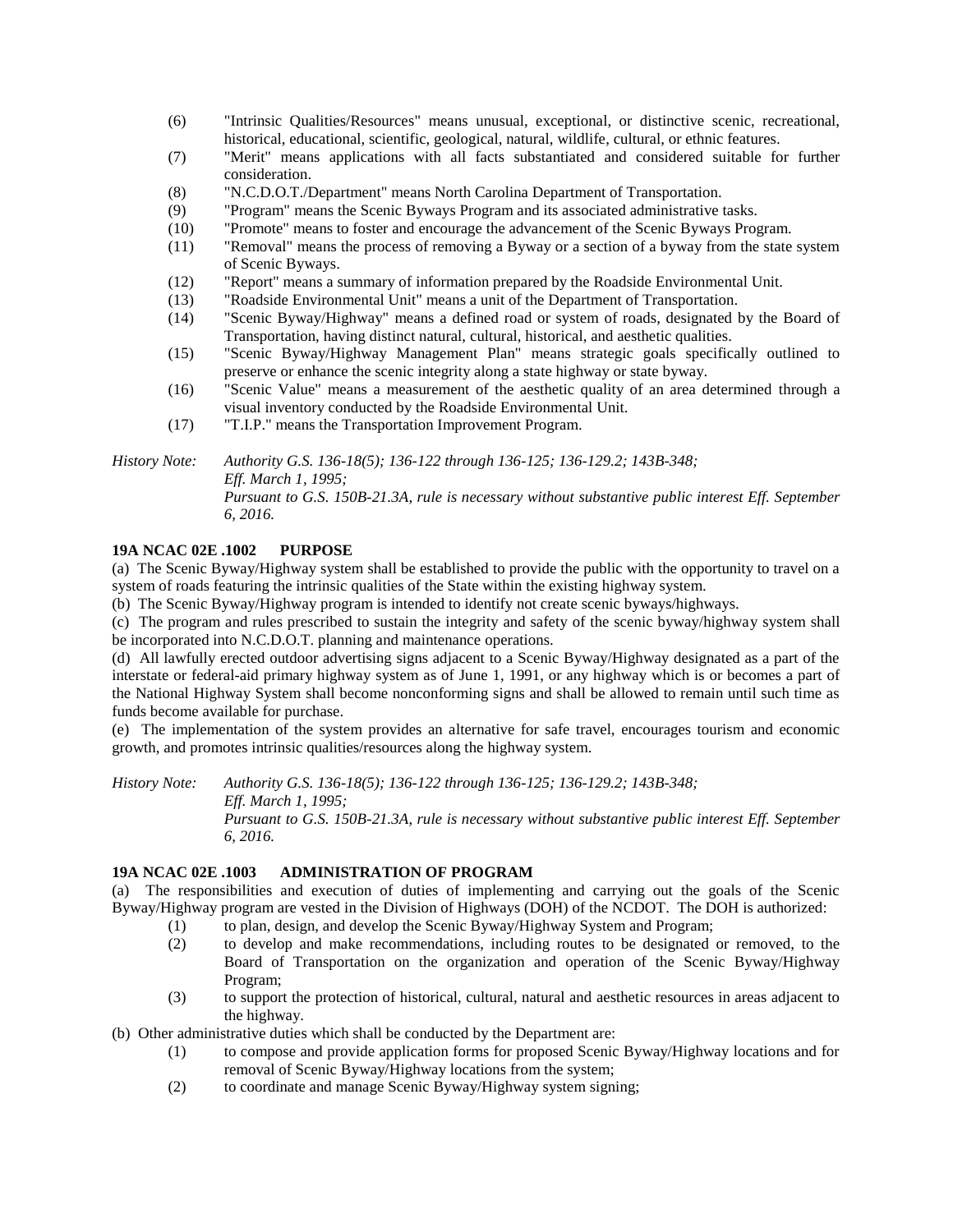(6) "Intrinsic Qualities/Resources" means unusual, exceptional, or distinctive scenic, recreational, historical, educational, scientific, geological, natural, wildlife, cultural, or ethnic features.

(7) "Merit" means applications with all facts substantiated and considered suitable for further consideration.

(8) "N.C.D.O.T./Department" means North Carolina Department of Transportation.

(9) "Program" means the Scenic Byways Program and its associated administrative tasks.

(10) "Promote" means to foster and encourage the advancement of the Scenic Byways Program.

(11) "Removal" means the process of removing a Byway or a section of a byway from the state system of Scenic Byways.

(12) "Report" means a summary of information prepared by the Roadside Environmental Unit.

(13) "Roadside Environmental Unit" means a unit of the Department of Transportation.

(14) "Scenic Byway/Highway" means a defined road or system of roads, designated by the Board of Transportation, having distinct natural, cultural, historical, and aesthetic qualities.

(15) "Scenic Byway/Highway Management Plan" means strategic goals specifically outlined to preserve or enhance the scenic integrity along a state highway or state byway.

(16) "Scenic Value" means a measurement of the aesthetic quality of an area determined through a visual inventory conducted by the Roadside Environmental Unit.

(17) "T.I.P." means the Transportation Improvement Program.

*History Note: Authority G.S. 136-18(5); 136-122 through 136-125; 136-129.2; 143B-348;*
*Eff. March 1, 1995;*
*Pursuant to G.S. 150B-21.3A, rule is necessary without substantive public interest Eff. September 6, 2016.*

**19A NCAC 02E .1002 PURPOSE**

(a) The Scenic Byway/Highway system shall be established to provide the public with the opportunity to travel on a system of roads featuring the intrinsic qualities of the State within the existing highway system.

(b) The Scenic Byway/Highway program is intended to identify not create scenic byways/highways.

(c) The program and rules prescribed to sustain the integrity and safety of the scenic byway/highway system shall be incorporated into N.C.D.O.T. planning and maintenance operations.

(d) All lawfully erected outdoor advertising signs adjacent to a Scenic Byway/Highway designated as a part of the interstate or federal-aid primary highway system as of June 1, 1991, or any highway which is or becomes a part of the National Highway System shall become nonconforming signs and shall be allowed to remain until such time as funds become available for purchase.

(e) The implementation of the system provides an alternative for safe travel, encourages tourism and economic growth, and promotes intrinsic qualities/resources along the highway system.

*History Note: Authority G.S. 136-18(5); 136-122 through 136-125; 136-129.2; 143B-348;*
*Eff. March 1, 1995;*
*Pursuant to G.S. 150B-21.3A, rule is necessary without substantive public interest Eff. September 6, 2016.*

**19A NCAC 02E .1003 ADMINISTRATION OF PROGRAM**

(a) The responsibilities and execution of duties of implementing and carrying out the goals of the Scenic Byway/Highway program are vested in the Division of Highways (DOH) of the NCDOT. The DOH is authorized:

(1) to plan, design, and develop the Scenic Byway/Highway System and Program;

(2) to develop and make recommendations, including routes to be designated or removed, to the Board of Transportation on the organization and operation of the Scenic Byway/Highway Program;

(3) to support the protection of historical, cultural, natural and aesthetic resources in areas adjacent to the highway.

(b) Other administrative duties which shall be conducted by the Department are:

(1) to compose and provide application forms for proposed Scenic Byway/Highway locations and for removal of Scenic Byway/Highway locations from the system;

(2) to coordinate and manage Scenic Byway/Highway system signing;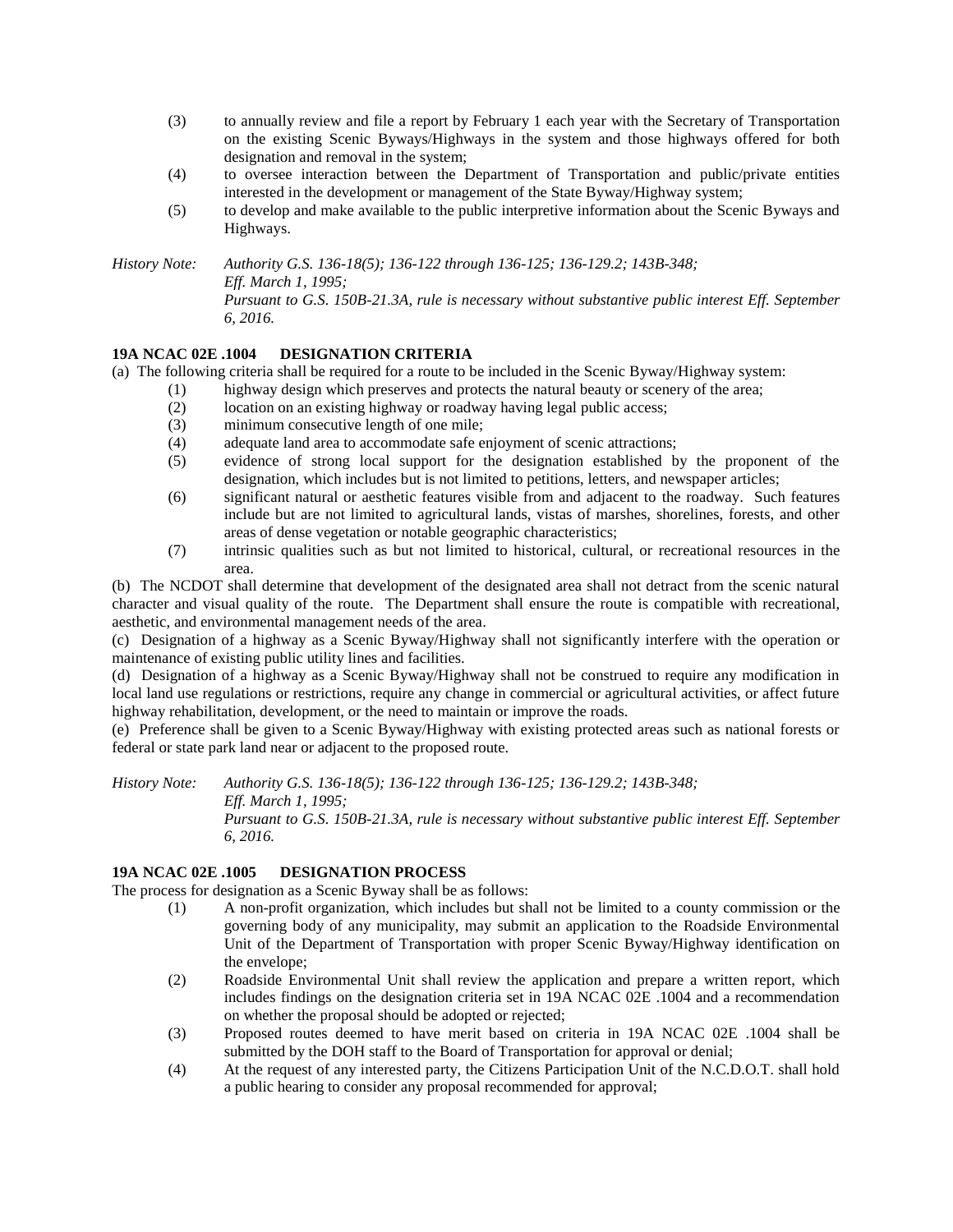(3) to annually review and file a report by February 1 each year with the Secretary of Transportation on the existing Scenic Byways/Highways in the system and those highways offered for both designation and removal in the system;

(4) to oversee interaction between the Department of Transportation and public/private entities interested in the development or management of the State Byway/Highway system;

(5) to develop and make available to the public interpretive information about the Scenic Byways and Highways.

*History Note: Authority G.S. 136-18(5); 136-122 through 136-125; 136-129.2; 143B-348;*
*Eff. March 1, 1995;*
*Pursuant to G.S. 150B-21.3A, rule is necessary without substantive public interest Eff. September 6, 2016.*

**19A NCAC 02E .1004 DESIGNATION CRITERIA**

(a) The following criteria shall be required for a route to be included in the Scenic Byway/Highway system:

(1) highway design which preserves and protects the natural beauty or scenery of the area;

(2) location on an existing highway or roadway having legal public access;

(3) minimum consecutive length of one mile;

(4) adequate land area to accommodate safe enjoyment of scenic attractions;

(5) evidence of strong local support for the designation established by the proponent of the designation, which includes but is not limited to petitions, letters, and newspaper articles;

(6) significant natural or aesthetic features visible from and adjacent to the roadway. Such features include but are not limited to agricultural lands, vistas of marshes, shorelines, forests, and other areas of dense vegetation or notable geographic characteristics;

(7) intrinsic qualities such as but not limited to historical, cultural, or recreational resources in the area.

(b) The NCDOT shall determine that development of the designated area shall not detract from the scenic natural character and visual quality of the route. The Department shall ensure the route is compatible with recreational, aesthetic, and environmental management needs of the area.

(c) Designation of a highway as a Scenic Byway/Highway shall not significantly interfere with the operation or maintenance of existing public utility lines and facilities.

(d) Designation of a highway as a Scenic Byway/Highway shall not be construed to require any modification in local land use regulations or restrictions, require any change in commercial or agricultural activities, or affect future highway rehabilitation, development, or the need to maintain or improve the roads.

(e) Preference shall be given to a Scenic Byway/Highway with existing protected areas such as national forests or federal or state park land near or adjacent to the proposed route.

*History Note: Authority G.S. 136-18(5); 136-122 through 136-125; 136-129.2; 143B-348;*
*Eff. March 1, 1995;*
*Pursuant to G.S. 150B-21.3A, rule is necessary without substantive public interest Eff. September 6, 2016.*

**19A NCAC 02E .1005 DESIGNATION PROCESS**

The process for designation as a Scenic Byway shall be as follows:

(1) A non-profit organization, which includes but shall not be limited to a county commission or the governing body of any municipality, may submit an application to the Roadside Environmental Unit of the Department of Transportation with proper Scenic Byway/Highway identification on the envelope;

(2) Roadside Environmental Unit shall review the application and prepare a written report, which includes findings on the designation criteria set in 19A NCAC 02E .1004 and a recommendation on whether the proposal should be adopted or rejected;

(3) Proposed routes deemed to have merit based on criteria in 19A NCAC 02E .1004 shall be submitted by the DOH staff to the Board of Transportation for approval or denial;

(4) At the request of any interested party, the Citizens Participation Unit of the N.C.D.O.T. shall hold a public hearing to consider any proposal recommended for approval;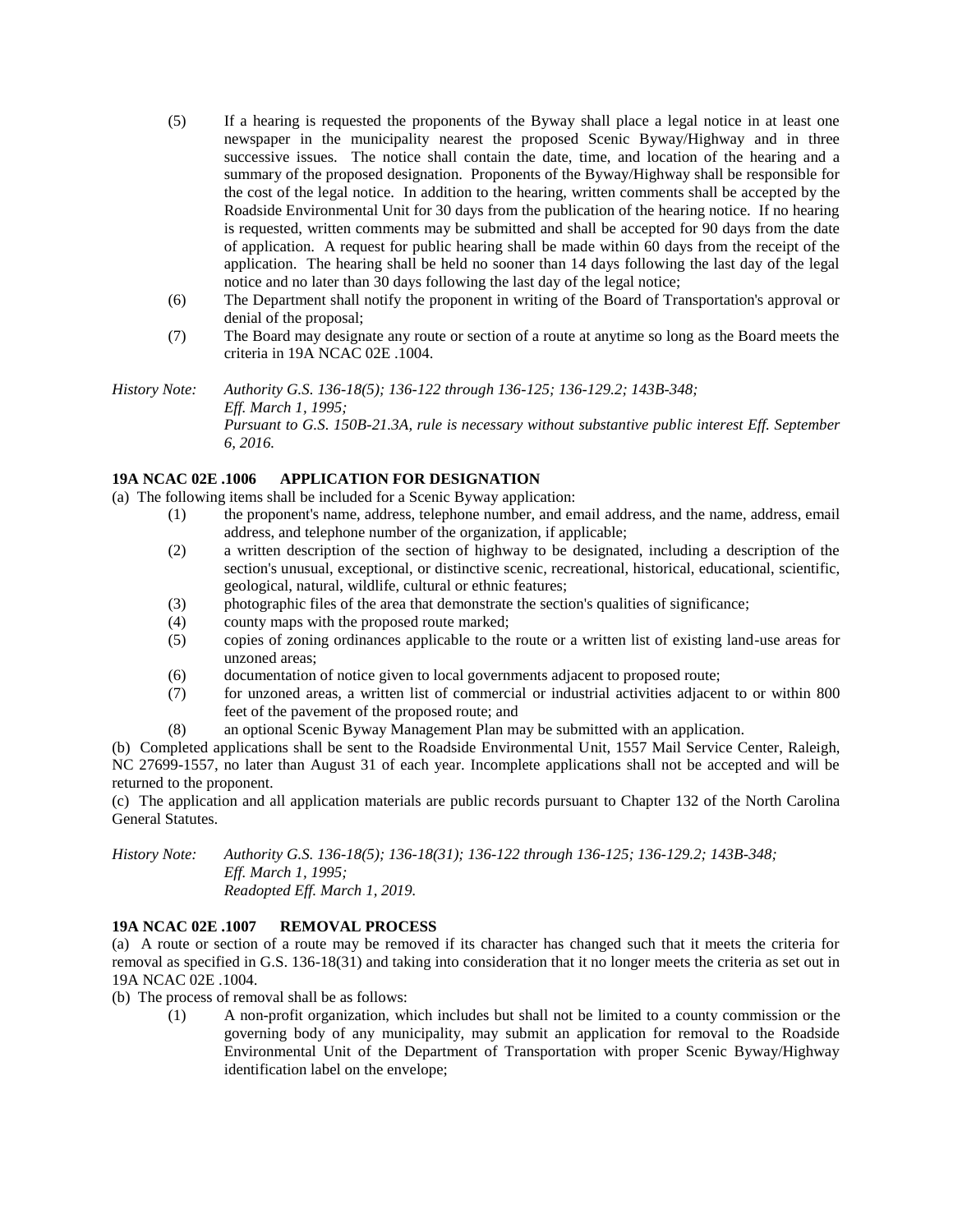(5) If a hearing is requested the proponents of the Byway shall place a legal notice in at least one newspaper in the municipality nearest the proposed Scenic Byway/Highway and in three successive issues. The notice shall contain the date, time, and location of the hearing and a summary of the proposed designation. Proponents of the Byway/Highway shall be responsible for the cost of the legal notice. In addition to the hearing, written comments shall be accepted by the Roadside Environmental Unit for 30 days from the publication of the hearing notice. If no hearing is requested, written comments may be submitted and shall be accepted for 90 days from the date of application. A request for public hearing shall be made within 60 days from the receipt of the application. The hearing shall be held no sooner than 14 days following the last day of the legal notice and no later than 30 days following the last day of the legal notice;

(6) The Department shall notify the proponent in writing of the Board of Transportation's approval or denial of the proposal;

(7) The Board may designate any route or section of a route at anytime so long as the Board meets the criteria in 19A NCAC 02E .1004.

*History Note: Authority G.S. 136-18(5); 136-122 through 136-125; 136-129.2; 143B-348;*
*Eff. March 1, 1995;*
*Pursuant to G.S. 150B-21.3A, rule is necessary without substantive public interest Eff. September 6, 2016.*

**19A NCAC 02E .1006 APPLICATION FOR DESIGNATION**

(a) The following items shall be included for a Scenic Byway application:

(1) the proponent's name, address, telephone number, and email address, and the name, address, email address, and telephone number of the organization, if applicable;

(2) a written description of the section of highway to be designated, including a description of the section's unusual, exceptional, or distinctive scenic, recreational, historical, educational, scientific, geological, natural, wildlife, cultural or ethnic features;

(3) photographic files of the area that demonstrate the section's qualities of significance;

(4) county maps with the proposed route marked;

(5) copies of zoning ordinances applicable to the route or a written list of existing land-use areas for unzoned areas;

(6) documentation of notice given to local governments adjacent to proposed route;

(7) for unzoned areas, a written list of commercial or industrial activities adjacent to or within 800 feet of the pavement of the proposed route; and

(8) an optional Scenic Byway Management Plan may be submitted with an application.

(b) Completed applications shall be sent to the Roadside Environmental Unit, 1557 Mail Service Center, Raleigh, NC 27699-1557, no later than August 31 of each year. Incomplete applications shall not be accepted and will be returned to the proponent.

(c) The application and all application materials are public records pursuant to Chapter 132 of the North Carolina General Statutes.

*History Note: Authority G.S. 136-18(5); 136-18(31); 136-122 through 136-125; 136-129.2; 143B-348;*
*Eff. March 1, 1995;*
*Readopted Eff. March 1, 2019.*

**19A NCAC 02E .1007 REMOVAL PROCESS**

(a) A route or section of a route may be removed if its character has changed such that it meets the criteria for removal as specified in G.S. 136-18(31) and taking into consideration that it no longer meets the criteria as set out in 19A NCAC 02E .1004.

(b) The process of removal shall be as follows:

(1) A non-profit organization, which includes but shall not be limited to a county commission or the governing body of any municipality, may submit an application for removal to the Roadside Environmental Unit of the Department of Transportation with proper Scenic Byway/Highway identification label on the envelope;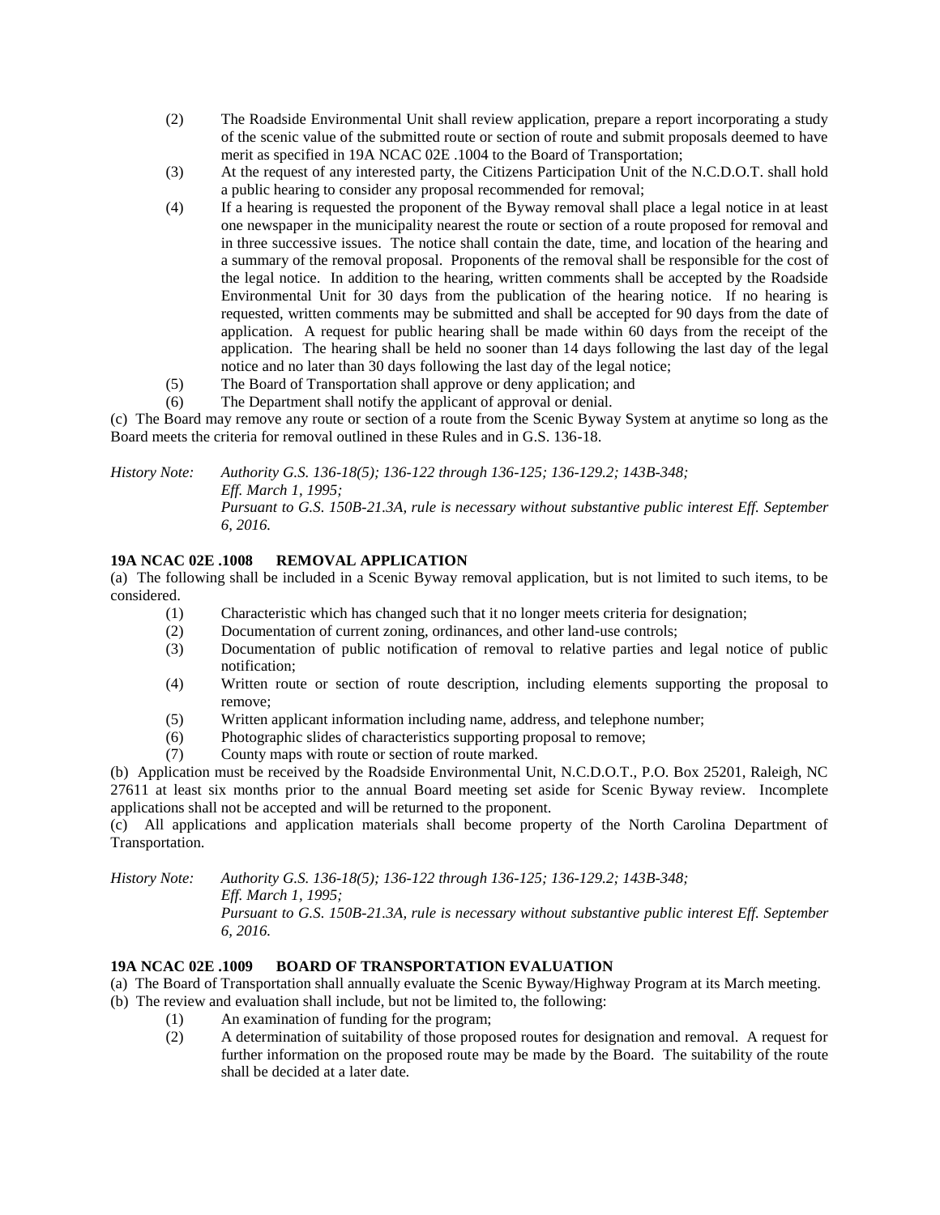(2) The Roadside Environmental Unit shall review application, prepare a report incorporating a study of the scenic value of the submitted route or section of route and submit proposals deemed to have merit as specified in 19A NCAC 02E .1004 to the Board of Transportation;

(3) At the request of any interested party, the Citizens Participation Unit of the N.C.D.O.T. shall hold a public hearing to consider any proposal recommended for removal;

(4) If a hearing is requested the proponent of the Byway removal shall place a legal notice in at least one newspaper in the municipality nearest the route or section of a route proposed for removal and in three successive issues. The notice shall contain the date, time, and location of the hearing and a summary of the removal proposal. Proponents of the removal shall be responsible for the cost of the legal notice. In addition to the hearing, written comments shall be accepted by the Roadside Environmental Unit for 30 days from the publication of the hearing notice. If no hearing is requested, written comments may be submitted and shall be accepted for 90 days from the date of application. A request for public hearing shall be made within 60 days from the receipt of the application. The hearing shall be held no sooner than 14 days following the last day of the legal notice and no later than 30 days following the last day of the legal notice;

(5) The Board of Transportation shall approve or deny application; and

(6) The Department shall notify the applicant of approval or denial.

(c) The Board may remove any route or section of a route from the Scenic Byway System at anytime so long as the Board meets the criteria for removal outlined in these Rules and in G.S. 136-18.

*History Note: Authority G.S. 136-18(5); 136-122 through 136-125; 136-129.2; 143B-348;*
*Eff. March 1, 1995;*
*Pursuant to G.S. 150B-21.3A, rule is necessary without substantive public interest Eff. September 6, 2016.*

### 19A NCAC 02E .1008 REMOVAL APPLICATION

(a) The following shall be included in a Scenic Byway removal application, but is not limited to such items, to be considered.

(1) Characteristic which has changed such that it no longer meets criteria for designation;

(2) Documentation of current zoning, ordinances, and other land-use controls;

(3) Documentation of public notification of removal to relative parties and legal notice of public notification;

(4) Written route or section of route description, including elements supporting the proposal to remove;

(5) Written applicant information including name, address, and telephone number;

(6) Photographic slides of characteristics supporting proposal to remove;

(7) County maps with route or section of route marked.

(b) Application must be received by the Roadside Environmental Unit, N.C.D.O.T., P.O. Box 25201, Raleigh, NC 27611 at least six months prior to the annual Board meeting set aside for Scenic Byway review. Incomplete applications shall not be accepted and will be returned to the proponent.

(c) All applications and application materials shall become property of the North Carolina Department of Transportation.

*History Note: Authority G.S. 136-18(5); 136-122 through 136-125; 136-129.2; 143B-348;*
*Eff. March 1, 1995;*
*Pursuant to G.S. 150B-21.3A, rule is necessary without substantive public interest Eff. September 6, 2016.*

### 19A NCAC 02E .1009 BOARD OF TRANSPORTATION EVALUATION

(a) The Board of Transportation shall annually evaluate the Scenic Byway/Highway Program at its March meeting.

(b) The review and evaluation shall include, but not be limited to, the following:

(1) An examination of funding for the program;

(2) A determination of suitability of those proposed routes for designation and removal. A request for further information on the proposed route may be made by the Board. The suitability of the route shall be decided at a later date.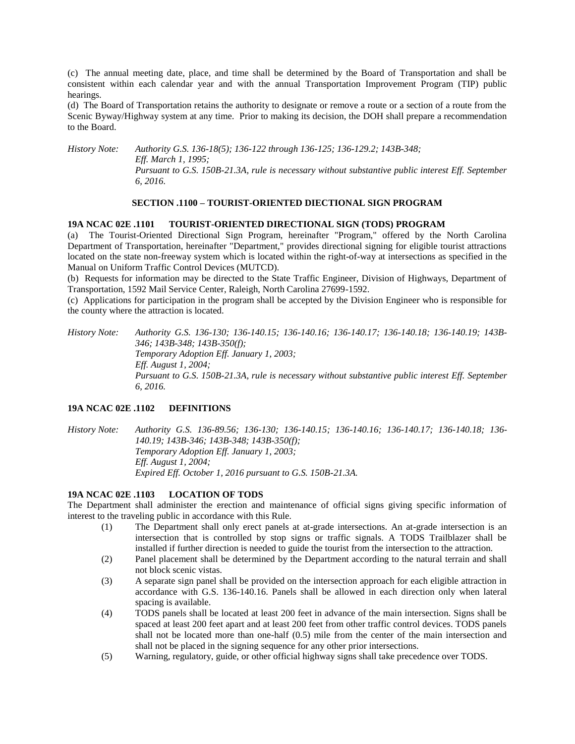(c) The annual meeting date, place, and time shall be determined by the Board of Transportation and shall be consistent within each calendar year and with the annual Transportation Improvement Program (TIP) public hearings.

(d) The Board of Transportation retains the authority to designate or remove a route or a section of a route from the Scenic Byway/Highway system at any time. Prior to making its decision, the DOH shall prepare a recommendation to the Board.

*History Note: Authority G.S. 136-18(5); 136-122 through 136-125; 136-129.2; 143B-348;*
*Eff. March 1, 1995;*
*Pursuant to G.S. 150B-21.3A, rule is necessary without substantive public interest Eff. September 6, 2016.*

## SECTION .1100 – TOURIST-ORIENTED DIECTIONAL SIGN PROGRAM

### 19A NCAC 02E .1101 TOURIST-ORIENTED DIRECTIONAL SIGN (TODS) PROGRAM

(a) The Tourist-Oriented Directional Sign Program, hereinafter "Program," offered by the North Carolina Department of Transportation, hereinafter "Department," provides directional signing for eligible tourist attractions located on the state non-freeway system which is located within the right-of-way at intersections as specified in the Manual on Uniform Traffic Control Devices (MUTCD).

(b) Requests for information may be directed to the State Traffic Engineer, Division of Highways, Department of Transportation, 1592 Mail Service Center, Raleigh, North Carolina 27699-1592.

(c) Applications for participation in the program shall be accepted by the Division Engineer who is responsible for the county where the attraction is located.

*History Note: Authority G.S. 136-130; 136-140.15; 136-140.16; 136-140.17; 136-140.18; 136-140.19; 143B-346; 143B-348; 143B-350(f);*
*Temporary Adoption Eff. January 1, 2003;*
*Eff. August 1, 2004;*
*Pursuant to G.S. 150B-21.3A, rule is necessary without substantive public interest Eff. September 6, 2016.*

### 19A NCAC 02E .1102 DEFINITIONS

*History Note: Authority G.S. 136-89.56; 136-130; 136-140.15; 136-140.16; 136-140.17; 136-140.18; 136-140.19; 143B-346; 143B-348; 143B-350(f);*
*Temporary Adoption Eff. January 1, 2003;*
*Eff. August 1, 2004;*
*Expired Eff. October 1, 2016 pursuant to G.S. 150B-21.3A.*

### 19A NCAC 02E .1103 LOCATION OF TODS

The Department shall administer the erection and maintenance of official signs giving specific information of interest to the traveling public in accordance with this Rule.

(1) The Department shall only erect panels at at-grade intersections. An at-grade intersection is an intersection that is controlled by stop signs or traffic signals. A TODS Trailblazer shall be installed if further direction is needed to guide the tourist from the intersection to the attraction.

(2) Panel placement shall be determined by the Department according to the natural terrain and shall not block scenic vistas.

(3) A separate sign panel shall be provided on the intersection approach for each eligible attraction in accordance with G.S. 136-140.16. Panels shall be allowed in each direction only when lateral spacing is available.

(4) TODS panels shall be located at least 200 feet in advance of the main intersection. Signs shall be spaced at least 200 feet apart and at least 200 feet from other traffic control devices. TODS panels shall not be located more than one-half (0.5) mile from the center of the main intersection and shall not be placed in the signing sequence for any other prior intersections.

(5) Warning, regulatory, guide, or other official highway signs shall take precedence over TODS.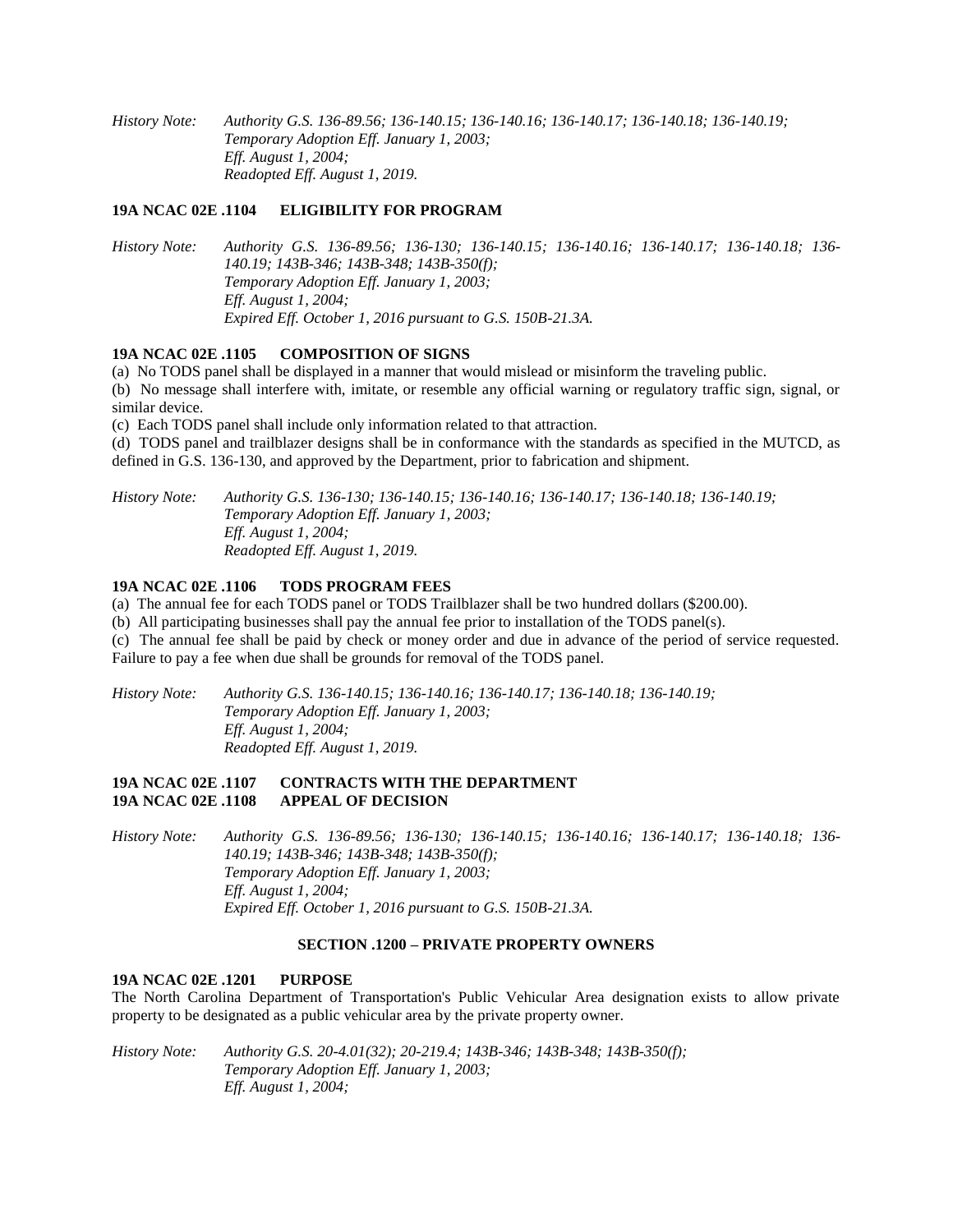*History Note: Authority G.S. 136-89.56; 136-140.15; 136-140.16; 136-140.17; 136-140.18; 136-140.19;*
*Temporary Adoption Eff. January 1, 2003;*
*Eff. August 1, 2004;*
*Readopted Eff. August 1, 2019.*

**19A NCAC 02E .1104 ELIGIBILITY FOR PROGRAM**

*History Note: Authority G.S. 136-89.56; 136-130; 136-140.15; 136-140.16; 136-140.17; 136-140.18; 136-140.19; 143B-346; 143B-348; 143B-350(f);*
*Temporary Adoption Eff. January 1, 2003;*
*Eff. August 1, 2004;*
*Expired Eff. October 1, 2016 pursuant to G.S. 150B-21.3A.*

**19A NCAC 02E .1105 COMPOSITION OF SIGNS**

(a) No TODS panel shall be displayed in a manner that would mislead or misinform the traveling public.

(b) No message shall interfere with, imitate, or resemble any official warning or regulatory traffic sign, signal, or similar device.

(c) Each TODS panel shall include only information related to that attraction.

(d) TODS panel and trailblazer designs shall be in conformance with the standards as specified in the MUTCD, as defined in G.S. 136-130, and approved by the Department, prior to fabrication and shipment.

*History Note: Authority G.S. 136-130; 136-140.15; 136-140.16; 136-140.17; 136-140.18; 136-140.19;*
*Temporary Adoption Eff. January 1, 2003;*
*Eff. August 1, 2004;*
*Readopted Eff. August 1, 2019.*

**19A NCAC 02E .1106 TODS PROGRAM FEES**

(a) The annual fee for each TODS panel or TODS Trailblazer shall be two hundred dollars ($200.00).

(b) All participating businesses shall pay the annual fee prior to installation of the TODS panel(s).

(c) The annual fee shall be paid by check or money order and due in advance of the period of service requested. Failure to pay a fee when due shall be grounds for removal of the TODS panel.

*History Note: Authority G.S. 136-140.15; 136-140.16; 136-140.17; 136-140.18; 136-140.19;*
*Temporary Adoption Eff. January 1, 2003;*
*Eff. August 1, 2004;*
*Readopted Eff. August 1, 2019.*

**19A NCAC 02E .1107 CONTRACTS WITH THE DEPARTMENT**
**19A NCAC 02E .1108 APPEAL OF DECISION**

*History Note: Authority G.S. 136-89.56; 136-130; 136-140.15; 136-140.16; 136-140.17; 136-140.18; 136-140.19; 143B-346; 143B-348; 143B-350(f);*
*Temporary Adoption Eff. January 1, 2003;*
*Eff. August 1, 2004;*
*Expired Eff. October 1, 2016 pursuant to G.S. 150B-21.3A.*

## SECTION .1200 – PRIVATE PROPERTY OWNERS

**19A NCAC 02E .1201 PURPOSE**

The North Carolina Department of Transportation's Public Vehicular Area designation exists to allow private property to be designated as a public vehicular area by the private property owner.

*History Note: Authority G.S. 20-4.01(32); 20-219.4; 143B-346; 143B-348; 143B-350(f);*
*Temporary Adoption Eff. January 1, 2003;*
*Eff. August 1, 2004;*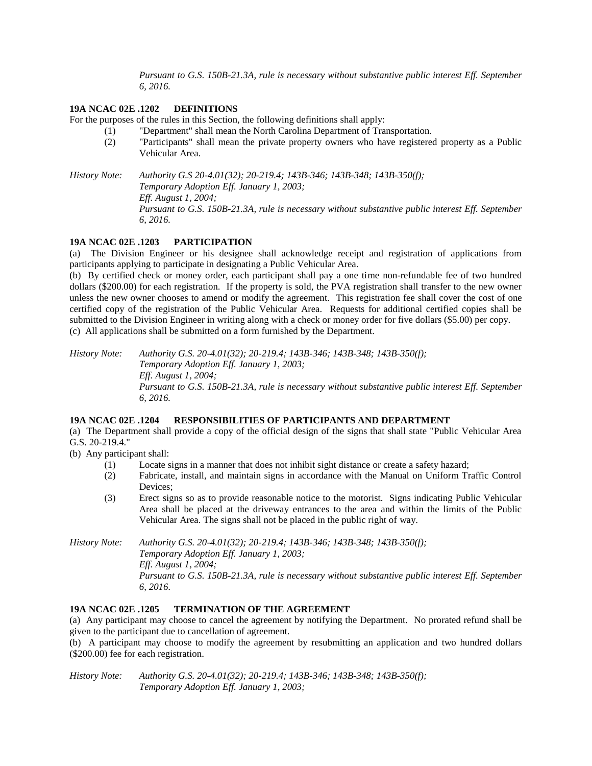*Pursuant to G.S. 150B-21.3A, rule is necessary without substantive public interest Eff. September 6, 2016.*

**19A NCAC 02E .1202 DEFINITIONS**

For the purposes of the rules in this Section, the following definitions shall apply:

(1) "Department" shall mean the North Carolina Department of Transportation.

(2) "Participants" shall mean the private property owners who have registered property as a Public Vehicular Area.

*History Note: Authority G.S 20-4.01(32); 20-219.4; 143B-346; 143B-348; 143B-350(f);*
*Temporary Adoption Eff. January 1, 2003;*
*Eff. August 1, 2004;*
*Pursuant to G.S. 150B-21.3A, rule is necessary without substantive public interest Eff. September 6, 2016.*

**19A NCAC 02E .1203 PARTICIPATION**

(a) The Division Engineer or his designee shall acknowledge receipt and registration of applications from participants applying to participate in designating a Public Vehicular Area.

(b) By certified check or money order, each participant shall pay a one time non-refundable fee of two hundred dollars ($200.00) for each registration. If the property is sold, the PVA registration shall transfer to the new owner unless the new owner chooses to amend or modify the agreement. This registration fee shall cover the cost of one certified copy of the registration of the Public Vehicular Area. Requests for additional certified copies shall be submitted to the Division Engineer in writing along with a check or money order for five dollars ($5.00) per copy.

(c) All applications shall be submitted on a form furnished by the Department.

*History Note: Authority G.S. 20-4.01(32); 20-219.4; 143B-346; 143B-348; 143B-350(f);*
*Temporary Adoption Eff. January 1, 2003;*
*Eff. August 1, 2004;*
*Pursuant to G.S. 150B-21.3A, rule is necessary without substantive public interest Eff. September 6, 2016.*

**19A NCAC 02E .1204 RESPONSIBILITIES OF PARTICIPANTS AND DEPARTMENT**

(a) The Department shall provide a copy of the official design of the signs that shall state "Public Vehicular Area G.S. 20-219.4."

(b) Any participant shall:

(1) Locate signs in a manner that does not inhibit sight distance or create a safety hazard;

(2) Fabricate, install, and maintain signs in accordance with the Manual on Uniform Traffic Control Devices;

(3) Erect signs so as to provide reasonable notice to the motorist. Signs indicating Public Vehicular Area shall be placed at the driveway entrances to the area and within the limits of the Public Vehicular Area. The signs shall not be placed in the public right of way.

*History Note: Authority G.S. 20-4.01(32); 20-219.4; 143B-346; 143B-348; 143B-350(f);*
*Temporary Adoption Eff. January 1, 2003;*
*Eff. August 1, 2004;*
*Pursuant to G.S. 150B-21.3A, rule is necessary without substantive public interest Eff. September 6, 2016.*

**19A NCAC 02E .1205 TERMINATION OF THE AGREEMENT**

(a) Any participant may choose to cancel the agreement by notifying the Department. No prorated refund shall be given to the participant due to cancellation of agreement.

(b) A participant may choose to modify the agreement by resubmitting an application and two hundred dollars ($200.00) fee for each registration.

*History Note: Authority G.S. 20-4.01(32); 20-219.4; 143B-346; 143B-348; 143B-350(f);*
*Temporary Adoption Eff. January 1, 2003;*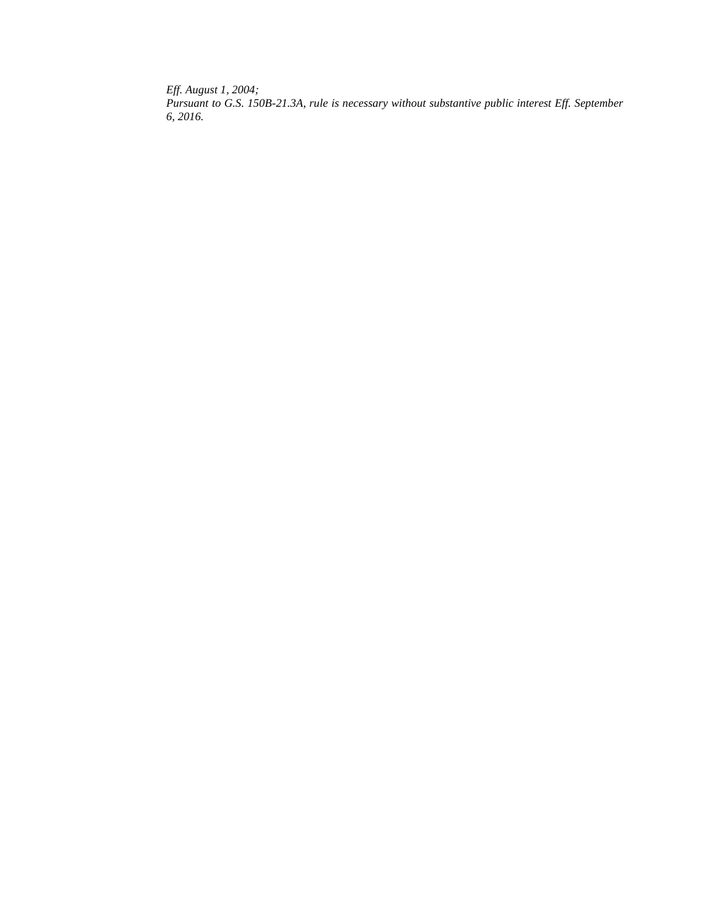*Eff. August 1, 2004;*
*Pursuant to G.S. 150B-21.3A, rule is necessary without substantive public interest Eff. September 6, 2016.*